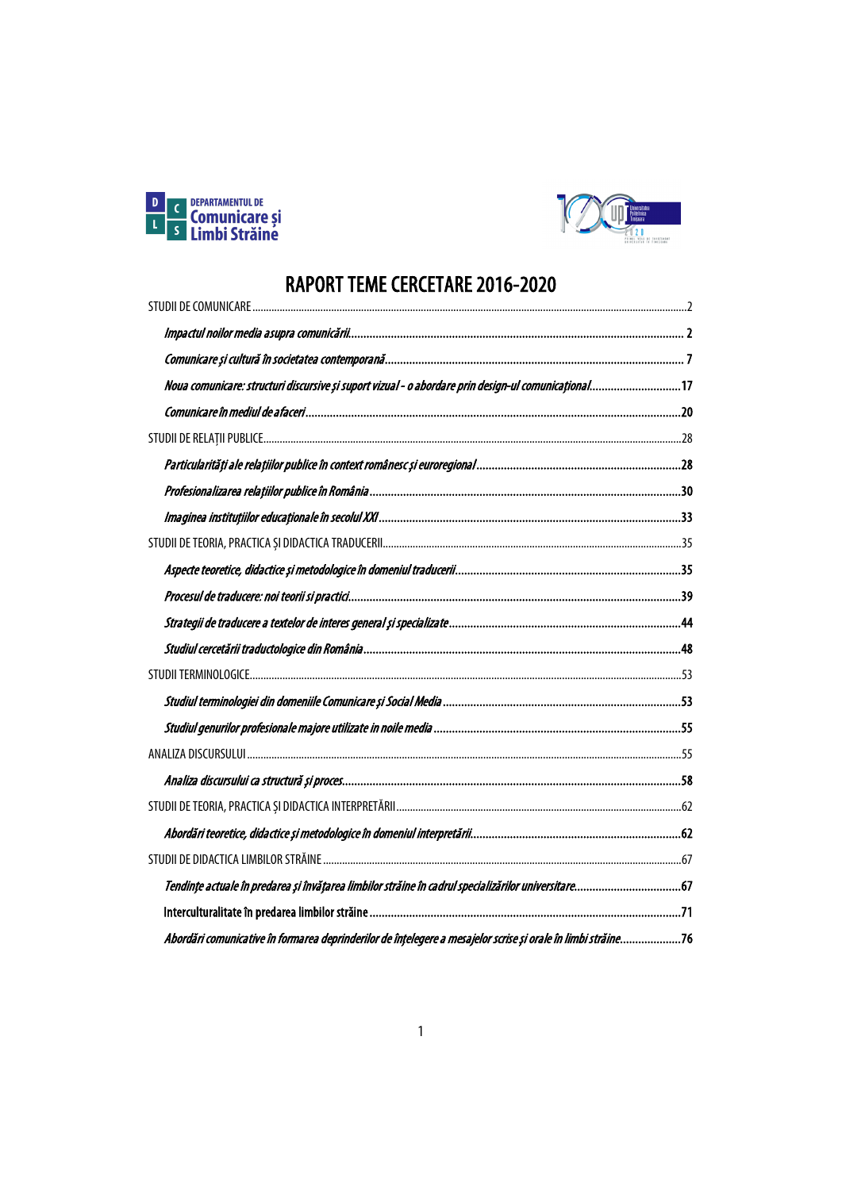DEPARTAMENTUL DE Comunicare și Limbi Străine

# RAPORT TEME CERCETARE 2016-2020

STUDII DE COMUNICARE ....................................................................................................................................2

*Impactul noilor media asupra comunicării* ........................................................................................................ 2

*Comunicare și cultură în societatea contemporană* ........................................................................................ 7

*Noua comunicare: structuri discursive și suport vizual - o abordare prin design-ul comunicațional* ..............................17

*Comunicare în mediul de afaceri* ........................................................................................................................20

STUDII DE RELAȚII PUBLICE ..........................................................................................................................28

*Particularități ale relațiilor publice în context românesc și euroregional* ...............................................................28

*Profesionalizarea relațiilor publice în România* ...................................................................................................30

*Imaginea instituțiilor educaționale în secolul XXI* ................................................................................................33

STUDII DE TEORIA, PRACTICA ȘI DIDACTICA TRADUCERII ..................................................................35

*Aspecte teoretice, didactice și metodologice în domeniul traducerii* .....................................................................35

*Procesul de traducere: noi teorii și practici* ...........................................................................................................39

*Strategii de traducere a textelor de interes general și specializate* ........................................................................44

*Studiul cercetării traductologice din România* ......................................................................................................48

STUDII TERMINOLOGICE .................................................................................................................................53

*Studiul terminologiei din domeniile Comunicare și Social Media* ........................................................................53

*Studiul genurilor profesionale majore utilizate în noile media* ..............................................................................55

ANALIZA DISCURSULUI ....................................................................................................................................55

*Analiza discursului ca structură și proces* ..............................................................................................................58

STUDII DE TEORIA, PRACTICA ȘI DIDACTICA INTERPRETĂRII ..............................................................62

*Abordări teoretice, didactice și metodologice în domeniul interpretării* ...............................................................62

STUDII DE DIDACTICA LIMBILOR STRĂINE ..................................................................................................67

*Tendințe actuale în predarea și învățarea limbilor străine în cadrul specializărilor universitare* .............................67

**Interculturalitate în predarea limbilor străine** .......................................................................................................71

*Abordări comunicative în formarea deprinderilor de înțelegere a mesajelor scrise și orale în limbi străine* ...................76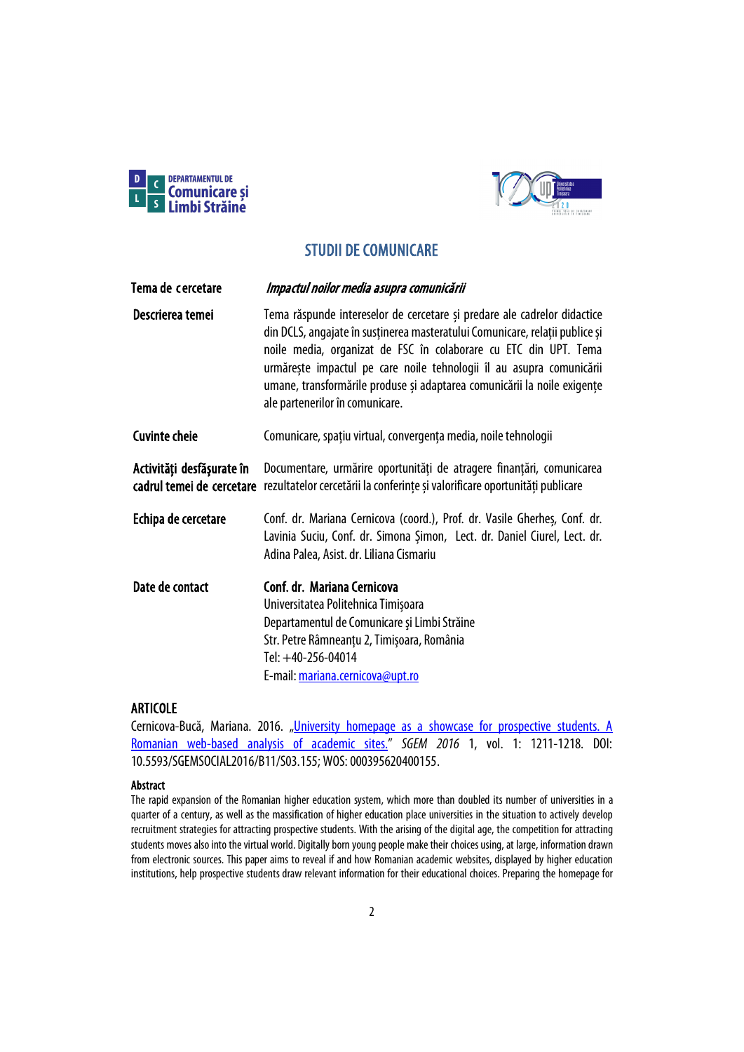DEPARTAMENTUL DE **Comunicare și Limbi Străine**

## STUDII DE COMUNICARE

| | |
|---|---|
| **Tema de cercetare** | ***Impactul noilor media asupra comunicării*** |
| **Descrierea temei** | Tema răspunde intereselor de cercetare și predare ale cadrelor didactice din DCLS, angajate în susținerea masteratului Comunicare, relații publice și noile media, organizat de FSC în colaborare cu ETC din UPT. Tema urmărește impactul pe care noile tehnologii îl au asupra comunicării umane, transformările produse și adaptarea comunicării la noile exigențe ale partenerilor în comunicare. |
| **Cuvinte cheie** | Comunicare, spațiu virtual, convergența media, noile tehnologii |
| **Activități desfășurate în cadrul temei de cercetare** | Documentare, urmărire oportunități de atragere finanțări, comunicarea rezultatelor cercetării la conferințe și valorificare oportunități publicare |
| **Echipa de cercetare** | Conf. dr. Mariana Cernicova (coord.), Prof. dr. Vasile Gherheș, Conf. dr. Lavinia Suciu, Conf. dr. Simona Șimon, Lect. dr. Daniel Ciurel, Lect. dr. Adina Palea, Asist. dr. Liliana Cismariu |
| **Date de contact** | **Conf. dr. Mariana Cernicova**<br>Universitatea Politehnica Timișoara<br>Departamentul de Comunicare și Limbi Străine<br>Str. Petre Râmneanțu 2, Timișoara, România<br>Tel: +40-256-04014<br>E-mail: mariana.cernicova@upt.ro |

### ARTICOLE

Cernicova-Bucă, Mariana. 2016. „University homepage as a showcase for prospective students. A Romanian web-based analysis of academic sites." *SGEM 2016* 1, vol. 1: 1211-1218. DOI: 10.5593/SGEMSOCIAL2016/B11/S03.155; WOS: 000395620400155.

**Abstract**

The rapid expansion of the Romanian higher education system, which more than doubled its number of universities in a quarter of a century, as well as the massification of higher education place universities in the situation to actively develop recruitment strategies for attracting prospective students. With the arising of the digital age, the competition for attracting students moves also into the virtual world. Digitally born young people make their choices using, at large, information drawn from electronic sources. This paper aims to reveal if and how Romanian academic websites, displayed by higher education institutions, help prospective students draw relevant information for their educational choices. Preparing the homepage for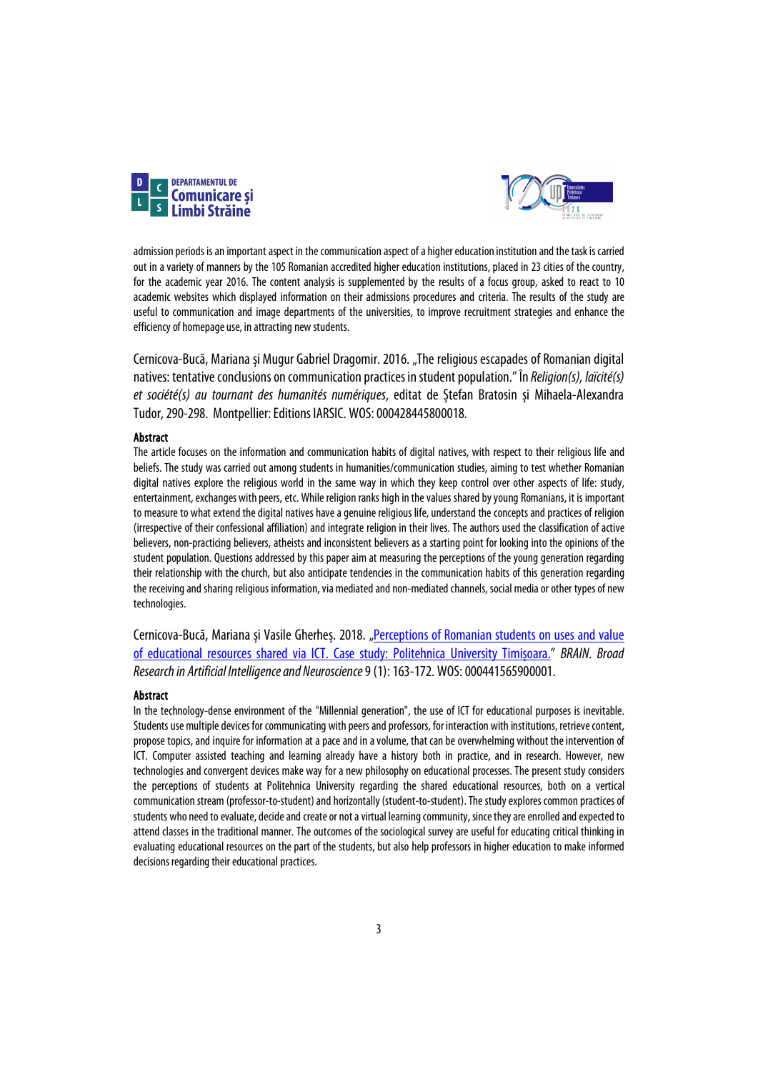admission periods is an important aspect in the communication aspect of a higher education institution and the task is carried out in a variety of manners by the 105 Romanian accredited higher education institutions, placed in 23 cities of the country, for the academic year 2016. The content analysis is supplemented by the results of a focus group, asked to react to 10 academic websites which displayed information on their admissions procedures and criteria. The results of the study are useful to communication and image departments of the universities, to improve recruitment strategies and enhance the efficiency of homepage use, in attracting new students.

Cernicova-Bucă, Mariana și Mugur Gabriel Dragomir. 2016. „The religious escapades of Romanian digital natives: tentative conclusions on communication practices in student population." În *Religion(s), laïcité(s) et société(s) au tournant des humanités numériques*, editat de Ștefan Bratosin și Mihaela-Alexandra Tudor, 290-298. Montpellier: Editions IARSIC. WOS: 000428445800018.

**Abstract**

The article focuses on the information and communication habits of digital natives, with respect to their religious life and beliefs. The study was carried out among students in humanities/communication studies, aiming to test whether Romanian digital natives explore the religious world in the same way in which they keep control over other aspects of life: study, entertainment, exchanges with peers, etc. While religion ranks high in the values shared by young Romanians, it is important to measure to what extend the digital natives have a genuine religious life, understand the concepts and practices of religion (irrespective of their confessional affiliation) and integrate religion in their lives. The authors used the classification of active believers, non-practicing believers, atheists and inconsistent believers as a starting point for looking into the opinions of the student population. Questions addressed by this paper aim at measuring the perceptions of the young generation regarding their relationship with the church, but also anticipate tendencies in the communication habits of this generation regarding the receiving and sharing religious information, via mediated and non-mediated channels, social media or other types of new technologies.

Cernicova-Bucă, Mariana și Vasile Gherheș. 2018. „Perceptions of Romanian students on uses and value of educational resources shared via ICT. Case study: Politehnica University Timișoara." *BRAIN. Broad Research in Artificial Intelligence and Neuroscience* 9 (1): 163-172. WOS: 000441565900001.

**Abstract**

In the technology-dense environment of the "Millennial generation", the use of ICT for educational purposes is inevitable. Students use multiple devices for communicating with peers and professors, for interaction with institutions, retrieve content, propose topics, and inquire for information at a pace and in a volume, that can be overwhelming without the intervention of ICT. Computer assisted teaching and learning already have a history both in practice, and in research. However, new technologies and convergent devices make way for a new philosophy on educational processes. The present study considers the perceptions of students at Politehnica University regarding the shared educational resources, both on a vertical communication stream (professor-to-student) and horizontally (student-to-student). The study explores common practices of students who need to evaluate, decide and create or not a virtual learning community, since they are enrolled and expected to attend classes in the traditional manner. The outcomes of the sociological survey are useful for educating critical thinking in evaluating educational resources on the part of the students, but also help professors in higher education to make informed decisions regarding their educational practices.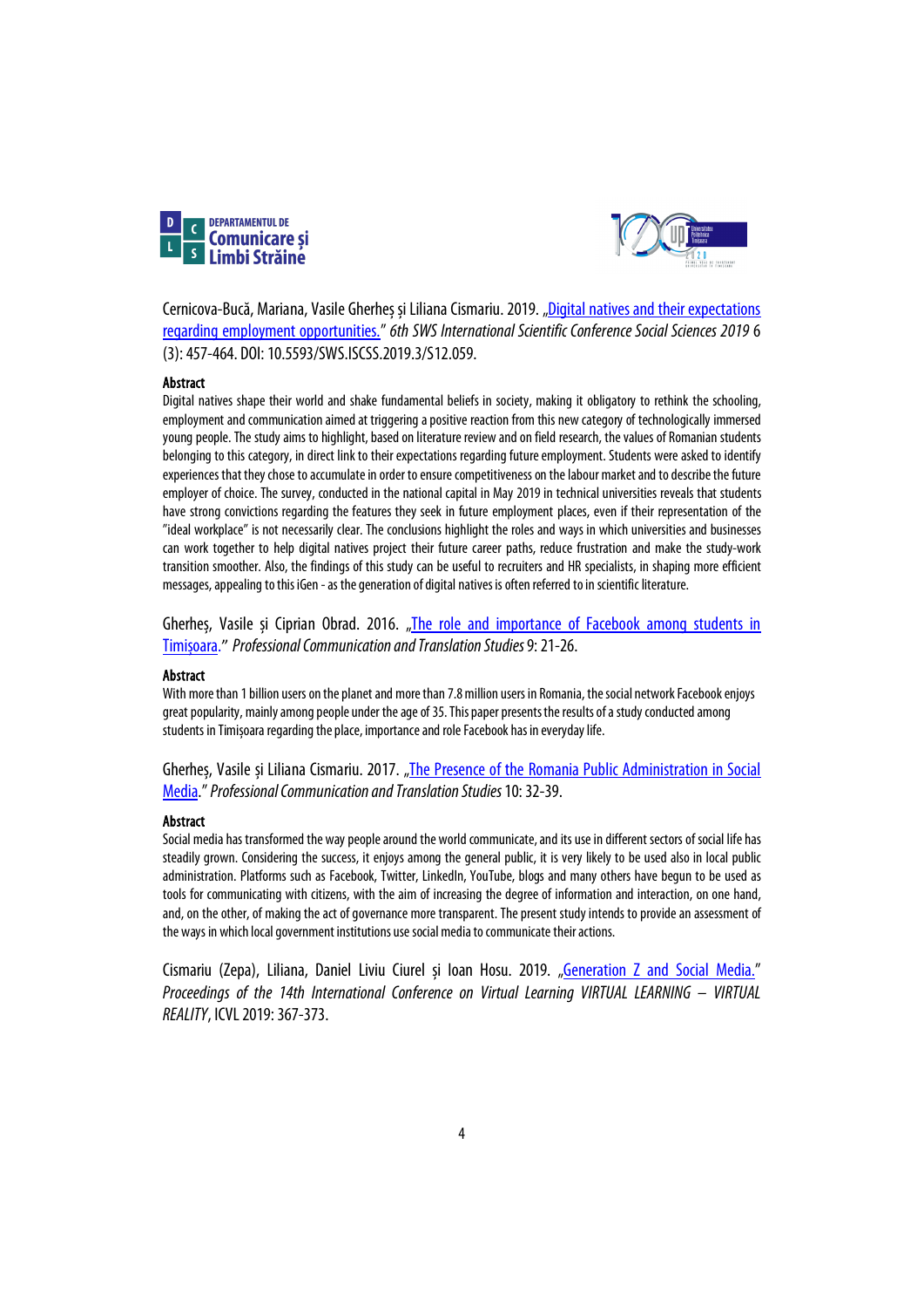Cernicova-Bucă, Mariana, Vasile Gherheș și Liliana Cismariu. 2019. „Digital natives and their expectations regarding employment opportunities." *6th SWS International Scientific Conference Social Sciences 2019* 6 (3): 457-464. DOI: 10.5593/SWS.ISCSS.2019.3/S12.059.

**Abstract**

Digital natives shape their world and shake fundamental beliefs in society, making it obligatory to rethink the schooling, employment and communication aimed at triggering a positive reaction from this new category of technologically immersed young people. The study aims to highlight, based on literature review and on field research, the values of Romanian students belonging to this category, in direct link to their expectations regarding future employment. Students were asked to identify experiences that they chose to accumulate in order to ensure competitiveness on the labour market and to describe the future employer of choice. The survey, conducted in the national capital in May 2019 in technical universities reveals that students have strong convictions regarding the features they seek in future employment places, even if their representation of the "ideal workplace" is not necessarily clear. The conclusions highlight the roles and ways in which universities and businesses can work together to help digital natives project their future career paths, reduce frustration and make the study-work transition smoother. Also, the findings of this study can be useful to recruiters and HR specialists, in shaping more efficient messages, appealing to this iGen - as the generation of digital natives is often referred to in scientific literature.

Gherheș, Vasile și Ciprian Obrad. 2016. „The role and importance of Facebook among students in Timișoara." *Professional Communication and Translation Studies* 9: 21-26.

**Abstract**

With more than 1 billion users on the planet and more than 7.8 million users in Romania, the social network Facebook enjoys great popularity, mainly among people under the age of 35. This paper presents the results of a study conducted among students in Timișoara regarding the place, importance and role Facebook has in everyday life.

Gherheș, Vasile și Liliana Cismariu. 2017. „The Presence of the Romania Public Administration in Social Media." *Professional Communication and Translation Studies* 10: 32-39.

**Abstract**

Social media has transformed the way people around the world communicate, and its use in different sectors of social life has steadily grown. Considering the success, it enjoys among the general public, it is very likely to be used also in local public administration. Platforms such as Facebook, Twitter, LinkedIn, YouTube, blogs and many others have begun to be used as tools for communicating with citizens, with the aim of increasing the degree of information and interaction, on one hand, and, on the other, of making the act of governance more transparent. The present study intends to provide an assessment of the ways in which local government institutions use social media to communicate their actions.

Cismariu (Zepa), Liliana, Daniel Liviu Ciurel și Ioan Hosu. 2019. „Generation Z and Social Media." *Proceedings of the 14th International Conference on Virtual Learning VIRTUAL LEARNING – VIRTUAL REALITY*, ICVL 2019: 367-373.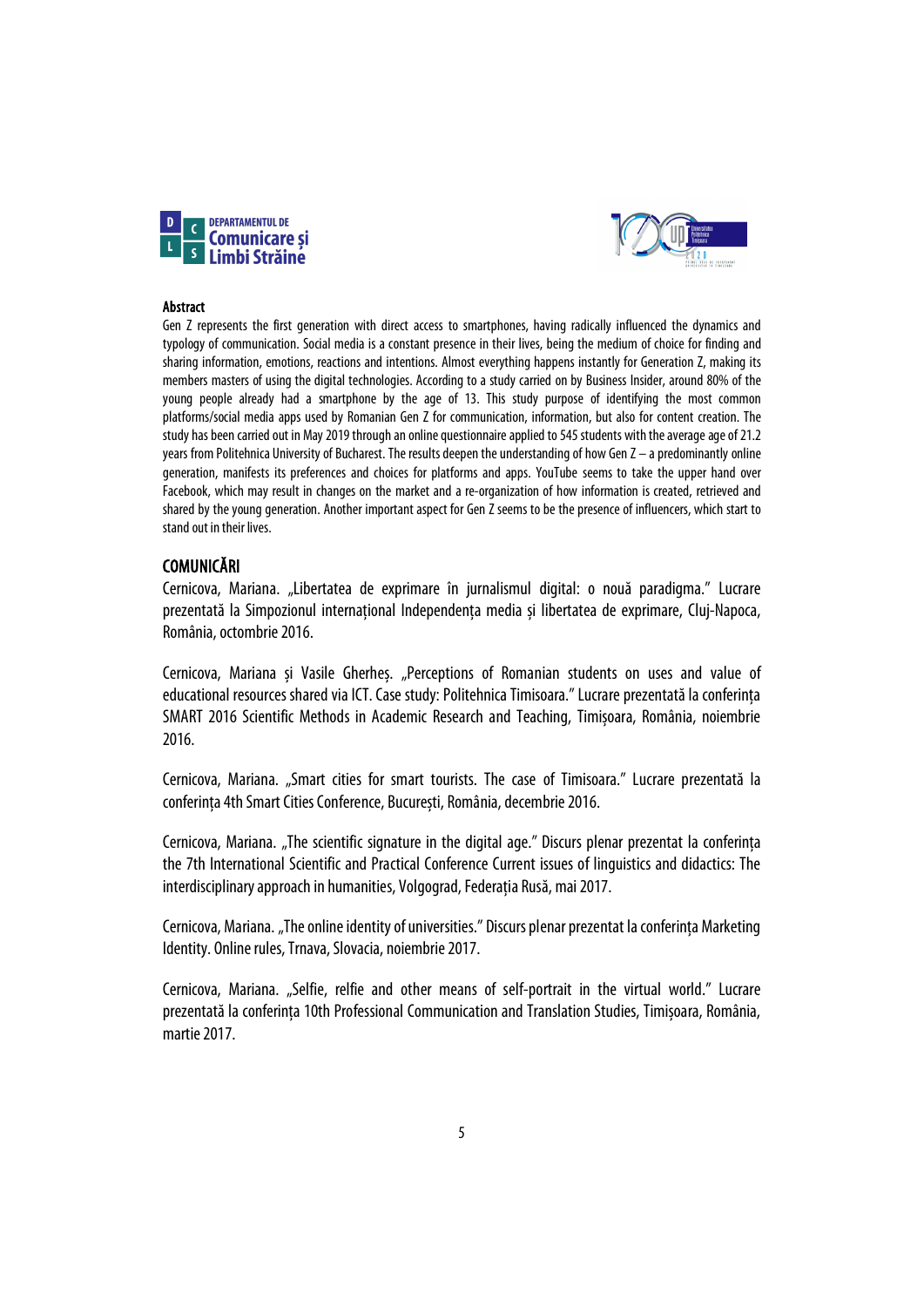**Abstract**

Gen Z represents the first generation with direct access to smartphones, having radically influenced the dynamics and typology of communication. Social media is a constant presence in their lives, being the medium of choice for finding and sharing information, emotions, reactions and intentions. Almost everything happens instantly for Generation Z, making its members masters of using the digital technologies. According to a study carried on by Business Insider, around 80% of the young people already had a smartphone by the age of 13. This study purpose of identifying the most common platforms/social media apps used by Romanian Gen Z for communication, information, but also for content creation. The study has been carried out in May 2019 through an online questionnaire applied to 545 students with the average age of 21.2 years from Politehnica University of Bucharest. The results deepen the understanding of how Gen Z – a predominantly online generation, manifests its preferences and choices for platforms and apps. YouTube seems to take the upper hand over Facebook, which may result in changes on the market and a re-organization of how information is created, retrieved and shared by the young generation. Another important aspect for Gen Z seems to be the presence of influencers, which start to stand out in their lives.

## COMUNICĂRI

Cernicova, Mariana. „Libertatea de exprimare în jurnalismul digital: o nouă paradigma." Lucrare prezentată la Simpozionul internațional Independența media și libertatea de exprimare, Cluj-Napoca, România, octombrie 2016.

Cernicova, Mariana și Vasile Gherheș. „Perceptions of Romanian students on uses and value of educational resources shared via ICT. Case study: Politehnica Timisoara." Lucrare prezentată la conferința SMART 2016 Scientific Methods in Academic Research and Teaching, Timișoara, România, noiembrie 2016.

Cernicova, Mariana. „Smart cities for smart tourists. The case of Timisoara." Lucrare prezentată la conferința 4th Smart Cities Conference, București, România, decembrie 2016.

Cernicova, Mariana. „The scientific signature in the digital age." Discurs plenar prezentat la conferința the 7th International Scientific and Practical Conference Current issues of linguistics and didactics: The interdisciplinary approach in humanities, Volgograd, Federația Rusă, mai 2017.

Cernicova, Mariana. „The online identity of universities." Discurs plenar prezentat la conferința Marketing Identity. Online rules, Trnava, Slovacia, noiembrie 2017.

Cernicova, Mariana. „Selfie, relfie and other means of self-portrait in the virtual world." Lucrare prezentată la conferința 10th Professional Communication and Translation Studies, Timișoara, România, martie 2017.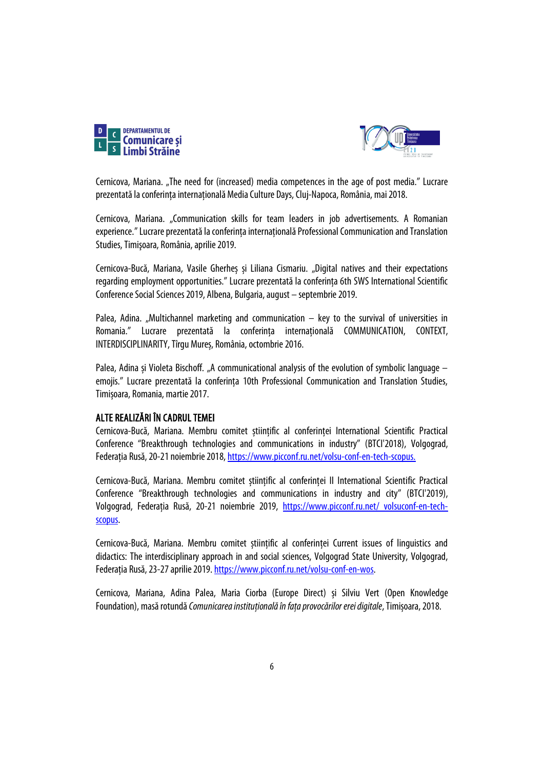Cernicova, Mariana. „The need for (increased) media competences in the age of post media." Lucrare prezentată la conferința internațională Media Culture Days, Cluj-Napoca, România, mai 2018.

Cernicova, Mariana. „Communication skills for team leaders in job advertisements. A Romanian experience." Lucrare prezentată la conferința internațională Professional Communication and Translation Studies, Timişoara, România, aprilie 2019.

Cernicova-Bucă, Mariana, Vasile Gherheș și Liliana Cismariu. „Digital natives and their expectations regarding employment opportunities." Lucrare prezentată la conferința 6th SWS International Scientific Conference Social Sciences 2019, Albena, Bulgaria, august – septembrie 2019.

Palea, Adina. „Multichannel marketing and communication – key to the survival of universities in Romania." Lucrare prezentată la conferința internațională COMMUNICATION, CONTEXT, INTERDISCIPLINARITY, Tîrgu Mureș, România, octombrie 2016.

Palea, Adina și Violeta Bischoff. „A communicational analysis of the evolution of symbolic language – emojis." Lucrare prezentată la conferința 10th Professional Communication and Translation Studies, Timișoara, Romania, martie 2017.

## ALTE REALIZĂRI ÎN CADRUL TEMEI

Cernicova-Bucă, Mariana. Membru comitet științific al conferinței International Scientific Practical Conference "Breakthrough technologies and communications in industry" (BTCI'2018), Volgograd, Federația Rusă, 20-21 noiembrie 2018, https://www.picconf.ru.net/volsu-conf-en-tech-scopus.

Cernicova-Bucă, Mariana. Membru comitet științific al conferinței II International Scientific Practical Conference "Breakthrough technologies and communications in industry and city" (BTCI'2019), Volgograd, Federația Rusă, 20-21 noiembrie 2019, https://www.picconf.ru.net/ volsuconf-en-tech-scopus.

Cernicova-Bucă, Mariana. Membru comitet științific al conferinței Current issues of linguistics and didactics: The interdisciplinary approach in and social sciences, Volgograd State University, Volgograd, Federația Rusă, 23-27 aprilie 2019. https://www.picconf.ru.net/volsu-conf-en-wos.

Cernicova, Mariana, Adina Palea, Maria Ciorba (Europe Direct) și Silviu Vert (Open Knowledge Foundation), masă rotundă *Comunicarea instituțională în fața provocărilor erei digitale*, Timișoara, 2018.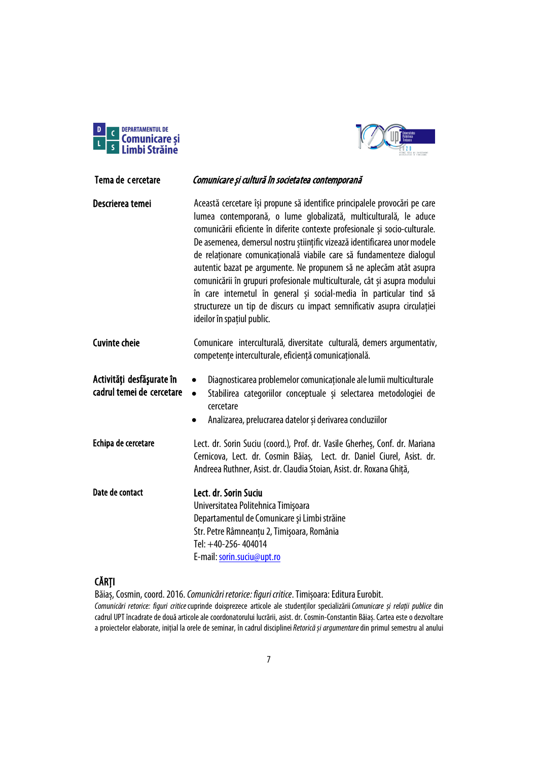| | |
|---|---|
| **Tema de cercetare** | ***Comunicare și cultură în societatea contemporană*** |
| **Descrierea temei** | Această cercetare își propune să identifice principalele provocări pe care lumea contemporană, o lume globalizată, multiculturală, le aduce comunicării eficiente în diferite contexte profesionale și socio-culturale. De asemenea, demersul nostru științific vizează identificarea unor modele de relaționare comunicațională viabile care să fundamenteze dialogul autentic bazat pe argumente. Ne propunem să ne aplecăm atât asupra comunicării în grupuri profesionale multiculturale, cât și asupra modului în care internetul în general și social-media în particular tind să structureze un tip de discurs cu impact semnificativ asupra circulației ideilor în spațiul public. |
| **Cuvinte cheie** | Comunicare interculturală, diversitate culturală, demers argumentativ, competențe interculturale, eficiență comunicațională. |
| **Activități desfășurate în cadrul temei de cercetare** | • Diagnosticarea problemelor comunicaționale ale lumii multiculturale<br>• Stabilirea categoriilor conceptuale și selectarea metodologiei de cercetare<br>• Analizarea, prelucrarea datelor și derivarea concluziilor |
| **Echipa de cercetare** | Lect. dr. Sorin Suciu (coord.), Prof. dr. Vasile Gherheș, Conf. dr. Mariana Cernicova, Lect. dr. Cosmin Băiaș, Lect. dr. Daniel Ciurel, Asist. dr. Andreea Ruthner, Asist. dr. Claudia Stoian, Asist. dr. Roxana Ghiță, |
| **Date de contact** | **Lect. dr. Sorin Suciu**<br>Universitatea Politehnica Timișoara<br>Departamentul de Comunicare și Limbi străine<br>Str. Petre Râmneanțu 2, Timișoara, România<br>Tel: +40-256- 404014<br>E-mail: sorin.suciu@upt.ro |

## CĂRŢI

Băiaș, Cosmin, coord. 2016. *Comunicări retorice: figuri critice*. Timișoara: Editura Eurobit.

*Comunicări retorice: figuri critice* cuprinde doisprezece articole ale studenților specializării *Comunicare și relații publice* din cadrul UPT încadrate de două articole ale coordonatorului lucrării, asist. dr. Cosmin-Constantin Băiaș. Cartea este o dezvoltare a proiectelor elaborate, inițial la orele de seminar, în cadrul disciplinei *Retorică și argumentare* din primul semestru al anului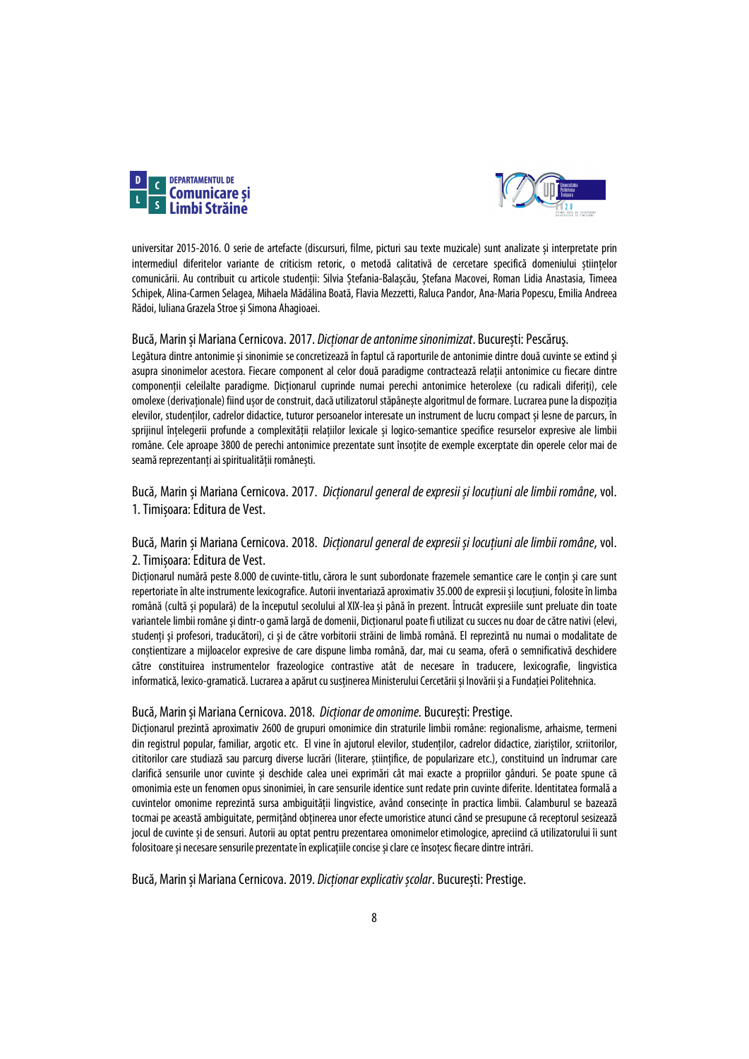universitar 2015-2016. O serie de artefacte (discursuri, filme, picturi sau texte muzicale) sunt analizate și interpretate prin intermediul diferitelor variante de criticism retoric, o metodă calitativă de cercetare specifică domeniului științelor comunicării. Au contribuit cu articole studenții: Silvia Ștefania-Balașcău, Ștefana Macovei, Roman Lidia Anastasia, Timeea Schipek, Alina-Carmen Selagea, Mihaela Mădălina Boată, Flavia Mezzetti, Raluca Pandor, Ana-Maria Popescu, Emilia Andreea Rădoi, Iuliana Grazela Stroe și Simona Ahagioaei.

Bucă, Marin și Mariana Cernicova. 2017. *Dicționar de antonime sinonimizat*. București: Pescăruș.

Legătura dintre antonimie și sinonimie se concretizează în faptul că raporturile de antonimie dintre două cuvinte se extind și asupra sinonimelor acestora. Fiecare component al celor două paradigme contractează relații antonimice cu fiecare dintre componenții celeilalte paradigme. Dicționarul cuprinde numai perechi antonimice heterolexe (cu radicali diferiți), cele omolexe (derivaționale) fiind ușor de construit, dacă utilizatorul stăpânește algoritmul de formare. Lucrarea pune la dispoziția elevilor, studenților, cadrelor didactice, tuturor persoanelor interesate un instrument de lucru compact și lesne de parcurs, în sprijinul înțelegerii profunde a complexității relațiilor lexicale și logico-semantice specifice resurselor expresive ale limbii române. Cele aproape 3800 de perechi antonimice prezentate sunt însoțite de exemple excerptate din operele celor mai de seamă reprezentanți ai spiritualității românești.

Bucă, Marin și Mariana Cernicova. 2017. *Dicționarul general de expresii și locuțiuni ale limbii române*, vol. 1. Timișoara: Editura de Vest.

Bucă, Marin și Mariana Cernicova. 2018. *Dicționarul general de expresii și locuțiuni ale limbii române*, vol. 2. Timișoara: Editura de Vest.

Dicționarul numără peste 8.000 de cuvinte-titlu, cărora le sunt subordonate frazemele semantice care le conțin și care sunt repertoriate în alte instrumente lexicografice. Autorii inventariază aproximativ 35.000 de expresii și locuțiuni, folosite în limba română (cultă și populară) de la începutul secolului al XIX-lea și până în prezent. Întrucât expresiile sunt preluate din toate variantele limbii române și dintr-o gamă largă de domenii, Dicționarul poate fi utilizat cu succes nu doar de către nativi (elevi, studenți și profesori, traducători), ci și de către vorbitorii străini de limbă română. El reprezintă nu numai o modalitate de conștientizare a mijloacelor expresive de care dispune limba română, dar, mai cu seama, oferă o semnificativă deschidere către constituirea instrumentelor frazeologice contrastive atât de necesare în traducere, lexicografie, lingvistica informatică, lexico-gramatică. Lucrarea a apărut cu susținerea Ministerului Cercetării și Inovării și a Fundației Politehnica.

Bucă, Marin și Mariana Cernicova. 2018. *Dicționar de omonime*. București: Prestige.

Dicționarul prezintă aproximativ 2600 de grupuri omonimice din straturile limbii române: regionalisme, arhaisme, termeni din registrul popular, familiar, argotic etc. El vine în ajutorul elevilor, studenților, cadrelor didactice, ziariștilor, scriitorilor, cititorilor care studiază sau parcurg diverse lucrări (literare, științifice, de popularizare etc.), constituind un îndrumar care clarifică sensurile unor cuvinte și deschide calea unei exprimări cât mai exacte a propriilor gânduri. Se poate spune că omonimia este un fenomen opus sinonimiei, în care sensurile identice sunt redate prin cuvinte diferite. Identitatea formală a cuvintelor omonime reprezintă sursa ambiguității lingvistice, având consecințe în practica limbii. Calamburul se bazează tocmai pe această ambiguitate, permițând obținerea unor efecte umoristice atunci când se presupune că receptorul sesizează jocul de cuvinte și de sensuri. Autorii au optat pentru prezentarea omonimelor etimologice, apreciind că utilizatorului îi sunt folositoare și necesare sensurile prezentate în explicațiile concise și clare ce însoțesc fiecare dintre intrări.

Bucă, Marin și Mariana Cernicova. 2019. *Dicționar explicativ școlar*. București: Prestige.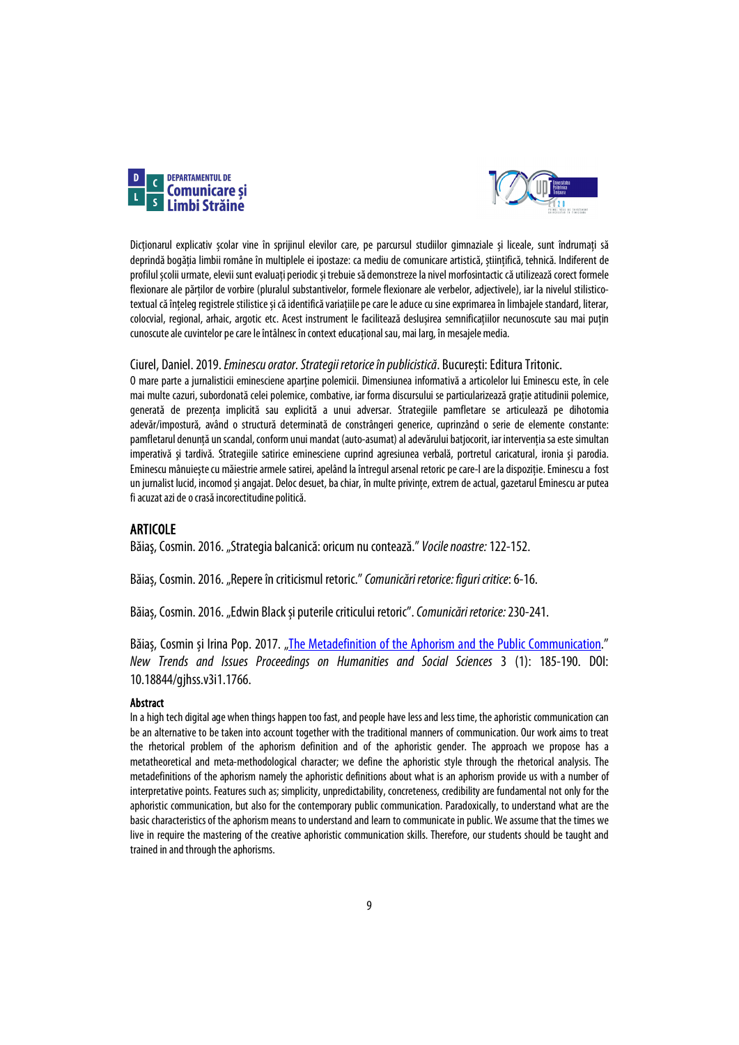Dicționarul explicativ școlar vine în sprijinul elevilor care, pe parcursul studiilor gimnaziale și liceale, sunt îndrumați să deprindă bogăția limbii române în multiplele ei ipostaze: ca mediu de comunicare artistică, științifică, tehnică. Indiferent de profilul școlii urmate, elevii sunt evaluați periodic și trebuie să demonstreze la nivel morfosintactic că utilizează corect formele flexionare ale părților de vorbire (pluralul substantivelor, formele flexionare ale verbelor, adjectivele), iar la nivelul stilistico-textual că înțeleg registrele stilistice și că identifică variațiile pe care le aduce cu sine exprimarea în limbajele standard, literar, colocvial, regional, arhaic, argotic etc. Acest instrument le facilitează deslușirea semnificațiilor necunoscute sau mai puțin cunoscute ale cuvintelor pe care le întâlnesc în context educațional sau, mai larg, în mesajele media.

Ciurel, Daniel. 2019. *Eminescu orator. Strategii retorice în publicistică*. București: Editura Tritonic.

O mare parte a jurnalisticii eminesciene aparține polemicii. Dimensiunea informativă a articolelor lui Eminescu este, în cele mai multe cazuri, subordonată celei polemice, combative, iar forma discursului se particularizează grație atitudinii polemice, generată de prezența implicită sau explicită a unui adversar. Strategiile pamfletare se articulează pe dihotomia adevăr/impostură, având o structură determinată de constrângeri generice, cuprinzând o serie de elemente constante: pamfletarul denunță un scandal, conform unui mandat (auto-asumat) al adevărului batjocorit, iar intervenția sa este simultan imperativă și tardivă. Strategiile satirice eminesciene cuprind agresiunea verbală, portretul caricatural, ironia și parodia. Eminescu mânuiește cu măiestrie armele satirei, apelând la întregul arsenal retoric pe care-l are la dispoziție. Eminescu a fost un jurnalist lucid, incomod și angajat. Deloc desuet, ba chiar, în multe privințe, extrem de actual, gazetarul Eminescu ar putea fi acuzat azi de o crasă incorectitudine politică.

## ARTICOLE

Băiaș, Cosmin. 2016. „Strategia balcanică: oricum nu contează." *Vocile noastre:* 122-152.

Băiaș, Cosmin. 2016. „Repere în criticismul retoric." *Comunicări retorice: figuri critice*: 6-16.

Băiaș, Cosmin. 2016. „Edwin Black și puterile criticului retoric". *Comunicări retorice:* 230-241.

Băiaș, Cosmin și Irina Pop. 2017. „The Metadefinition of the Aphorism and the Public Communication." *New Trends and Issues Proceedings on Humanities and Social Sciences* 3 (1): 185-190. DOI: 10.18844/gjhss.v3i1.1766.

**Abstract**

In a high tech digital age when things happen too fast, and people have less and less time, the aphoristic communication can be an alternative to be taken into account together with the traditional manners of communication. Our work aims to treat the rhetorical problem of the aphorism definition and of the aphoristic gender. The approach we propose has a metatheoretical and meta-methodological character; we define the aphoristic style through the rhetorical analysis. The metadefinitions of the aphorism namely the aphoristic definitions about what is an aphorism provide us with a number of interpretative points. Features such as; simplicity, unpredictability, concreteness, credibility are fundamental not only for the aphoristic communication, but also for the contemporary public communication. Paradoxically, to understand what are the basic characteristics of the aphorism means to understand and learn to communicate in public. We assume that the times we live in require the mastering of the creative aphoristic communication skills. Therefore, our students should be taught and trained in and through the aphorisms.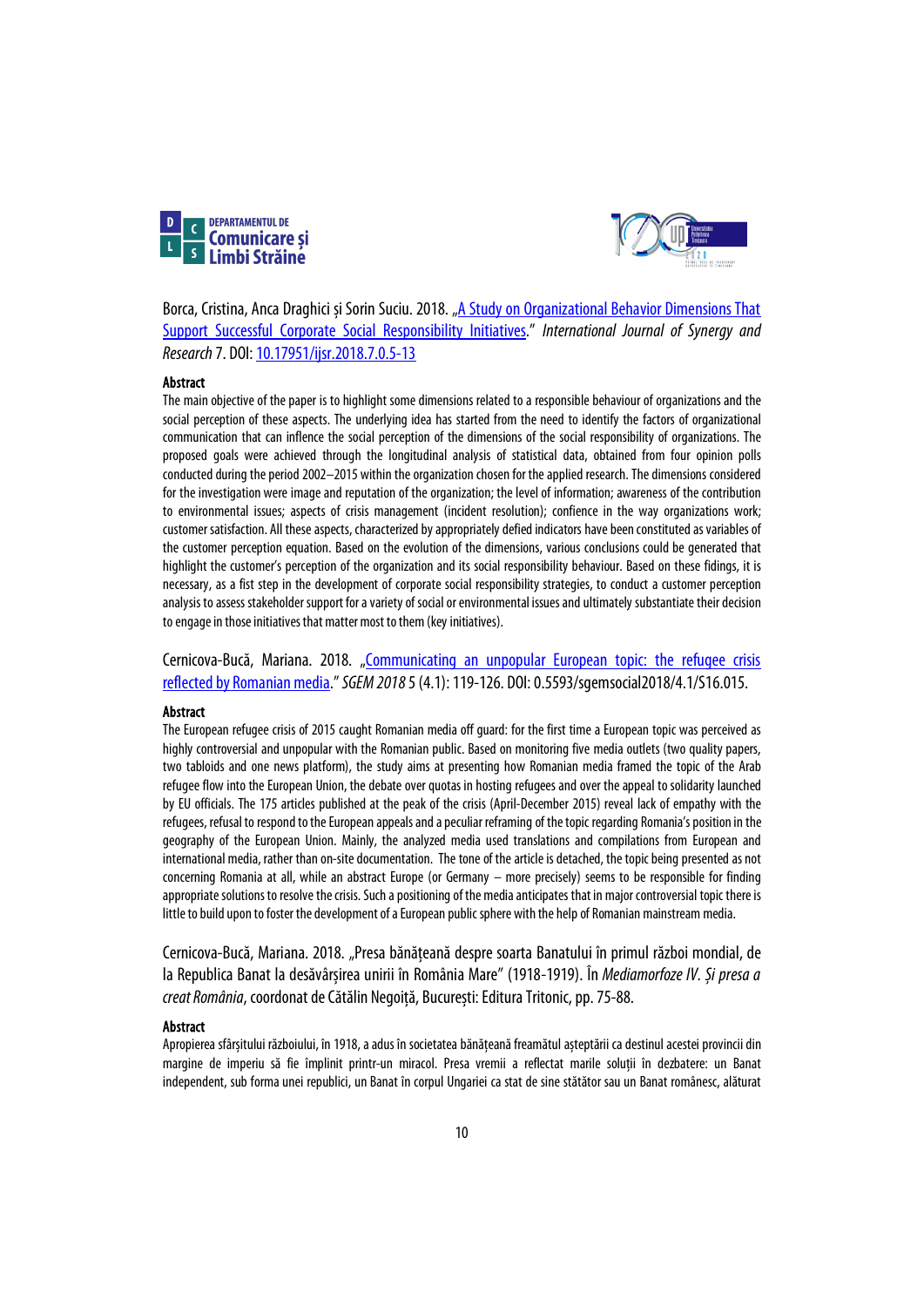Borca, Cristina, Anca Draghici și Sorin Suciu. 2018. „A Study on Organizational Behavior Dimensions That Support Successful Corporate Social Responsibility Initiatives." *International Journal of Synergy and Research* 7. DOI: 10.17951/ijsr.2018.7.0.5-13

**Abstract**

The main objective of the paper is to highlight some dimensions related to a responsible behaviour of organizations and the social perception of these aspects. The underlying idea has started from the need to identify the factors of organizational communication that can inflence the social perception of the dimensions of the social responsibility of organizations. The proposed goals were achieved through the longitudinal analysis of statistical data, obtained from four opinion polls conducted during the period 2002–2015 within the organization chosen for the applied research. The dimensions considered for the investigation were image and reputation of the organization; the level of information; awareness of the contribution to environmental issues; aspects of crisis management (incident resolution); confience in the way organizations work; customer satisfaction. All these aspects, characterized by appropriately defied indicators have been constituted as variables of the customer perception equation. Based on the evolution of the dimensions, various conclusions could be generated that highlight the customer's perception of the organization and its social responsibility behaviour. Based on these fidings, it is necessary, as a fist step in the development of corporate social responsibility strategies, to conduct a customer perception analysis to assess stakeholder support for a variety of social or environmental issues and ultimately substantiate their decision to engage in those initiatives that matter most to them (key initiatives).

Cernicova-Bucă, Mariana. 2018. „Communicating an unpopular European topic: the refugee crisis reflected by Romanian media." *SGEM 2018* 5 (4.1): 119-126. DOI: 0.5593/sgemsocial2018/4.1/S16.015.

**Abstract**

The European refugee crisis of 2015 caught Romanian media off guard: for the first time a European topic was perceived as highly controversial and unpopular with the Romanian public. Based on monitoring five media outlets (two quality papers, two tabloids and one news platform), the study aims at presenting how Romanian media framed the topic of the Arab refugee flow into the European Union, the debate over quotas in hosting refugees and over the appeal to solidarity launched by EU officials. The 175 articles published at the peak of the crisis (April-December 2015) reveal lack of empathy with the refugees, refusal to respond to the European appeals and a peculiar reframing of the topic regarding Romania's position in the geography of the European Union. Mainly, the analyzed media used translations and compilations from European and international media, rather than on-site documentation. The tone of the article is detached, the topic being presented as not concerning Romania at all, while an abstract Europe (or Germany – more precisely) seems to be responsible for finding appropriate solutions to resolve the crisis. Such a positioning of the media anticipates that in major controversial topic there is little to build upon to foster the development of a European public sphere with the help of Romanian mainstream media.

Cernicova-Bucă, Mariana. 2018. „Presa bănățeană despre soarta Banatului în primul război mondial, de la Republica Banat la desăvârșirea unirii în România Mare" (1918-1919). În *Mediamorfoze IV. Și presa a creat România*, coordonat de Cătălin Negoiță, București: Editura Tritonic, pp. 75-88.

**Abstract**

Apropierea sfârșitului războiului, în 1918, a adus în societatea bănățeană freamătul așteptării ca destinul acestei provincii din margine de imperiu să fie împlinit printr-un miracol. Presa vremii a reflectat marile soluții în dezbatere: un Banat independent, sub forma unei republici, un Banat în corpul Ungariei ca stat de sine stătător sau un Banat românesc, alăturat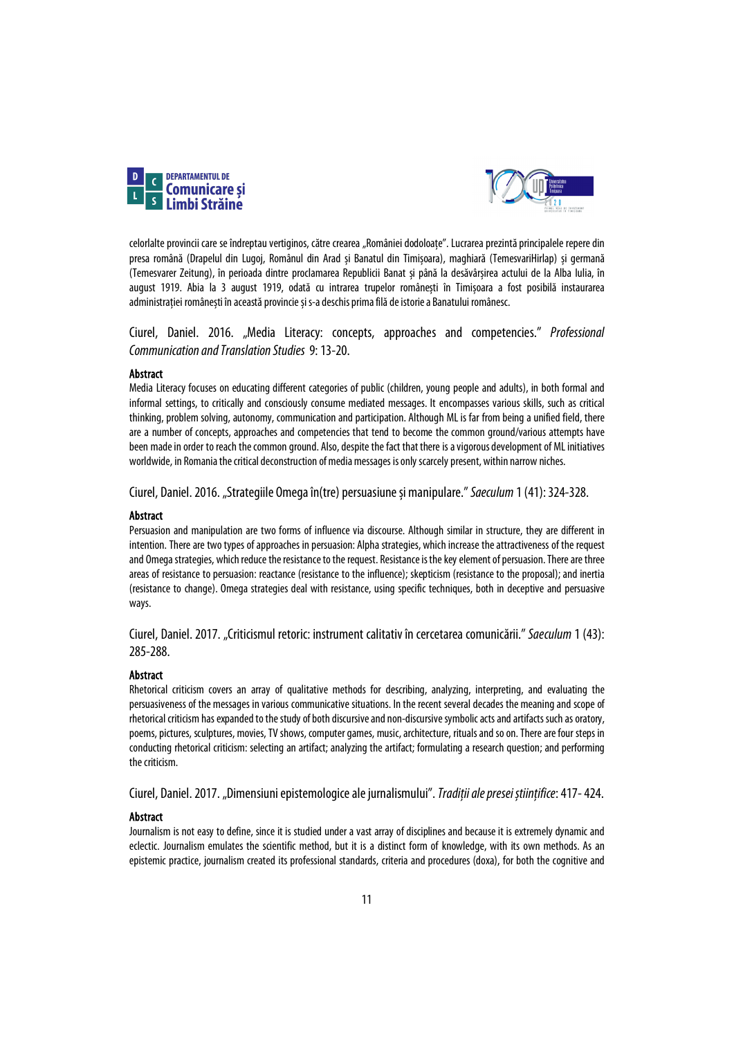celorlalte provincii care se îndreptau vertiginos, către crearea „României dodoloațe". Lucrarea prezintă principalele repere din presa română (Drapelul din Lugoj, Românul din Arad și Banatul din Timișoara), maghiară (TemesvariHirlap) și germană (Temesvarer Zeitung), în perioada dintre proclamarea Republicii Banat și până la desăvârșirea actului de la Alba Iulia, în august 1919. Abia la 3 august 1919, odată cu intrarea trupelor românești în Timişoara a fost posibilă instaurarea administrației românești în această provincie și s-a deschis prima filă de istorie a Banatului românesc.

Ciurel, Daniel. 2016. „Media Literacy: concepts, approaches and competencies." *Professional Communication and Translation Studies* 9: 13-20.

**Abstract**

Media Literacy focuses on educating different categories of public (children, young people and adults), in both formal and informal settings, to critically and consciously consume mediated messages. It encompasses various skills, such as critical thinking, problem solving, autonomy, communication and participation. Although ML is far from being a unified field, there are a number of concepts, approaches and competencies that tend to become the common ground/various attempts have been made in order to reach the common ground. Also, despite the fact that there is a vigorous development of ML initiatives worldwide, in Romania the critical deconstruction of media messages is only scarcely present, within narrow niches.

Ciurel, Daniel. 2016. „Strategiile Omega în(tre) persuasiune și manipulare." *Saeculum* 1 (41): 324-328.

**Abstract**

Persuasion and manipulation are two forms of influence via discourse. Although similar in structure, they are different in intention. There are two types of approaches in persuasion: Alpha strategies, which increase the attractiveness of the request and Omega strategies, which reduce the resistance to the request. Resistance is the key element of persuasion. There are three areas of resistance to persuasion: reactance (resistance to the influence); skepticism (resistance to the proposal); and inertia (resistance to change). Omega strategies deal with resistance, using specific techniques, both in deceptive and persuasive ways.

Ciurel, Daniel. 2017. „Criticismul retoric: instrument calitativ în cercetarea comunicării." *Saeculum* 1 (43): 285-288.

**Abstract**

Rhetorical criticism covers an array of qualitative methods for describing, analyzing, interpreting, and evaluating the persuasiveness of the messages in various communicative situations. In the recent several decades the meaning and scope of rhetorical criticism has expanded to the study of both discursive and non-discursive symbolic acts and artifacts such as oratory, poems, pictures, sculptures, movies, TV shows, computer games, music, architecture, rituals and so on. There are four steps in conducting rhetorical criticism: selecting an artifact; analyzing the artifact; formulating a research question; and performing the criticism.

Ciurel, Daniel. 2017. „Dimensiuni epistemologice ale jurnalismului". *Tradiții ale presei științifice*: 417- 424.

**Abstract**

Journalism is not easy to define, since it is studied under a vast array of disciplines and because it is extremely dynamic and eclectic. Journalism emulates the scientific method, but it is a distinct form of knowledge, with its own methods. As an epistemic practice, journalism created its professional standards, criteria and procedures (doxa), for both the cognitive and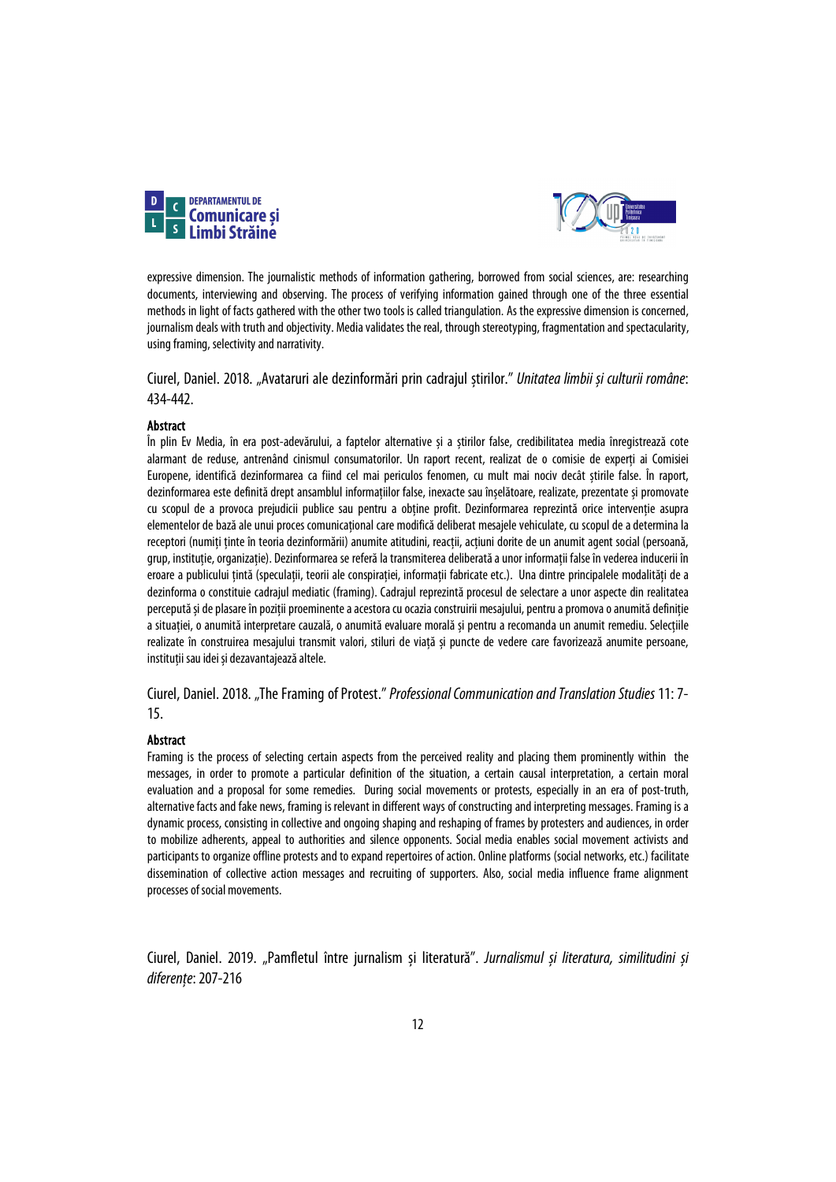expressive dimension. The journalistic methods of information gathering, borrowed from social sciences, are: researching documents, interviewing and observing. The process of verifying information gained through one of the three essential methods in light of facts gathered with the other two tools is called triangulation. As the expressive dimension is concerned, journalism deals with truth and objectivity. Media validates the real, through stereotyping, fragmentation and spectacularity, using framing, selectivity and narrativity.

Ciurel, Daniel. 2018. „Avataruri ale dezinformări prin cadrajul știrilor." *Unitatea limbii și culturii române*: 434-442.

**Abstract**

În plin Ev Media, în era post-adevărului, a faptelor alternative și a știrilor false, credibilitatea media înregistrează cote alarmant de reduse, antrenând cinismul consumatorilor. Un raport recent, realizat de o comisie de experți ai Comisiei Europene, identifică dezinformarea ca fiind cel mai periculos fenomen, cu mult mai nociv decât știrile false. În raport, dezinformarea este definită drept ansamblul informațiilor false, inexacte sau înșelătoare, realizate, prezentate și promovate cu scopul de a provoca prejudicii publice sau pentru a obține profit. Dezinformarea reprezintă orice intervenție asupra elementelor de bază ale unui proces comunicațional care modifică deliberat mesajele vehiculate, cu scopul de a determina la receptori (numiți ținte în teoria dezinformării) anumite atitudini, reacții, acțiuni dorite de un anumit agent social (persoană, grup, instituție, organizație). Dezinformarea se referă la transmiterea deliberată a unor informații false în vederea inducerii în eroare a publicului țintă (speculații, teorii ale conspirației, informații fabricate etc.). Una dintre principalele modalități de a dezinforma o constituie cadrajul mediatic (framing). Cadrajul reprezintă procesul de selectare a unor aspecte din realitatea percepută și de plasare în poziții proeminente a acestora cu ocazia construirii mesajului, pentru a promova o anumită definiție a situației, o anumită interpretare cauzală, o anumită evaluare morală și pentru a recomanda un anumit remediu. Selecțiile realizate în construirea mesajului transmit valori, stiluri de viață și puncte de vedere care favorizează anumite persoane, instituții sau idei și dezavantajează altele.

Ciurel, Daniel. 2018. „The Framing of Protest." *Professional Communication and Translation Studies* 11: 7-15.

**Abstract**

Framing is the process of selecting certain aspects from the perceived reality and placing them prominently within the messages, in order to promote a particular definition of the situation, a certain causal interpretation, a certain moral evaluation and a proposal for some remedies. During social movements or protests, especially in an era of post-truth, alternative facts and fake news, framing is relevant in different ways of constructing and interpreting messages. Framing is a dynamic process, consisting in collective and ongoing shaping and reshaping of frames by protesters and audiences, in order to mobilize adherents, appeal to authorities and silence opponents. Social media enables social movement activists and participants to organize offline protests and to expand repertoires of action. Online platforms (social networks, etc.) facilitate dissemination of collective action messages and recruiting of supporters. Also, social media influence frame alignment processes of social movements.

Ciurel, Daniel. 2019. „Pamfletul între jurnalism și literatură". *Jurnalismul și literatura, similitudini și diferențe*: 207-216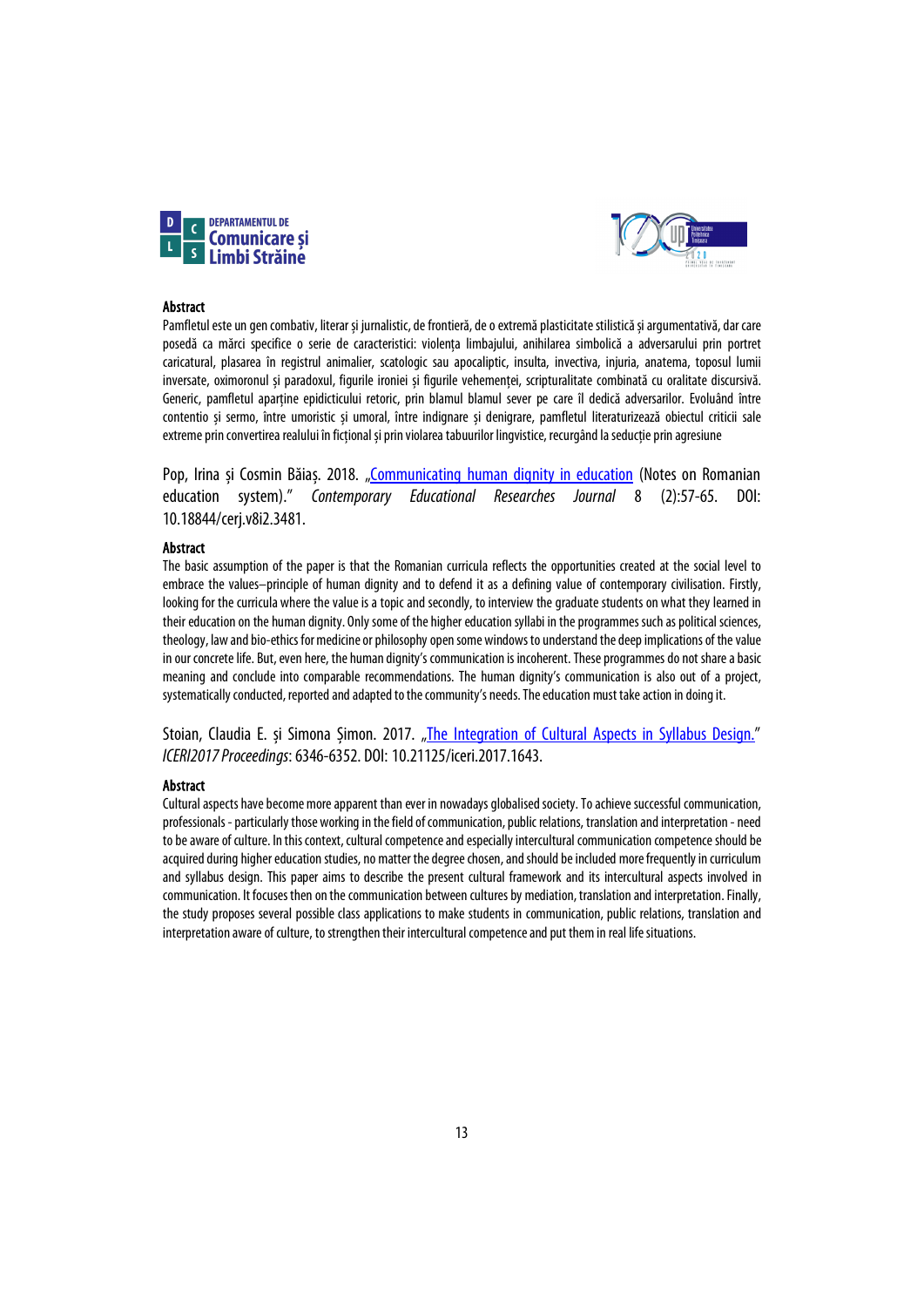### Abstract

Pamfletul este un gen combativ, literar și jurnalistic, de frontieră, de o extremă plasticitate stilistică și argumentativă, dar care posedă ca mărci specifice o serie de caracteristici: violența limbajului, anihilarea simbolică a adversarului prin portret caricatural, plasarea în registrul animalier, scatologic sau apocaliptic, insulta, invectiva, injuria, anatema, toposul lumii inversate, oximoronul și paradoxul, figurile ironiei și figurile vehemenței, scripturalitate combinată cu oralitate discursivă. Generic, pamfletul aparține epidicticului retoric, prin blamul blamul sever pe care îl dedică adversarilor. Evoluând între contentio și sermo, între umoristic și umoral, între indignare și denigrare, pamfletul literaturizează obiectul criticii sale extreme prin convertirea realului în fictional și prin violarea tabuurilor lingvistice, recurgând la seducție prin agresiune

Pop, Irina și Cosmin Băiaș. 2018. „Communicating human dignity in education (Notes on Romanian education system)." *Contemporary Educational Researches Journal* 8 (2):57-65. DOI: 10.18844/cerj.v8i2.3481.

### Abstract

The basic assumption of the paper is that the Romanian curricula reflects the opportunities created at the social level to embrace the values–principle of human dignity and to defend it as a defining value of contemporary civilisation. Firstly, looking for the curricula where the value is a topic and secondly, to interview the graduate students on what they learned in their education on the human dignity. Only some of the higher education syllabi in the programmes such as political sciences, theology, law and bio-ethics for medicine or philosophy open some windows to understand the deep implications of the value in our concrete life. But, even here, the human dignity's communication is incoherent. These programmes do not share a basic meaning and conclude into comparable recommendations. The human dignity's communication is also out of a project, systematically conducted, reported and adapted to the community's needs. The education must take action in doing it.

Stoian, Claudia E. și Simona Șimon. 2017. „The Integration of Cultural Aspects in Syllabus Design." *ICERI2017 Proceedings*: 6346-6352. DOI: 10.21125/iceri.2017.1643.

### Abstract

Cultural aspects have become more apparent than ever in nowadays globalised society. To achieve successful communication, professionals - particularly those working in the field of communication, public relations, translation and interpretation - need to be aware of culture. In this context, cultural competence and especially intercultural communication competence should be acquired during higher education studies, no matter the degree chosen, and should be included more frequently in curriculum and syllabus design. This paper aims to describe the present cultural framework and its intercultural aspects involved in communication. It focuses then on the communication between cultures by mediation, translation and interpretation. Finally, the study proposes several possible class applications to make students in communication, public relations, translation and interpretation aware of culture, to strengthen their intercultural competence and put them in real life situations.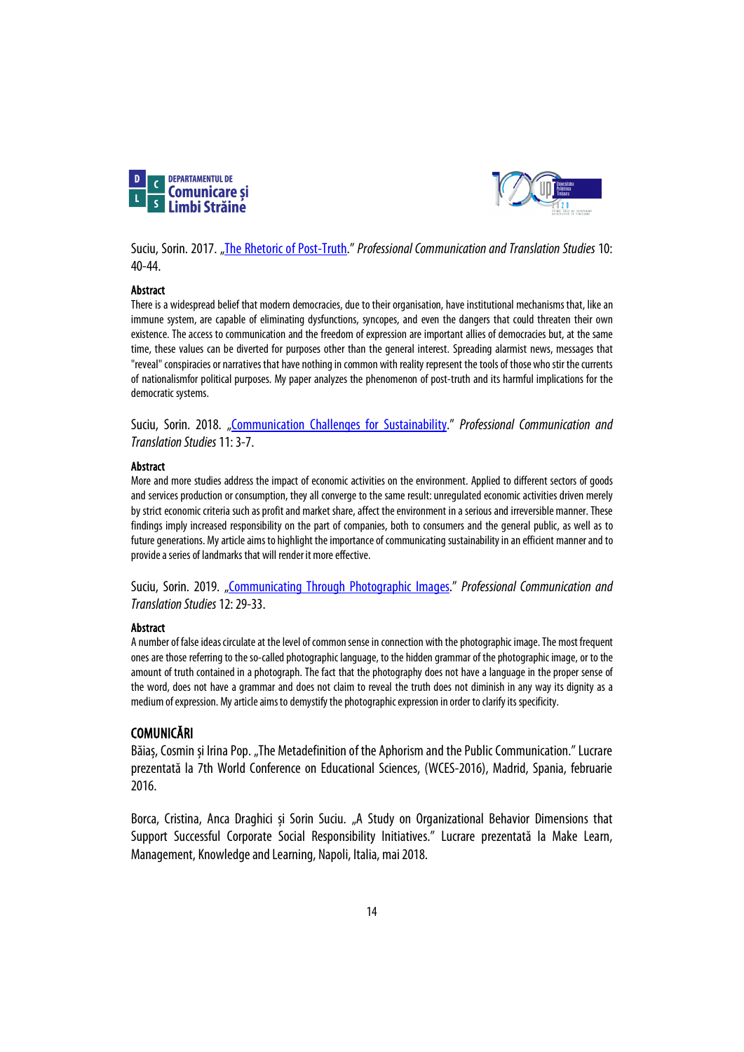Suciu, Sorin. 2017. „The Rhetoric of Post-Truth." *Professional Communication and Translation Studies* 10: 40-44.

**Abstract**

There is a widespread belief that modern democracies, due to their organisation, have institutional mechanisms that, like an immune system, are capable of eliminating dysfunctions, syncopes, and even the dangers that could threaten their own existence. The access to communication and the freedom of expression are important allies of democracies but, at the same time, these values can be diverted for purposes other than the general interest. Spreading alarmist news, messages that "reveal" conspiracies or narratives that have nothing in common with reality represent the tools of those who stir the currents of nationalismfor political purposes. My paper analyzes the phenomenon of post-truth and its harmful implications for the democratic systems.

Suciu, Sorin. 2018. „Communication Challenges for Sustainability." *Professional Communication and Translation Studies* 11: 3-7.

**Abstract**

More and more studies address the impact of economic activities on the environment. Applied to different sectors of goods and services production or consumption, they all converge to the same result: unregulated economic activities driven merely by strict economic criteria such as profit and market share, affect the environment in a serious and irreversible manner. These findings imply increased responsibility on the part of companies, both to consumers and the general public, as well as to future generations. My article aims to highlight the importance of communicating sustainability in an efficient manner and to provide a series of landmarks that will render it more effective.

Suciu, Sorin. 2019. „Communicating Through Photographic Images." *Professional Communication and Translation Studies* 12: 29-33.

**Abstract**

A number of false ideas circulate at the level of common sense in connection with the photographic image. The most frequent ones are those referring to the so-called photographic language, to the hidden grammar of the photographic image, or to the amount of truth contained in a photograph. The fact that the photography does not have a language in the proper sense of the word, does not have a grammar and does not claim to reveal the truth does not diminish in any way its dignity as a medium of expression. My article aims to demystify the photographic expression in order to clarify its specificity.

## COMUNICĂRI

Băiaș, Cosmin și Irina Pop. „The Metadefinition of the Aphorism and the Public Communication." Lucrare prezentată la 7th World Conference on Educational Sciences, (WCES-2016), Madrid, Spania, februarie 2016.

Borca, Cristina, Anca Draghici și Sorin Suciu. „A Study on Organizational Behavior Dimensions that Support Successful Corporate Social Responsibility Initiatives." Lucrare prezentată la Make Learn, Management, Knowledge and Learning, Napoli, Italia, mai 2018.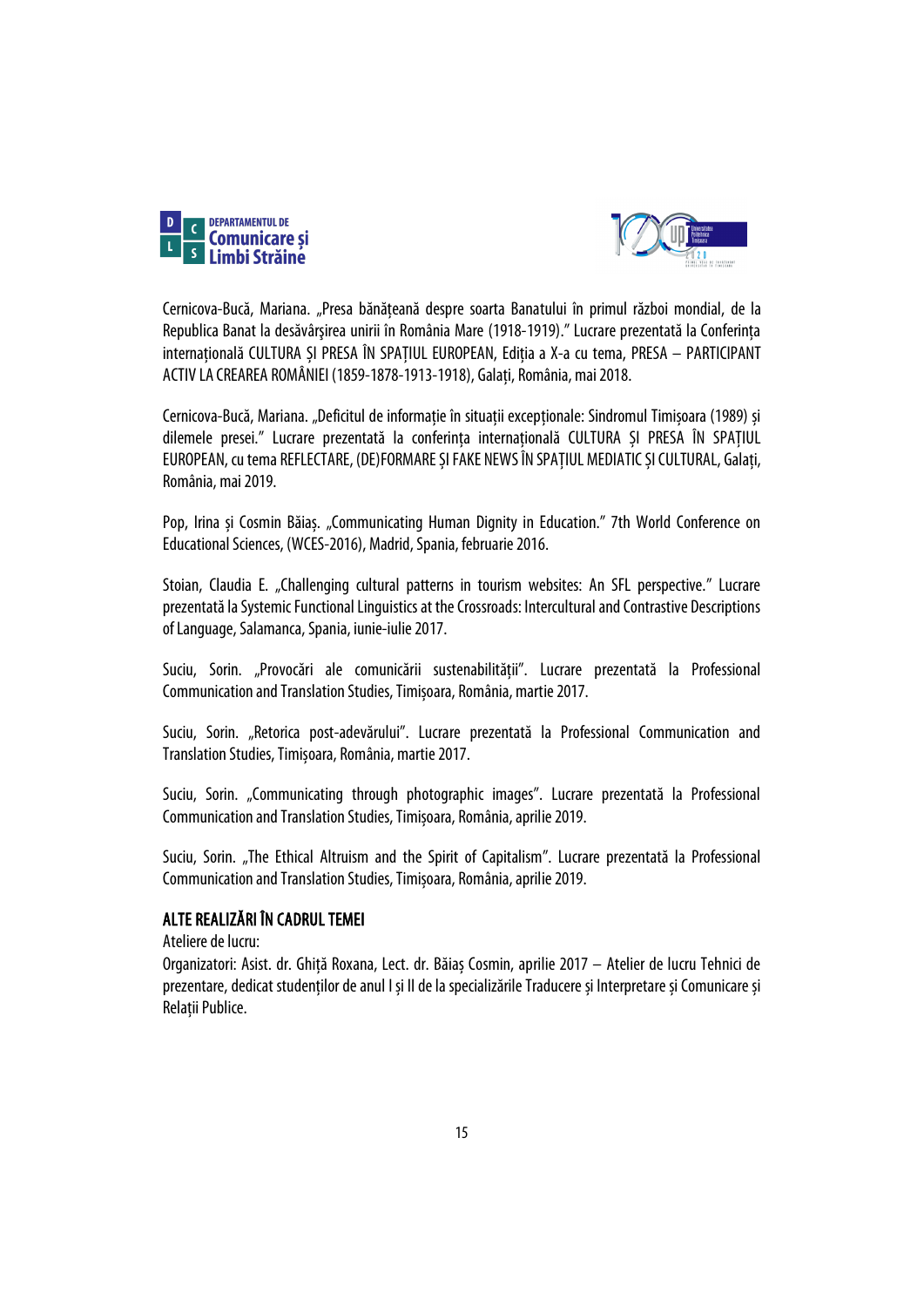Cernicova-Bucă, Mariana. „Presa bănățeană despre soarta Banatului în primul război mondial, de la Republica Banat la desăvârșirea unirii în România Mare (1918-1919)." Lucrare prezentată la Conferința internațională CULTURA ȘI PRESA ÎN SPAȚIUL EUROPEAN, Ediția a X-a cu tema, PRESA – PARTICIPANT ACTIV LA CREAREA ROMÂNIEI (1859-1878-1913-1918), Galați, România, mai 2018.

Cernicova-Bucă, Mariana. „Deficitul de informație în situații excepționale: Sindromul Timișoara (1989) și dilemele presei." Lucrare prezentată la conferința internațională CULTURA ȘI PRESA ÎN SPAȚIUL EUROPEAN, cu tema REFLECTARE, (DE)FORMARE ȘI FAKE NEWS ÎN SPAȚIUL MEDIATIC ȘI CULTURAL, Galați, România, mai 2019.

Pop, Irina și Cosmin Băiaș. „Communicating Human Dignity in Education." 7th World Conference on Educational Sciences, (WCES-2016), Madrid, Spania, februarie 2016.

Stoian, Claudia E. „Challenging cultural patterns in tourism websites: An SFL perspective." Lucrare prezentată la Systemic Functional Linguistics at the Crossroads: Intercultural and Contrastive Descriptions of Language, Salamanca, Spania, iunie-iulie 2017.

Suciu, Sorin. „Provocări ale comunicării sustenabilității". Lucrare prezentată la Professional Communication and Translation Studies, Timișoara, România, martie 2017.

Suciu, Sorin. „Retorica post-adevărului". Lucrare prezentată la Professional Communication and Translation Studies, Timișoara, România, martie 2017.

Suciu, Sorin. „Communicating through photographic images". Lucrare prezentată la Professional Communication and Translation Studies, Timișoara, România, aprilie 2019.

Suciu, Sorin. „The Ethical Altruism and the Spirit of Capitalism". Lucrare prezentată la Professional Communication and Translation Studies, Timișoara, România, aprilie 2019.

### ALTE REALIZĂRI ÎN CADRUL TEMEI

Ateliere de lucru:

Organizatori: Asist. dr. Ghiță Roxana, Lect. dr. Băiaș Cosmin, aprilie 2017 – Atelier de lucru Tehnici de prezentare, dedicat studenților de anul I și II de la specializările Traducere și Interpretare și Comunicare și Relații Publice.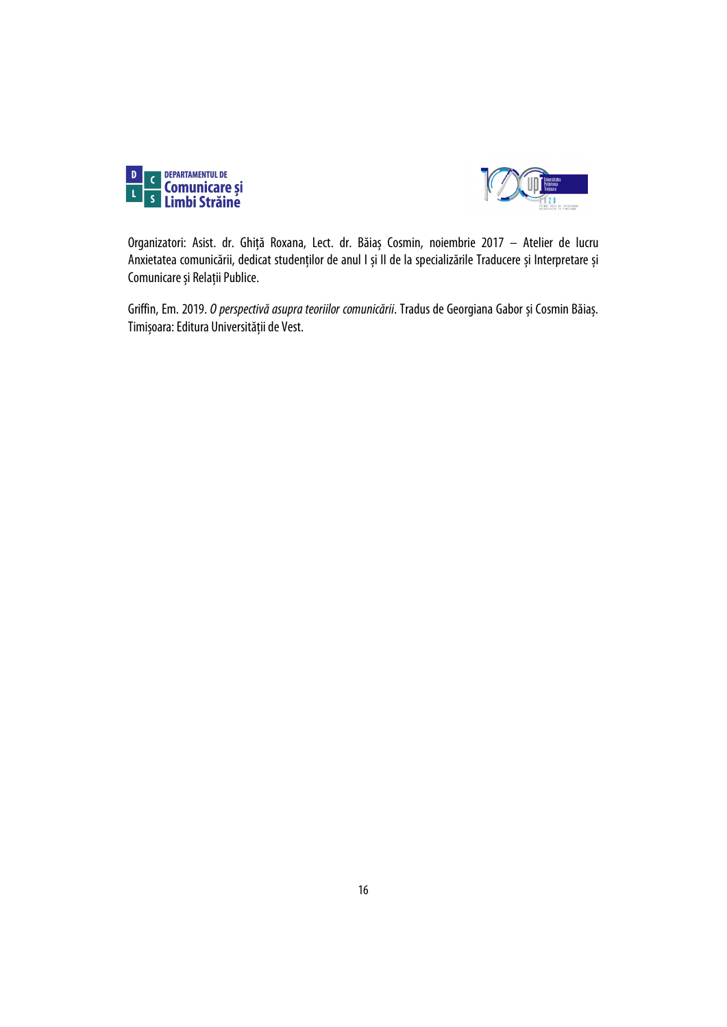Organizatori: Asist. dr. Ghiță Roxana, Lect. dr. Băiaș Cosmin, noiembrie 2017 – Atelier de lucru Anxietatea comunicării, dedicat studenților de anul I și II de la specializările Traducere și Interpretare și Comunicare și Relații Publice.

Griffin, Em. 2019. *O perspectivă asupra teoriilor comunicării*. Tradus de Georgiana Gabor și Cosmin Băiaș. Timișoara: Editura Universității de Vest.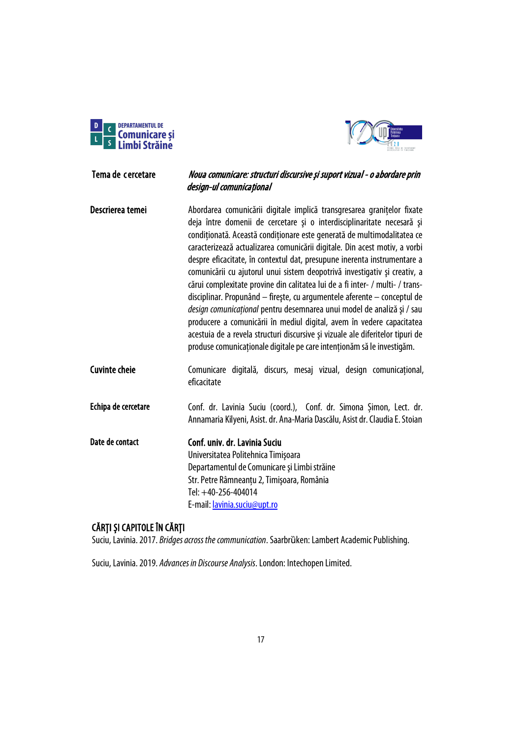| | |
|---|---|
| **Tema de cercetare** | ***Noua comunicare: structuri discursive şi suport vizual - o abordare prin design-ul comunicaţional*** |
| **Descrierea temei** | Abordarea comunicării digitale implică transgresarea graniţelor fixate deja între domenii de cercetare şi o interdisciplinaritate necesară şi condiţionată. Această condiţionare este generată de multimodalitatea ce caracterizează actualizarea comunicării digitale. Din acest motiv, a vorbi despre eficacitate, în contextul dat, presupune inerenta instrumentare a comunicării cu ajutorul unui sistem deopotrivă investigativ şi creativ, a cărui complexitate provine din calitatea lui de a fi inter- / multi- / trans-disciplinar. Propunând – fireşte, cu argumentele aferente – conceptul de *design comunicaţional* pentru desemnarea unui model de analiză şi / sau producere a comunicării în mediul digital, avem în vedere capacitatea acestuia de a revela structuri discursive şi vizuale ale diferitelor tipuri de produse comunicaţionale digitale pe care intenţionăm să le investigăm. |
| **Cuvinte cheie** | Comunicare digitală, discurs, mesaj vizual, design comunicaţional, eficacitate |
| **Echipa de cercetare** | Conf. dr. Lavinia Suciu (coord.), Conf. dr. Simona Şimon, Lect. dr. Annamaria Kilyeni, Asist. dr. Ana-Maria Dascălu, Asist dr. Claudia E. Stoian |
| **Date de contact** | **Conf. univ. dr. Lavinia Suciu**<br>Universitatea Politehnica Timişoara<br>Departamentul de Comunicare şi Limbi străine<br>Str. Petre Râmneanţu 2, Timişoara, România<br>Tel: +40-256-404014<br>E-mail: lavinia.suciu@upt.ro |

## CĂRŢI ŞI CAPITOLE ÎN CĂRŢI

Suciu, Lavinia. 2017. *Bridges across the communication*. Saarbrǜken: Lambert Academic Publishing.

Suciu, Lavinia. 2019. *Advances in Discourse Analysis*. London: Intechopen Limited.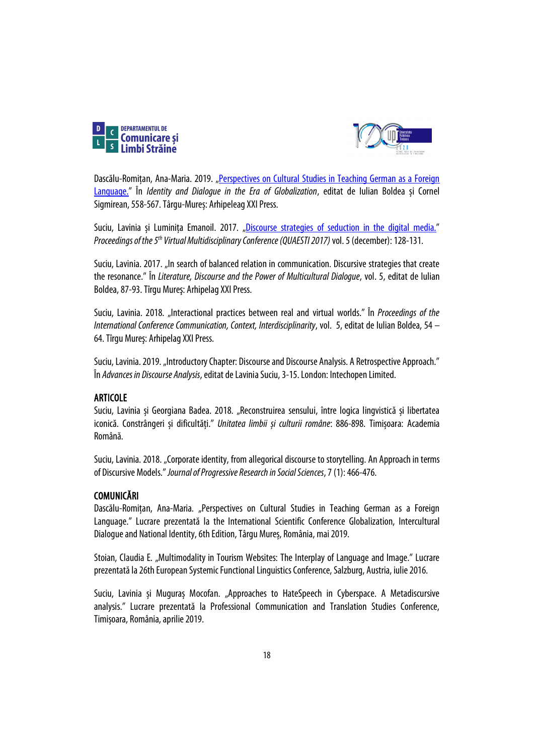Dascălu-Romițan, Ana-Maria. 2019. „Perspectives on Cultural Studies in Teaching German as a Foreign Language." În *Identity and Dialogue in the Era of Globalization*, editat de Iulian Boldea și Cornel Sigmirean, 558-567. Târgu-Mureș: Arhipeleag XXI Press.

Suciu, Lavinia și Luminița Emanoil. 2017. „Discourse strategies of seduction in the digital media." *Proceedings of the 5th Virtual Multidisciplinary Conference (QUAESTI 2017)* vol. 5 (december): 128-131.

Suciu, Lavinia. 2017. „In search of balanced relation in communication. Discursive strategies that create the resonance." În *Literature, Discourse and the Power of Multicultural Dialogue*, vol. 5, editat de Iulian Boldea, 87-93. Tîrgu Mureş: Arhipelag XXI Press.

Suciu, Lavinia. 2018. „Interactional practices between real and virtual worlds." În *Proceedings of the International Conference Communication, Context, Interdisciplinarity*, vol. 5, editat de Iulian Boldea, 54 – 64. Tîrgu Mureş: Arhipelag XXI Press.

Suciu, Lavinia. 2019. „Introductory Chapter: Discourse and Discourse Analysis. A Retrospective Approach." În *Advances in Discourse Analysis*, editat de Lavinia Suciu, 3-15. London: Intechopen Limited.

## ARTICOLE

Suciu, Lavinia și Georgiana Badea. 2018. „Reconstruirea sensului, între logica lingvistică și libertatea iconică. Constrângeri și dificultăți." *Unitatea limbii și culturii române*: 886-898. Timișoara: Academia Română.

Suciu, Lavinia. 2018. „Corporate identity, from allegorical discourse to storytelling. An Approach in terms of Discursive Models." *Journal of Progressive Research in Social Sciences*, 7 (1): 466-476.

## COMUNICĂRI

Dascălu-Romițan, Ana-Maria. „Perspectives on Cultural Studies in Teaching German as a Foreign Language." Lucrare prezentată la the International Scientific Conference Globalization, Intercultural Dialogue and National Identity, 6th Edition, Târgu Mureș, România, mai 2019.

Stoian, Claudia E. „Multimodality in Tourism Websites: The Interplay of Language and Image." Lucrare prezentată la 26th European Systemic Functional Linguistics Conference, Salzburg, Austria, iulie 2016.

Suciu, Lavinia și Muguraș Mocofan. „Approaches to HateSpeech in Cyberspace. A Metadiscursive analysis." Lucrare prezentată la Professional Communication and Translation Studies Conference, Timișoara, România, aprilie 2019.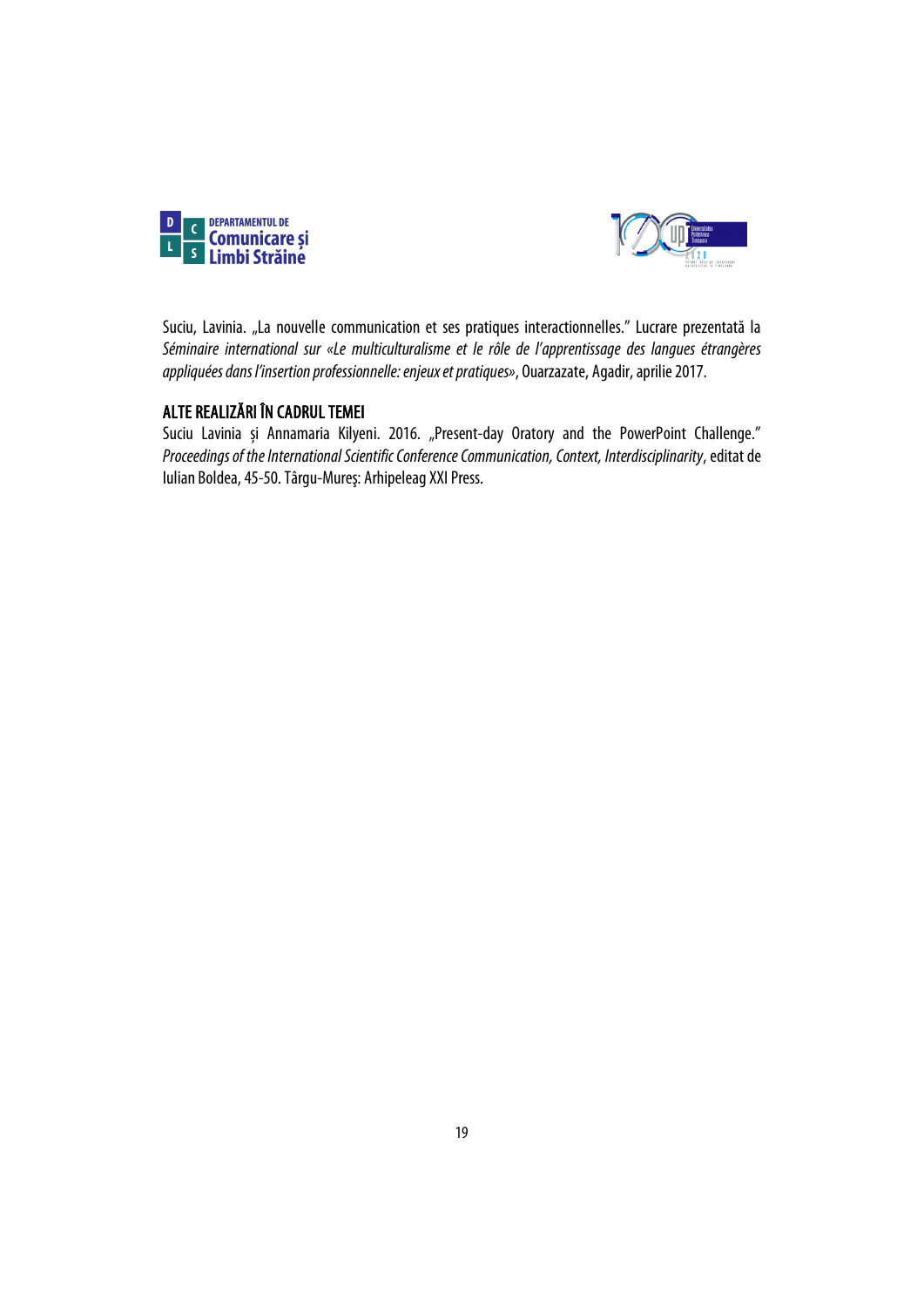Suciu, Lavinia. „La nouvelle communication et ses pratiques interactionnelles." Lucrare prezentată la *Séminaire international sur «Le multiculturalisme et le rôle de l'apprentissage des langues étrangères appliquées dans l'insertion professionnelle: enjeux et pratiques»*, Ouarzazate, Agadir, aprilie 2017.

## ALTE REALIZĂRI ÎN CADRUL TEMEI

Suciu Lavinia și Annamaria Kilyeni. 2016. „Present-day Oratory and the PowerPoint Challenge." *Proceedings of the International Scientific Conference Communication, Context, Interdisciplinarity*, editat de Iulian Boldea, 45-50. Târgu-Mureş: Arhipeleag XXI Press.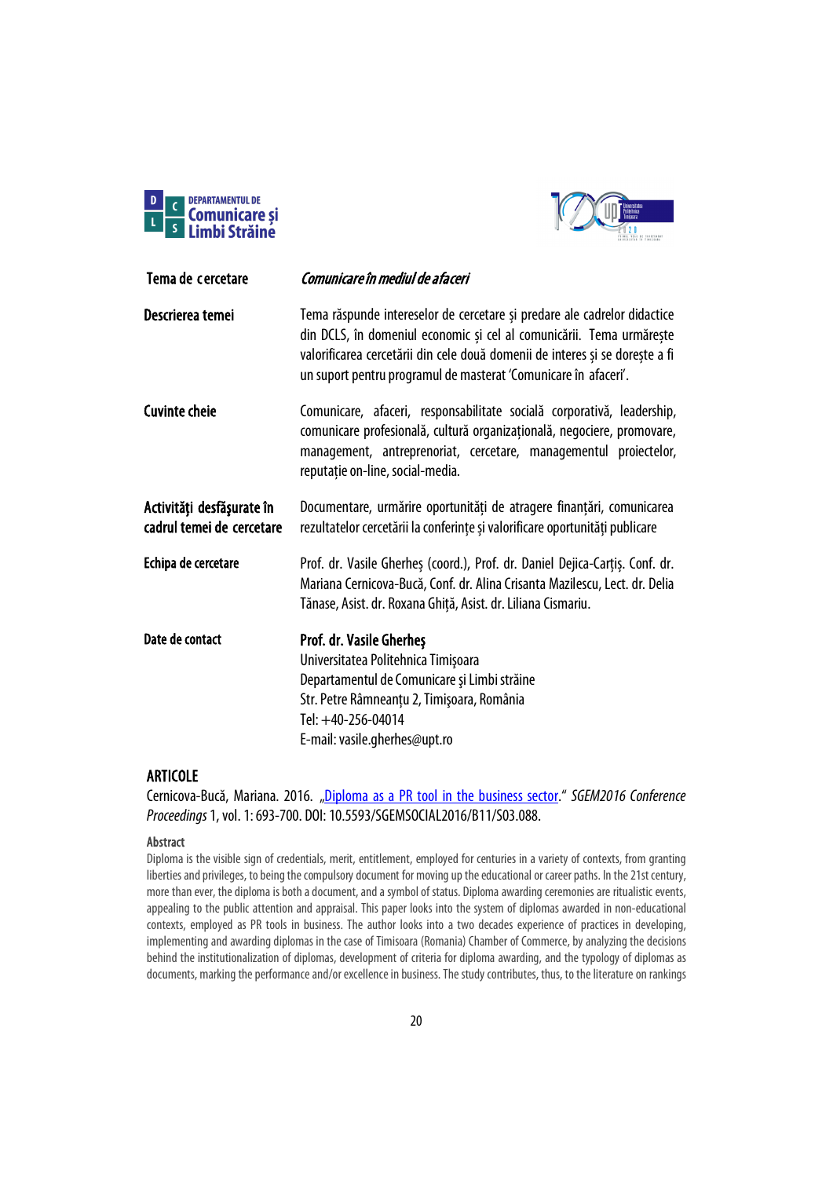| | |
|---|---|
| **Tema de cercetare** | ***Comunicare în mediul de afaceri*** |
| **Descrierea temei** | Tema răspunde intereselor de cercetare și predare ale cadrelor didactice din DCLS, în domeniul economic și cel al comunicării. Tema urmărește valorificarea cercetării din cele două domenii de interes și se dorește a fi un suport pentru programul de masterat 'Comunicare în afaceri'. |
| **Cuvinte cheie** | Comunicare, afaceri, responsabilitate socială corporativă, leadership, comunicare profesională, cultură organizațională, negociere, promovare, management, antreprenoriat, cercetare, managementul proiectelor, reputație on-line, social-media. |
| **Activităţi desfăşurate în cadrul temei de cercetare** | Documentare, urmărire oportunități de atragere finanțări, comunicarea rezultatelor cercetării la conferințe și valorificare oportunități publicare |
| **Echipa de cercetare** | Prof. dr. Vasile Gherheș (coord.), Prof. dr. Daniel Dejica-Carțiș. Conf. dr. Mariana Cernicova-Bucă, Conf. dr. Alina Crisanta Mazilescu, Lect. dr. Delia Tănase, Asist. dr. Roxana Ghiță, Asist. dr. Liliana Cismariu. |
| **Date de contact** | **Prof. dr. Vasile Gherheş**<br>Universitatea Politehnica Timişoara<br>Departamentul de Comunicare şi Limbi străine<br>Str. Petre Râmneanțu 2, Timişoara, România<br>Tel: +40-256-04014<br>E-mail: vasile.gherhes@upt.ro |

## ARTICOLE

Cernicova-Bucă, Mariana. 2016. „Diploma as a PR tool in the business sector." *SGEM2016 Conference Proceedings* 1, vol. 1: 693-700. DOI: 10.5593/SGEMSOCIAL2016/B11/S03.088.

### Abstract

Diploma is the visible sign of credentials, merit, entitlement, employed for centuries in a variety of contexts, from granting liberties and privileges, to being the compulsory document for moving up the educational or career paths. In the 21st century, more than ever, the diploma is both a document, and a symbol of status. Diploma awarding ceremonies are ritualistic events, appealing to the public attention and appraisal. This paper looks into the system of diplomas awarded in non-educational contexts, employed as PR tools in business. The author looks into a two decades experience of practices in developing, implementing and awarding diplomas in the case of Timisoara (Romania) Chamber of Commerce, by analyzing the decisions behind the institutionalization of diplomas, development of criteria for diploma awarding, and the typology of diplomas as documents, marking the performance and/or excellence in business. The study contributes, thus, to the literature on rankings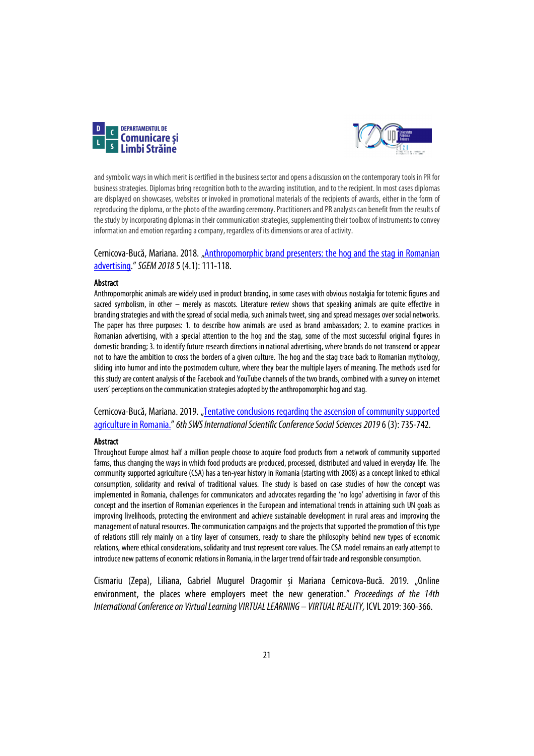and symbolic ways in which merit is certified in the business sector and opens a discussion on the contemporary tools in PR for business strategies. Diplomas bring recognition both to the awarding institution, and to the recipient. In most cases diplomas are displayed on showcases, websites or invoked in promotional materials of the recipients of awards, either in the form of reproducing the diploma, or the photo of the awarding ceremony. Practitioners and PR analysts can benefit from the results of the study by incorporating diplomas in their communication strategies, supplementing their toolbox of instruments to convey information and emotion regarding a company, regardless of its dimensions or area of activity.

Cernicova-Bucă, Mariana. 2018. „Anthropomorphic brand presenters: the hog and the stag in Romanian advertising." *SGEM 2018* 5 (4.1): 111-118.

**Abstract**

Anthropomorphic animals are widely used in product branding, in some cases with obvious nostalgia for totemic figures and sacred symbolism, in other – merely as mascots. Literature review shows that speaking animals are quite effective in branding strategies and with the spread of social media, such animals tweet, sing and spread messages over social networks. The paper has three purposes: 1. to describe how animals are used as brand ambassadors; 2. to examine practices in Romanian advertising, with a special attention to the hog and the stag, some of the most successful original figures in domestic branding; 3. to identify future research directions in national advertising, where brands do not transcend or appear not to have the ambition to cross the borders of a given culture. The hog and the stag trace back to Romanian mythology, sliding into humor and into the postmodern culture, where they bear the multiple layers of meaning. The methods used for this study are content analysis of the Facebook and YouTube channels of the two brands, combined with a survey on internet users' perceptions on the communication strategies adopted by the anthropomorphic hog and stag.

Cernicova-Bucă, Mariana. 2019. „Tentative conclusions regarding the ascension of community supported agriculture in Romania." *6th SWS International Scientific Conference Social Sciences 2019* 6 (3): 735-742.

**Abstract**

Throughout Europe almost half a million people choose to acquire food products from a network of community supported farms, thus changing the ways in which food products are produced, processed, distributed and valued in everyday life. The community supported agriculture (CSA) has a ten-year history in Romania (starting with 2008) as a concept linked to ethical consumption, solidarity and revival of traditional values. The study is based on case studies of how the concept was implemented in Romania, challenges for communicators and advocates regarding the 'no logo' advertising in favor of this concept and the insertion of Romanian experiences in the European and international trends in attaining such UN goals as improving livelihoods, protecting the environment and achieve sustainable development in rural areas and improving the management of natural resources. The communication campaigns and the projects that supported the promotion of this type of relations still rely mainly on a tiny layer of consumers, ready to share the philosophy behind new types of economic relations, where ethical considerations, solidarity and trust represent core values. The CSA model remains an early attempt to introduce new patterns of economic relations in Romania, in the larger trend of fair trade and responsible consumption.

Cismariu (Zepa), Liliana, Gabriel Mugurel Dragomir și Mariana Cernicova-Bucă. 2019. „Online environment, the places where employers meet the new generation." *Proceedings of the 14th International Conference on Virtual Learning VIRTUAL LEARNING – VIRTUAL REALITY*, ICVL 2019: 360-366.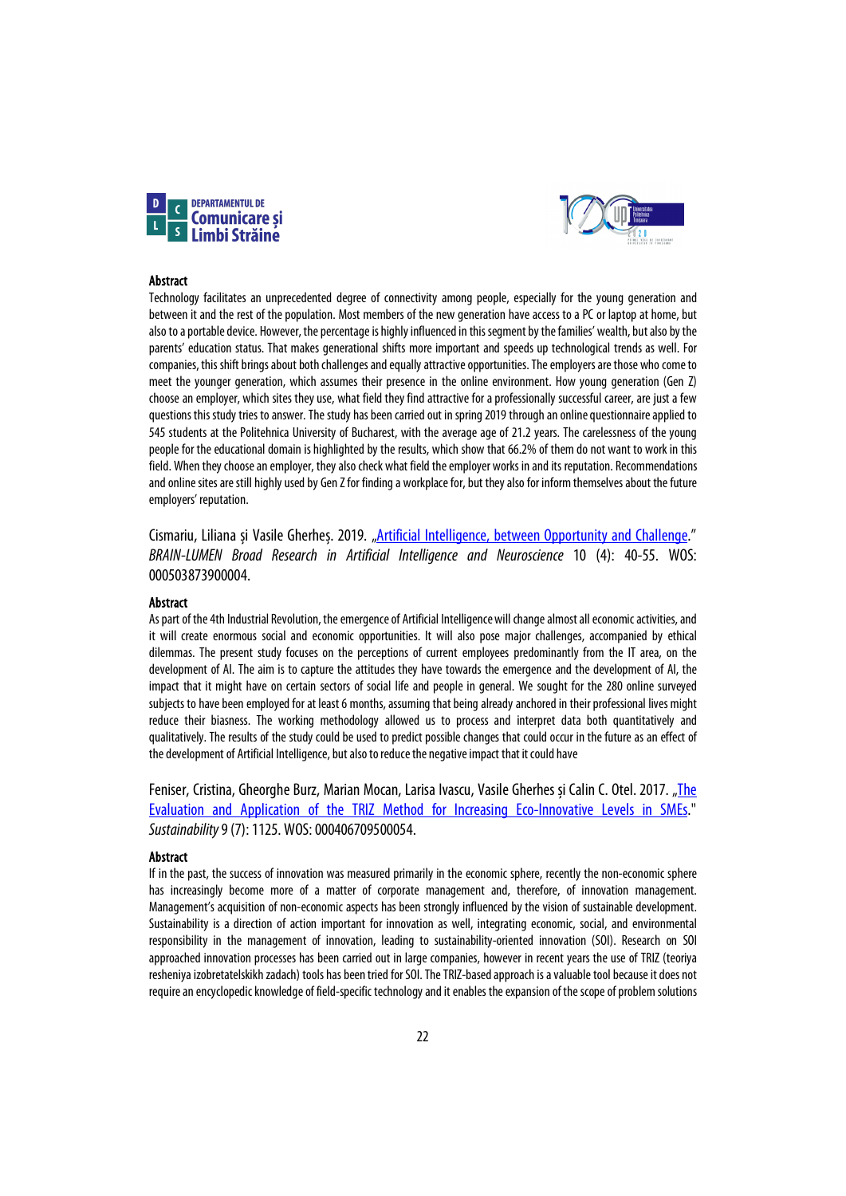### Abstract

Technology facilitates an unprecedented degree of connectivity among people, especially for the young generation and between it and the rest of the population. Most members of the new generation have access to a PC or laptop at home, but also to a portable device. However, the percentage is highly influenced in this segment by the families' wealth, but also by the parents' education status. That makes generational shifts more important and speeds up technological trends as well. For companies, this shift brings about both challenges and equally attractive opportunities. The employers are those who come to meet the younger generation, which assumes their presence in the online environment. How young generation (Gen Z) choose an employer, which sites they use, what field they find attractive for a professionally successful career, are just a few questions this study tries to answer. The study has been carried out in spring 2019 through an online questionnaire applied to 545 students at the Politehnica University of Bucharest, with the average age of 21.2 years. The carelessness of the young people for the educational domain is highlighted by the results, which show that 66.2% of them do not want to work in this field. When they choose an employer, they also check what field the employer works in and its reputation. Recommendations and online sites are still highly used by Gen Z for finding a workplace for, but they also for inform themselves about the future employers' reputation.

Cismariu, Liliana și Vasile Gherheș. 2019. „Artificial Intelligence, between Opportunity and Challenge." *BRAIN-LUMEN Broad Research in Artificial Intelligence and Neuroscience* 10 (4): 40-55. WOS: 000503873900004.

### Abstract

As part of the 4th Industrial Revolution, the emergence of Artificial Intelligence will change almost all economic activities, and it will create enormous social and economic opportunities. It will also pose major challenges, accompanied by ethical dilemmas. The present study focuses on the perceptions of current employees predominantly from the IT area, on the development of AI. The aim is to capture the attitudes they have towards the emergence and the development of AI, the impact that it might have on certain sectors of social life and people in general. We sought for the 280 online surveyed subjects to have been employed for at least 6 months, assuming that being already anchored in their professional lives might reduce their biasness. The working methodology allowed us to process and interpret data both quantitatively and qualitatively. The results of the study could be used to predict possible changes that could occur in the future as an effect of the development of Artificial Intelligence, but also to reduce the negative impact that it could have

Feniser, Cristina, Gheorghe Burz, Marian Mocan, Larisa Ivascu, Vasile Gherhes și Calin C. Otel. 2017. „The Evaluation and Application of the TRIZ Method for Increasing Eco-Innovative Levels in SMEs." *Sustainability* 9 (7): 1125. WOS: 000406709500054.

### Abstract

If in the past, the success of innovation was measured primarily in the economic sphere, recently the non-economic sphere has increasingly become more of a matter of corporate management and, therefore, of innovation management. Management's acquisition of non-economic aspects has been strongly influenced by the vision of sustainable development. Sustainability is a direction of action important for innovation as well, integrating economic, social, and environmental responsibility in the management of innovation, leading to sustainability-oriented innovation (SOI). Research on SOI approached innovation processes has been carried out in large companies, however in recent years the use of TRIZ (teoriya resheniya izobretatelskikh zadach) tools has been tried for SOI. The TRIZ-based approach is a valuable tool because it does not require an encyclopedic knowledge of field-specific technology and it enables the expansion of the scope of problem solutions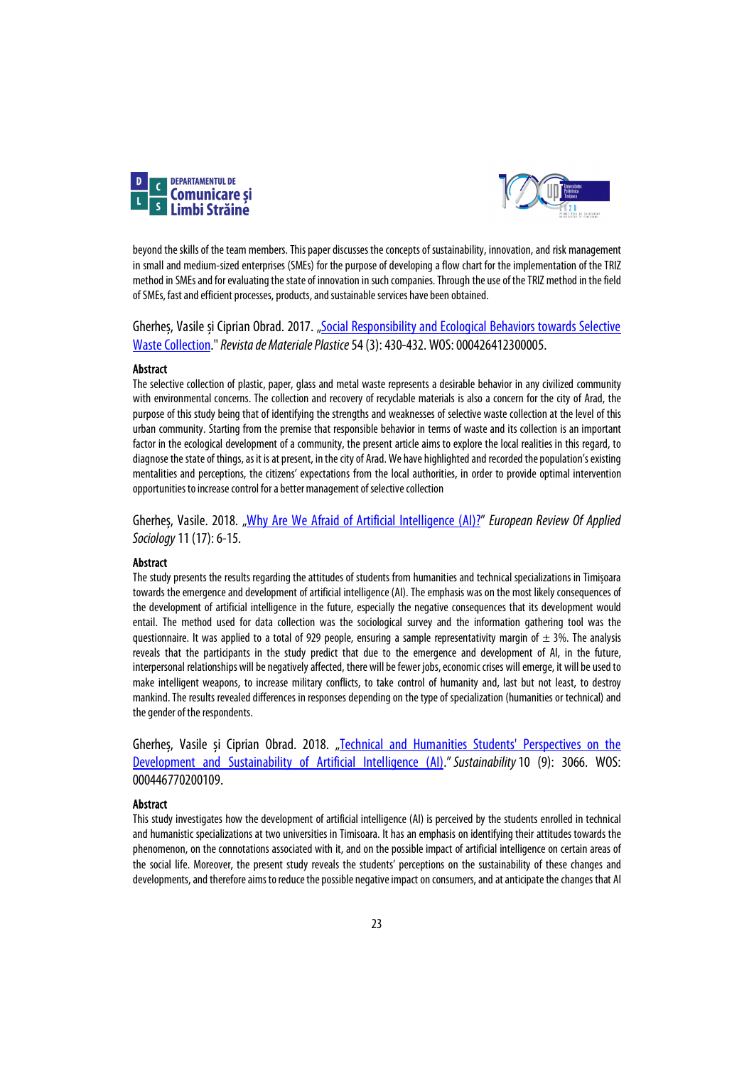beyond the skills of the team members. This paper discusses the concepts of sustainability, innovation, and risk management in small and medium-sized enterprises (SMEs) for the purpose of developing a flow chart for the implementation of the TRIZ method in SMEs and for evaluating the state of innovation in such companies. Through the use of the TRIZ method in the field of SMEs, fast and efficient processes, products, and sustainable services have been obtained.

Gherheș, Vasile și Ciprian Obrad. 2017. „Social Responsibility and Ecological Behaviors towards Selective Waste Collection." *Revista de Materiale Plastice* 54 (3): 430-432. WOS: 000426412300005.

**Abstract**

The selective collection of plastic, paper, glass and metal waste represents a desirable behavior in any civilized community with environmental concerns. The collection and recovery of recyclable materials is also a concern for the city of Arad, the purpose of this study being that of identifying the strengths and weaknesses of selective waste collection at the level of this urban community. Starting from the premise that responsible behavior in terms of waste and its collection is an important factor in the ecological development of a community, the present article aims to explore the local realities in this regard, to diagnose the state of things, as it is at present, in the city of Arad. We have highlighted and recorded the population's existing mentalities and perceptions, the citizens' expectations from the local authorities, in order to provide optimal intervention opportunities to increase control for a better management of selective collection

Gherheș, Vasile. 2018. „Why Are We Afraid of Artificial Intelligence (AI)?" *European Review Of Applied Sociology* 11 (17): 6-15.

**Abstract**

The study presents the results regarding the attitudes of students from humanities and technical specializations in Timișoara towards the emergence and development of artificial intelligence (AI). The emphasis was on the most likely consequences of the development of artificial intelligence in the future, especially the negative consequences that its development would entail. The method used for data collection was the sociological survey and the information gathering tool was the questionnaire. It was applied to a total of 929 people, ensuring a sample representativity margin of ± 3%. The analysis reveals that the participants in the study predict that due to the emergence and development of AI, in the future, interpersonal relationships will be negatively affected, there will be fewer jobs, economic crises will emerge, it will be used to make intelligent weapons, to increase military conflicts, to take control of humanity and, last but not least, to destroy mankind. The results revealed differences in responses depending on the type of specialization (humanities or technical) and the gender of the respondents.

Gherheș, Vasile și Ciprian Obrad. 2018. „Technical and Humanities Students' Perspectives on the Development and Sustainability of Artificial Intelligence (AI)." *Sustainability* 10 (9): 3066. WOS: 000446770200109.

**Abstract**

This study investigates how the development of artificial intelligence (AI) is perceived by the students enrolled in technical and humanistic specializations at two universities in Timisoara. It has an emphasis on identifying their attitudes towards the phenomenon, on the connotations associated with it, and on the possible impact of artificial intelligence on certain areas of the social life. Moreover, the present study reveals the students' perceptions on the sustainability of these changes and developments, and therefore aims to reduce the possible negative impact on consumers, and at anticipate the changes that AI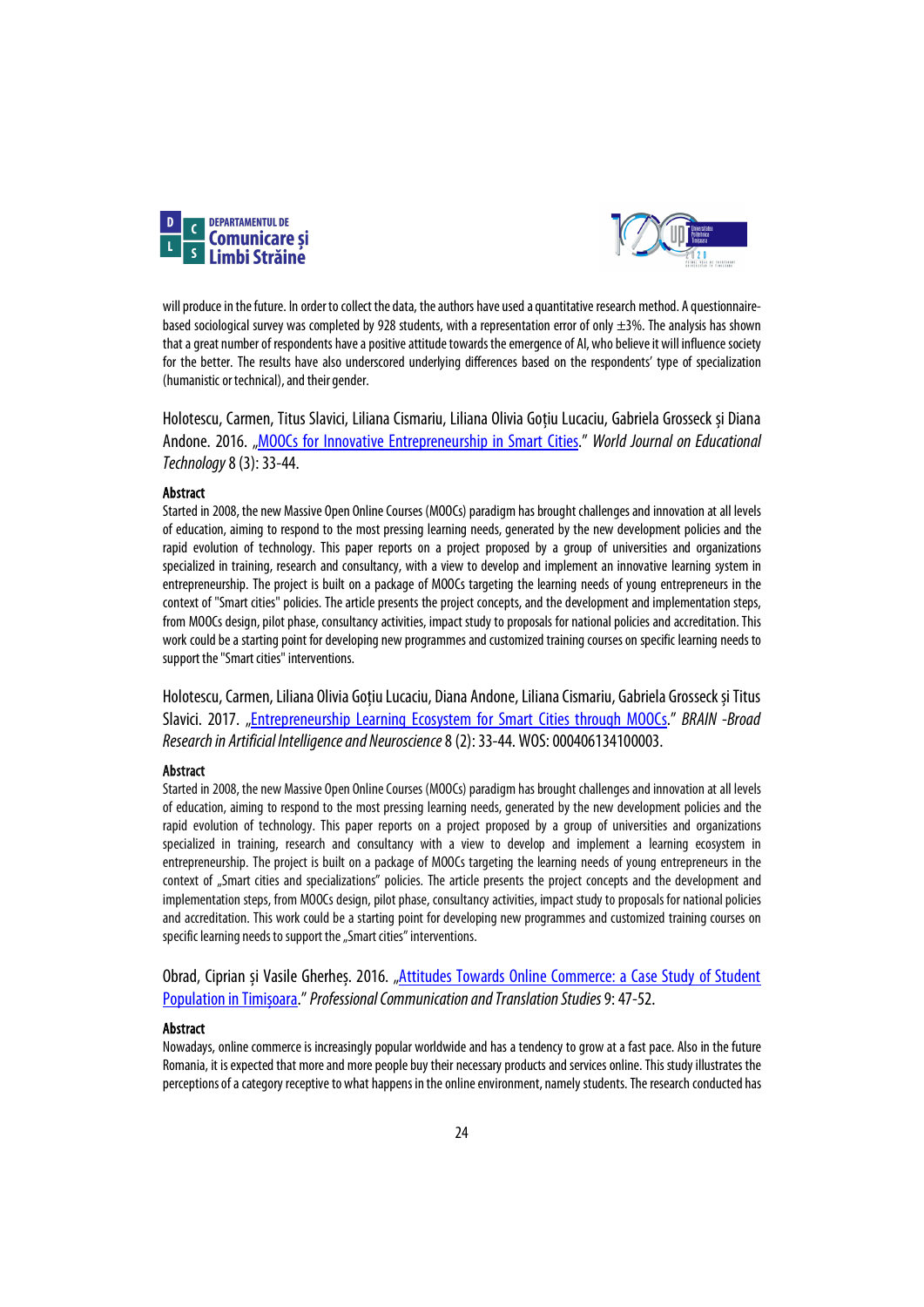will produce in the future. In order to collect the data, the authors have used a quantitative research method. A questionnaire-based sociological survey was completed by 928 students, with a representation error of only ±3%. The analysis has shown that a great number of respondents have a positive attitude towards the emergence of AI, who believe it will influence society for the better. The results have also underscored underlying differences based on the respondents' type of specialization (humanistic or technical), and their gender.

Holotescu, Carmen, Titus Slavici, Liliana Cismariu, Liliana Olivia Goțiu Lucaciu, Gabriela Grosseck și Diana Andone. 2016. „MOOCs for Innovative Entrepreneurship in Smart Cities." *World Journal on Educational Technology* 8 (3): 33-44.

**Abstract**

Started in 2008, the new Massive Open Online Courses (MOOCs) paradigm has brought challenges and innovation at all levels of education, aiming to respond to the most pressing learning needs, generated by the new development policies and the rapid evolution of technology. This paper reports on a project proposed by a group of universities and organizations specialized in training, research and consultancy, with a view to develop and implement an innovative learning system in entrepreneurship. The project is built on a package of MOOCs targeting the learning needs of young entrepreneurs in the context of "Smart cities" policies. The article presents the project concepts, and the development and implementation steps, from MOOCs design, pilot phase, consultancy activities, impact study to proposals for national policies and accreditation. This work could be a starting point for developing new programmes and customized training courses on specific learning needs to support the "Smart cities" interventions.

Holotescu, Carmen, Liliana Olivia Goțiu Lucaciu, Diana Andone, Liliana Cismariu, Gabriela Grosseck și Titus Slavici. 2017. „Entrepreneurship Learning Ecosystem for Smart Cities through MOOCs." *BRAIN -Broad Research in Artificial Intelligence and Neuroscience* 8 (2): 33-44. WOS: 000406134100003.

**Abstract**

Started in 2008, the new Massive Open Online Courses (MOOCs) paradigm has brought challenges and innovation at all levels of education, aiming to respond to the most pressing learning needs, generated by the new development policies and the rapid evolution of technology. This paper reports on a project proposed by a group of universities and organizations specialized in training, research and consultancy with a view to develop and implement a learning ecosystem in entrepreneurship. The project is built on a package of MOOCs targeting the learning needs of young entrepreneurs in the context of „Smart cities and specializations" policies. The article presents the project concepts and the development and implementation steps, from MOOCs design, pilot phase, consultancy activities, impact study to proposals for national policies and accreditation. This work could be a starting point for developing new programmes and customized training courses on specific learning needs to support the „Smart cities" interventions.

Obrad, Ciprian și Vasile Gherheș. 2016. „Attitudes Towards Online Commerce: a Case Study of Student Population in Timișoara." *Professional Communication and Translation Studies* 9: 47-52.

**Abstract**

Nowadays, online commerce is increasingly popular worldwide and has a tendency to grow at a fast pace. Also in the future Romania, it is expected that more and more people buy their necessary products and services online. This study illustrates the perceptions of a category receptive to what happens in the online environment, namely students. The research conducted has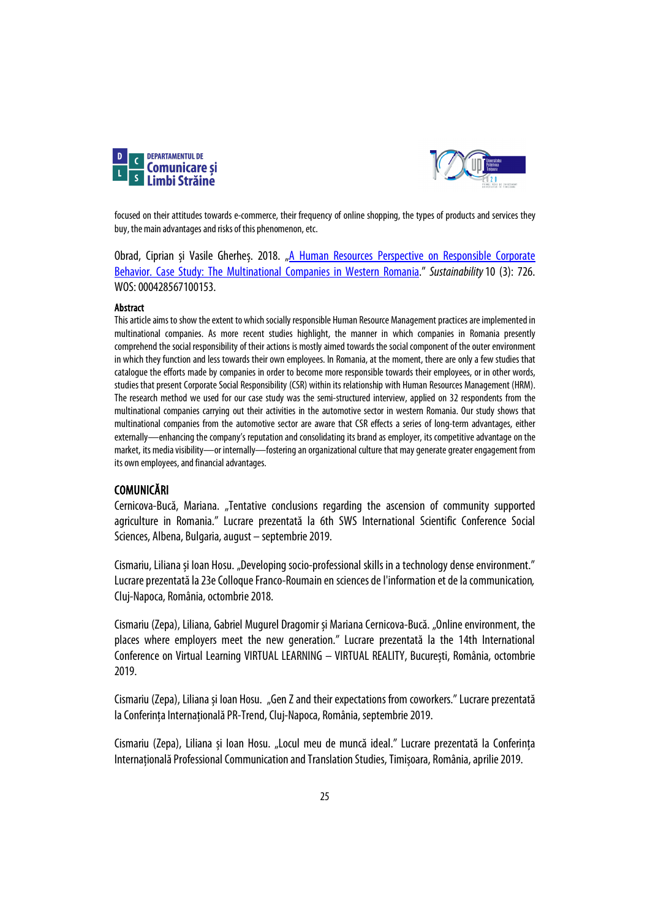focused on their attitudes towards e-commerce, their frequency of online shopping, the types of products and services they buy, the main advantages and risks of this phenomenon, etc.

Obrad, Ciprian și Vasile Gherheș. 2018. „A Human Resources Perspective on Responsible Corporate Behavior. Case Study: The Multinational Companies in Western Romania." *Sustainability* 10 (3): 726. WOS: 000428567100153.

**Abstract**

This article aims to show the extent to which socially responsible Human Resource Management practices are implemented in multinational companies. As more recent studies highlight, the manner in which companies in Romania presently comprehend the social responsibility of their actions is mostly aimed towards the social component of the outer environment in which they function and less towards their own employees. In Romania, at the moment, there are only a few studies that catalogue the efforts made by companies in order to become more responsible towards their employees, or in other words, studies that present Corporate Social Responsibility (CSR) within its relationship with Human Resources Management (HRM). The research method we used for our case study was the semi-structured interview, applied on 32 respondents from the multinational companies carrying out their activities in the automotive sector in western Romania. Our study shows that multinational companies from the automotive sector are aware that CSR effects a series of long-term advantages, either externally—enhancing the company's reputation and consolidating its brand as employer, its competitive advantage on the market, its media visibility—or internally—fostering an organizational culture that may generate greater engagement from its own employees, and financial advantages.

## COMUNICĂRI

Cernicova-Bucă, Mariana. „Tentative conclusions regarding the ascension of community supported agriculture in Romania." Lucrare prezentată la 6th SWS International Scientific Conference Social Sciences, Albena, Bulgaria, august – septembrie 2019.

Cismariu, Liliana și Ioan Hosu. „Developing socio-professional skills in a technology dense environment." Lucrare prezentată la 23e Colloque Franco-Roumain en sciences de l'information et de la communication, Cluj-Napoca, România, octombrie 2018.

Cismariu (Zepa), Liliana, Gabriel Mugurel Dragomir și Mariana Cernicova-Bucă. „Online environment, the places where employers meet the new generation." Lucrare prezentată la the 14th International Conference on Virtual Learning VIRTUAL LEARNING – VIRTUAL REALITY, București, România, octombrie 2019.

Cismariu (Zepa), Liliana și Ioan Hosu. „Gen Z and their expectations from coworkers." Lucrare prezentată la Conferința Internațională PR-Trend, Cluj-Napoca, România, septembrie 2019.

Cismariu (Zepa), Liliana și Ioan Hosu. „Locul meu de muncă ideal." Lucrare prezentată la Conferința Internațională Professional Communication and Translation Studies, Timișoara, România, aprilie 2019.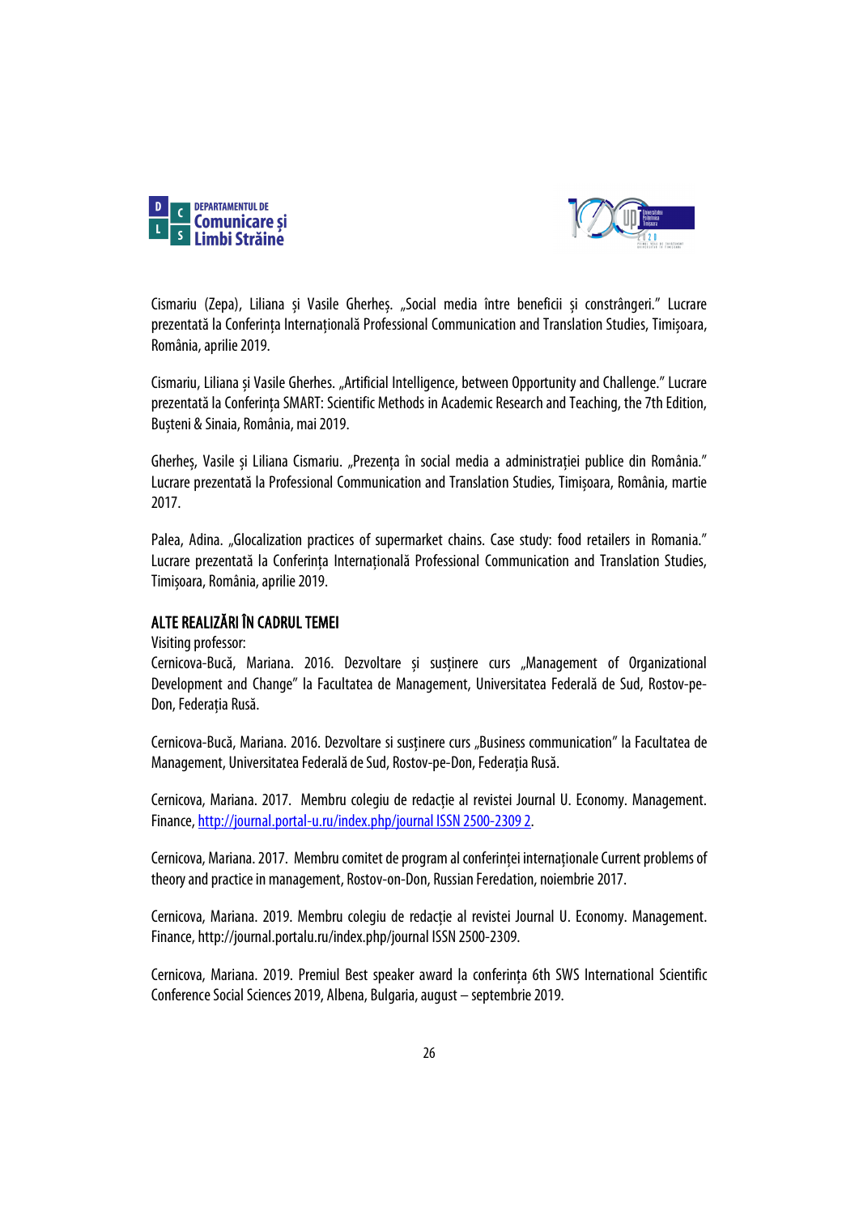Cismariu (Zepa), Liliana și Vasile Gherheș. „Social media între beneficii și constrângeri." Lucrare prezentată la Conferința Internațională Professional Communication and Translation Studies, Timișoara, România, aprilie 2019.

Cismariu, Liliana și Vasile Gherhes. „Artificial Intelligence, between Opportunity and Challenge." Lucrare prezentată la Conferința SMART: Scientific Methods in Academic Research and Teaching, the 7th Edition, Bușteni & Sinaia, România, mai 2019.

Gherheș, Vasile și Liliana Cismariu. „Prezența în social media a administrației publice din România." Lucrare prezentată la Professional Communication and Translation Studies, Timișoara, România, martie 2017.

Palea, Adina. „Glocalization practices of supermarket chains. Case study: food retailers in Romania." Lucrare prezentată la Conferința Internațională Professional Communication and Translation Studies, Timișoara, România, aprilie 2019.

## ALTE REALIZĂRI ÎN CADRUL TEMEI

Visiting professor:

Cernicova-Bucă, Mariana. 2016. Dezvoltare și susținere curs „Management of Organizational Development and Change" la Facultatea de Management, Universitatea Federală de Sud, Rostov-pe-Don, Federația Rusă.

Cernicova-Bucă, Mariana. 2016. Dezvoltare si susținere curs „Business communication" la Facultatea de Management, Universitatea Federală de Sud, Rostov-pe-Don, Federația Rusă.

Cernicova, Mariana. 2017. Membru colegiu de redacție al revistei Journal U. Economy. Management. Finance, http://journal.portal-u.ru/index.php/journal ISSN 2500-2309 2.

Cernicova, Mariana. 2017. Membru comitet de program al conferinței internaționale Current problems of theory and practice in management, Rostov-on-Don, Russian Feredation, noiembrie 2017.

Cernicova, Mariana. 2019. Membru colegiu de redacție al revistei Journal U. Economy. Management. Finance, http://journal.portalu.ru/index.php/journal ISSN 2500-2309.

Cernicova, Mariana. 2019. Premiul Best speaker award la conferința 6th SWS International Scientific Conference Social Sciences 2019, Albena, Bulgaria, august – septembrie 2019.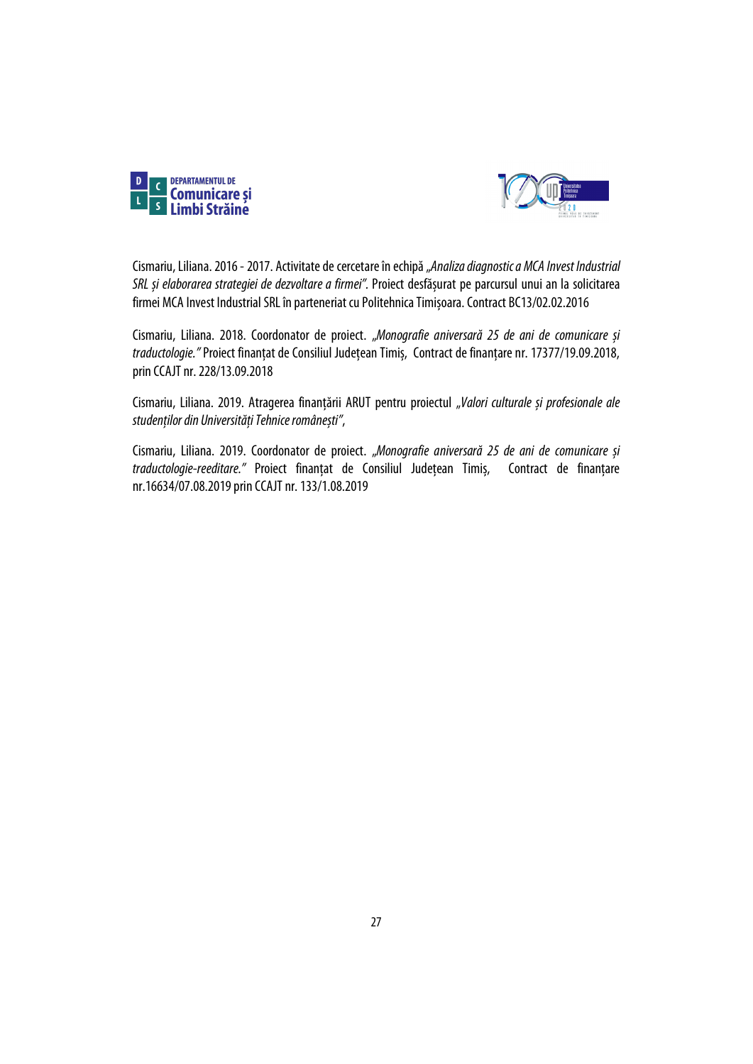Cismariu, Liliana. 2016 - 2017. Activitate de cercetare în echipă *„Analiza diagnostic a MCA Invest Industrial SRL și elaborarea strategiei de dezvoltare a firmei".* Proiect desfășurat pe parcursul unui an la solicitarea firmei MCA Invest Industrial SRL în parteneriat cu Politehnica Timișoara. Contract BC13/02.02.2016

Cismariu, Liliana. 2018. Coordonator de proiect. *„Monografie aniversară 25 de ani de comunicare și traductologie."* Proiect finanțat de Consiliul Județean Timiș, Contract de finanțare nr. 17377/19.09.2018, prin CCAJT nr. 228/13.09.2018

Cismariu, Liliana. 2019. Atragerea finanțării ARUT pentru proiectul *„Valori culturale și profesionale ale studenților din Universități Tehnice românești"*,

Cismariu, Liliana. 2019. Coordonator de proiect. *„Monografie aniversară 25 de ani de comunicare și traductologie-reeditare."* Proiect finanțat de Consiliul Județean Timiș, Contract de finanțare nr.16634/07.08.2019 prin CCAJT nr. 133/1.08.2019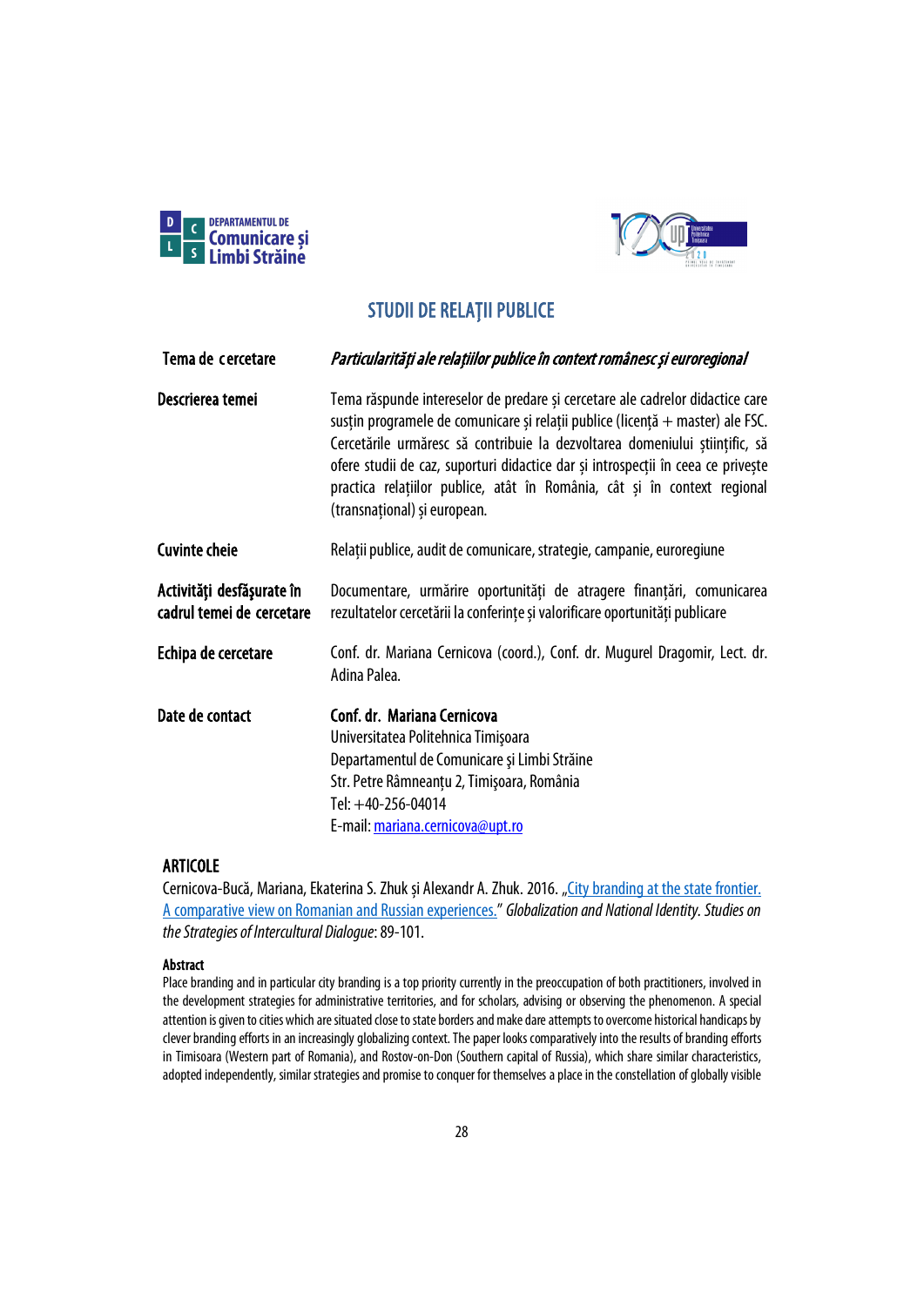## STUDII DE RELAŢII PUBLICE

| | |
|---|---|
| **Tema de cercetare** | ***Particularităţi ale relaţiilor publice în context românesc şi euroregional*** |
| **Descrierea temei** | Tema răspunde intereselor de predare și cercetare ale cadrelor didactice care susțin programele de comunicare și relații publice (licență + master) ale FSC. Cercetările urmăresc să contribuie la dezvoltarea domeniului științific, să ofere studii de caz, suporturi didactice dar și introspecții în ceea ce privește practica relațiilor publice, atât în România, cât și în context regional (transnațional) și european. |
| **Cuvinte cheie** | Relații publice, audit de comunicare, strategie, campanie, euroregiune |
| **Activităţi desfăşurate în cadrul temei de cercetare** | Documentare, urmărire oportunități de atragere finanțări, comunicarea rezultatelor cercetării la conferințe și valorificare oportunități publicare |
| **Echipa de cercetare** | Conf. dr. Mariana Cernicova (coord.), Conf. dr. Mugurel Dragomir, Lect. dr. Adina Palea. |
| **Date de contact** | **Conf. dr. Mariana Cernicova**<br>Universitatea Politehnica Timişoara<br>Departamentul de Comunicare şi Limbi Străine<br>Str. Petre Râmneanţu 2, Timişoara, România<br>Tel: +40-256-04014<br>E-mail: mariana.cernicova@upt.ro |

### ARTICOLE

Cernicova-Bucă, Mariana, Ekaterina S. Zhuk și Alexandr A. Zhuk. 2016. „City branding at the state frontier. A comparative view on Romanian and Russian experiences." *Globalization and National Identity. Studies on the Strategies of Intercultural Dialogue*: 89-101.

**Abstract**

Place branding and in particular city branding is a top priority currently in the preoccupation of both practitioners, involved in the development strategies for administrative territories, and for scholars, advising or observing the phenomenon. A special attention is given to cities which are situated close to state borders and make dare attempts to overcome historical handicaps by clever branding efforts in an increasingly globalizing context. The paper looks comparatively into the results of branding efforts in Timisoara (Western part of Romania), and Rostov-on-Don (Southern capital of Russia), which share similar characteristics, adopted independently, similar strategies and promise to conquer for themselves a place in the constellation of globally visible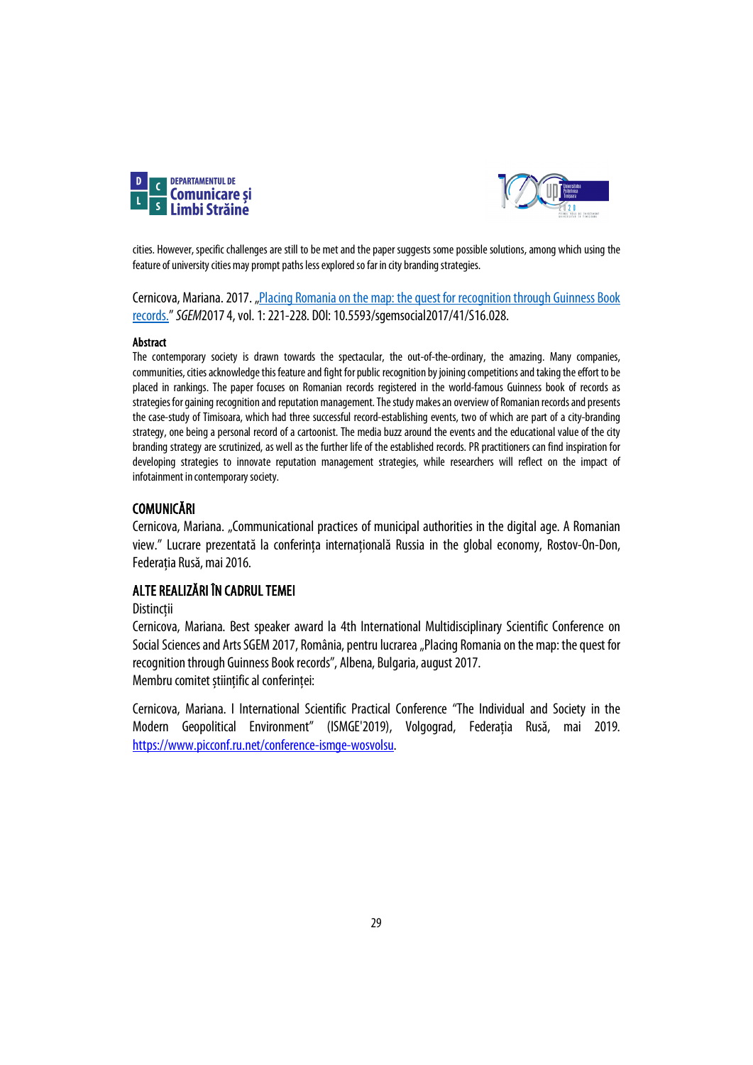cities. However, specific challenges are still to be met and the paper suggests some possible solutions, among which using the feature of university cities may prompt paths less explored so far in city branding strategies.

Cernicova, Mariana. 2017. „Placing Romania on the map: the quest for recognition through Guinness Book records." *SGEM*2017 4, vol. 1: 221-228. DOI: 10.5593/sgemsocial2017/41/S16.028.

**Abstract**

The contemporary society is drawn towards the spectacular, the out-of-the-ordinary, the amazing. Many companies, communities, cities acknowledge this feature and fight for public recognition by joining competitions and taking the effort to be placed in rankings. The paper focuses on Romanian records registered in the world-famous Guinness book of records as strategies for gaining recognition and reputation management. The study makes an overview of Romanian records and presents the case-study of Timisoara, which had three successful record-establishing events, two of which are part of a city-branding strategy, one being a personal record of a cartoonist. The media buzz around the events and the educational value of the city branding strategy are scrutinized, as well as the further life of the established records. PR practitioners can find inspiration for developing strategies to innovate reputation management strategies, while researchers will reflect on the impact of infotainment in contemporary society.

## COMUNICĂRI

Cernicova, Mariana. „Communicational practices of municipal authorities in the digital age. A Romanian view." Lucrare prezentată la conferința internațională Russia in the global economy, Rostov-On-Don, Federația Rusă, mai 2016.

## ALTE REALIZĂRI ÎN CADRUL TEMEI

Distincții

Cernicova, Mariana. Best speaker award la 4th International Multidisciplinary Scientific Conference on Social Sciences and Arts SGEM 2017, România, pentru lucrarea „Placing Romania on the map: the quest for recognition through Guinness Book records", Albena, Bulgaria, august 2017.

Membru comitet științific al conferinței:

Cernicova, Mariana. I International Scientific Practical Conference "The Individual and Society in the Modern Geopolitical Environment" (ISMGE'2019), Volgograd, Federația Rusă, mai 2019. https://www.picconf.ru.net/conference-ismge-wosvolsu.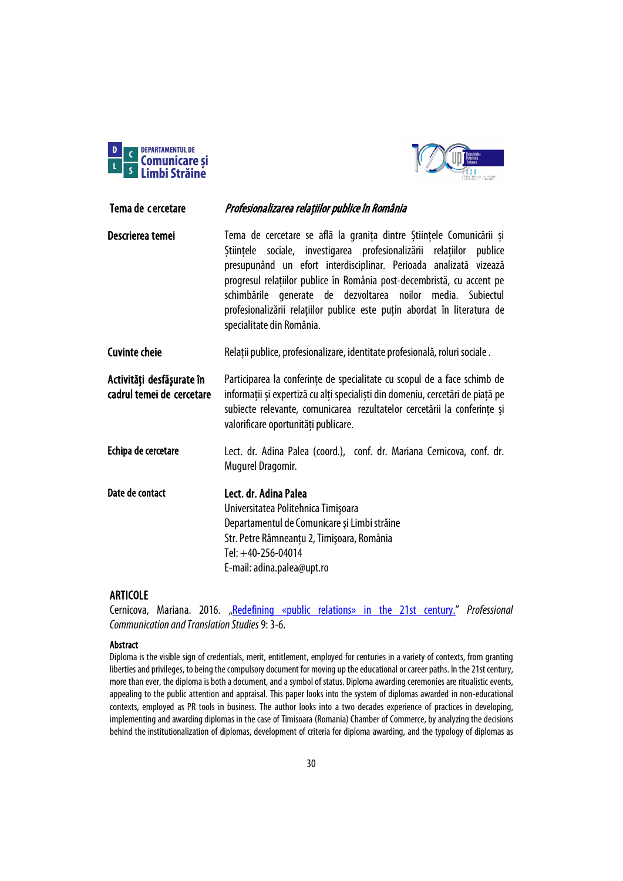| | |
|---|---|
| **Tema de cercetare** | ***Profesionalizarea relațiilor publice în România*** |
| **Descrierea temei** | Tema de cercetare se află la granița dintre Științele Comunicării și Științele sociale, investigarea profesionalizării relațiilor publice presupunând un efort interdisciplinar. Perioada analizată vizează progresul relațiilor publice în România post-decembristă, cu accent pe schimbările generate de dezvoltarea noilor media. Subiectul profesionalizării relațiilor publice este puțin abordat în literatura de specialitate din România. |
| **Cuvinte cheie** | Relații publice, profesionalizare, identitate profesională, roluri sociale . |
| **Activităţi desfăşurate în cadrul temei de cercetare** | Participarea la conferințe de specialitate cu scopul de a face schimb de informații și expertiză cu alți specialiști din domeniu, cercetări de piață pe subiecte relevante, comunicarea rezultatelor cercetării la conferințe și valorificare oportunități publicare. |
| **Echipa de cercetare** | Lect. dr. Adina Palea (coord.), conf. dr. Mariana Cernicova, conf. dr. Mugurel Dragomir. |
| **Date de contact** | **Lect. dr. Adina Palea**<br>Universitatea Politehnica Timişoara<br>Departamentul de Comunicare şi Limbi străine<br>Str. Petre Râmneanțu 2, Timişoara, România<br>Tel: +40-256-04014<br>E-mail: adina.palea@upt.ro |

## ARTICOLE

Cernicova, Mariana. 2016. „Redefining «public relations» in the 21st century." *Professional Communication and Translation Studies* 9: 3-6.

**Abstract**

Diploma is the visible sign of credentials, merit, entitlement, employed for centuries in a variety of contexts, from granting liberties and privileges, to being the compulsory document for moving up the educational or career paths. In the 21st century, more than ever, the diploma is both a document, and a symbol of status. Diploma awarding ceremonies are ritualistic events, appealing to the public attention and appraisal. This paper looks into the system of diplomas awarded in non-educational contexts, employed as PR tools in business. The author looks into a two decades experience of practices in developing, implementing and awarding diplomas in the case of Timisoara (Romania) Chamber of Commerce, by analyzing the decisions behind the institutionalization of diplomas, development of criteria for diploma awarding, and the typology of diplomas as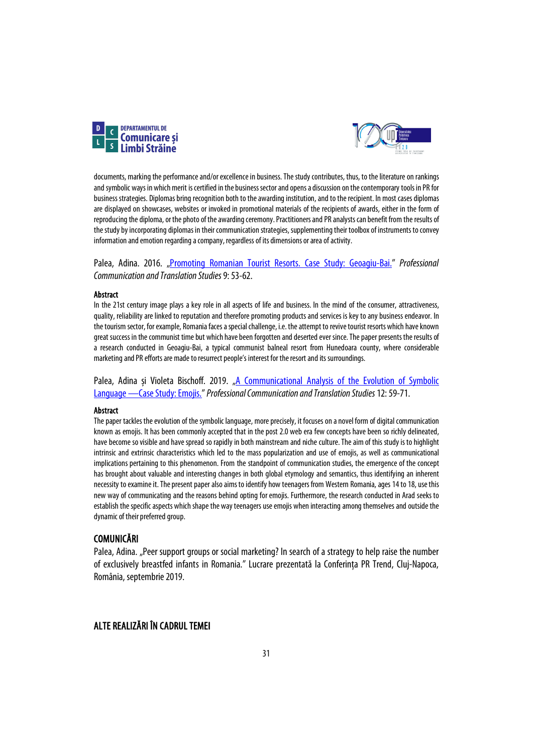documents, marking the performance and/or excellence in business. The study contributes, thus, to the literature on rankings and symbolic ways in which merit is certified in the business sector and opens a discussion on the contemporary tools in PR for business strategies. Diplomas bring recognition both to the awarding institution, and to the recipient. In most cases diplomas are displayed on showcases, websites or invoked in promotional materials of the recipients of awards, either in the form of reproducing the diploma, or the photo of the awarding ceremony. Practitioners and PR analysts can benefit from the results of the study by incorporating diplomas in their communication strategies, supplementing their toolbox of instruments to convey information and emotion regarding a company, regardless of its dimensions or area of activity.

Palea, Adina. 2016. „Promoting Romanian Tourist Resorts. Case Study: Geoagiu-Bai." *Professional Communication and Translation Studies* 9: 53-62.

**Abstract**

In the 21st century image plays a key role in all aspects of life and business. In the mind of the consumer, attractiveness, quality, reliability are linked to reputation and therefore promoting products and services is key to any business endeavor. In the tourism sector, for example, Romania faces a special challenge, i.e. the attempt to revive tourist resorts which have known great success in the communist time but which have been forgotten and deserted ever since. The paper presents the results of a research conducted in Geoagiu-Bai, a typical communist balneal resort from Hunedoara county, where considerable marketing and PR efforts are made to resurrect people's interest for the resort and its surroundings.

Palea, Adina și Violeta Bischoff. 2019. „A Communicational Analysis of the Evolution of Symbolic Language —Case Study: Emojis." *Professional Communication and Translation Studies* 12: 59-71.

**Abstract**

The paper tackles the evolution of the symbolic language, more precisely, it focuses on a novel form of digital communication known as emojis. It has been commonly accepted that in the post 2.0 web era few concepts have been so richly delineated, have become so visible and have spread so rapidly in both mainstream and niche culture. The aim of this study is to highlight intrinsic and extrinsic characteristics which led to the mass popularization and use of emojis, as well as communicational implications pertaining to this phenomenon. From the standpoint of communication studies, the emergence of the concept has brought about valuable and interesting changes in both global etymology and semantics, thus identifying an inherent necessity to examine it. The present paper also aims to identify how teenagers from Western Romania, ages 14 to 18, use this new way of communicating and the reasons behind opting for emojis. Furthermore, the research conducted in Arad seeks to establish the specific aspects which shape the way teenagers use emojis when interacting among themselves and outside the dynamic of their preferred group.

## COMUNICĂRI

Palea, Adina. „Peer support groups or social marketing? In search of a strategy to help raise the number of exclusively breastfed infants in Romania." Lucrare prezentată la Conferința PR Trend, Cluj-Napoca, România, septembrie 2019.

## ALTE REALIZĂRI ÎN CADRUL TEMEI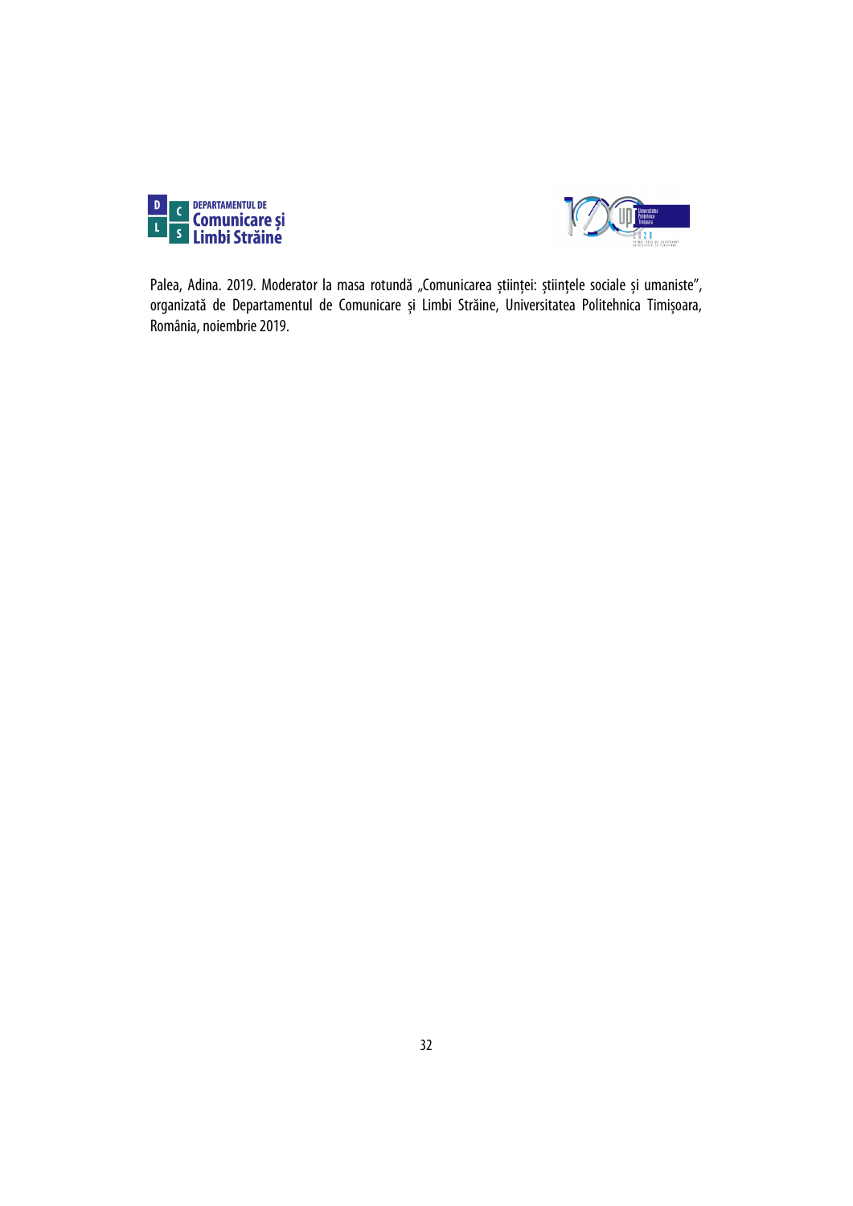Palea, Adina. 2019. Moderator la masa rotundă „Comunicarea științei: științele sociale și umaniste", organizată de Departamentul de Comunicare și Limbi Străine, Universitatea Politehnica Timișoara, România, noiembrie 2019.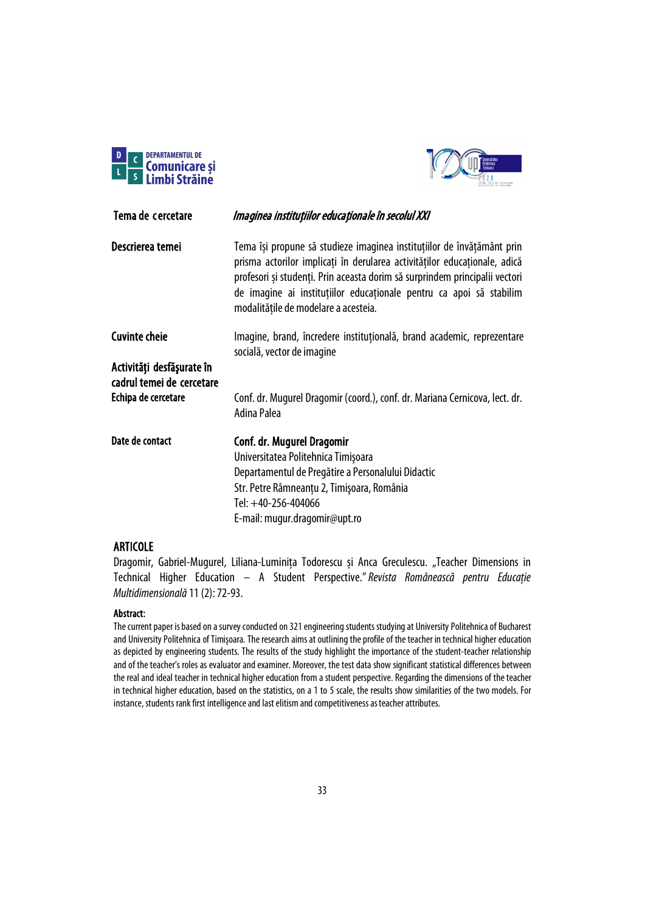| | |
|---|---|
| **Tema de cercetare** | ***Imaginea instituțiilor educaționale în secolul XXI*** |
| **Descrierea temei** | Tema își propune să studieze imaginea instituțiilor de învățământ prin prisma actorilor implicați în derularea activităților educaționale, adică profesori și studenți. Prin aceasta dorim să surprindem principalii vectori de imagine ai instituțiilor educaționale pentru ca apoi să stabilim modalitățile de modelare a acesteia. |
| **Cuvinte cheie** | Imagine, brand, încredere instituțională, brand academic, reprezentare socială, vector de imagine |
| **Activităţi desfăşurate în cadrul temei de cercetare** | |
| **Echipa de cercetare** | Conf. dr. Mugurel Dragomir (coord.), conf. dr. Mariana Cernicova, lect. dr. Adina Palea |
| **Date de contact** | **Conf. dr. Mugurel Dragomir**<br>Universitatea Politehnica Timişoara<br>Departamentul de Pregătire a Personalului Didactic<br>Str. Petre Râmneanțu 2, Timişoara, România<br>Tel: +40-256-404066<br>E-mail: mugur.dragomir@upt.ro |

## ARTICOLE

Dragomir, Gabriel-Mugurel, Liliana-Luminița Todorescu și Anca Greculescu. „Teacher Dimensions in Technical Higher Education – A Student Perspective." *Revista Românească pentru Educație Multidimensională* 11 (2): 72-93.

**Abstract:**

The current paper is based on a survey conducted on 321 engineering students studying at University Politehnica of Bucharest and University Politehnica of Timişoara. The research aims at outlining the profile of the teacher in technical higher education as depicted by engineering students. The results of the study highlight the importance of the student-teacher relationship and of the teacher's roles as evaluator and examiner. Moreover, the test data show significant statistical differences between the real and ideal teacher in technical higher education from a student perspective. Regarding the dimensions of the teacher in technical higher education, based on the statistics, on a 1 to 5 scale, the results show similarities of the two models. For instance, students rank first intelligence and last elitism and competitiveness as teacher attributes.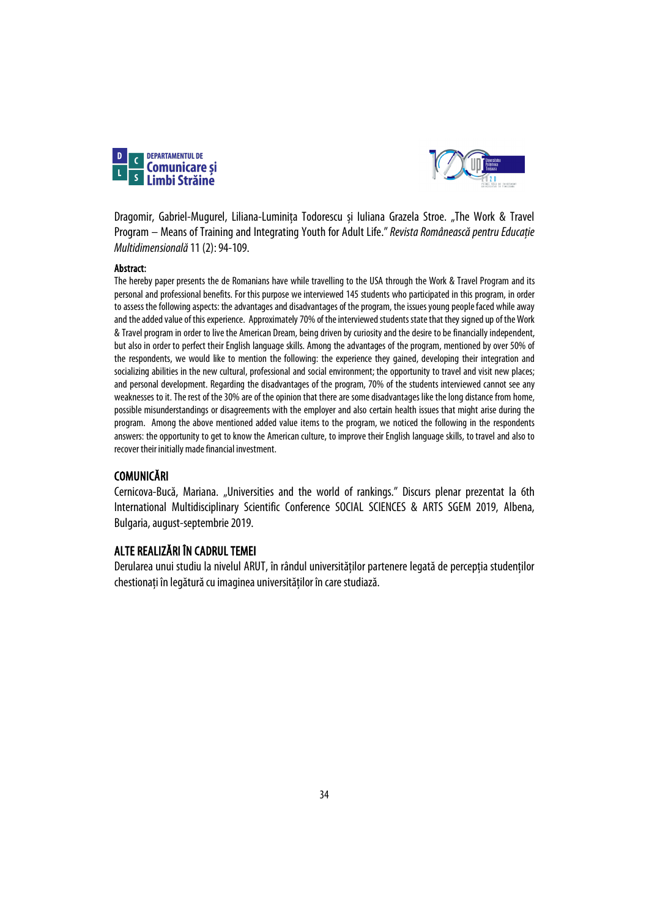Dragomir, Gabriel-Mugurel, Liliana-Luminița Todorescu și Iuliana Grazela Stroe. „The Work & Travel Program – Means of Training and Integrating Youth for Adult Life." *Revista Românească pentru Educație Multidimensională* 11 (2): 94-109.

**Abstract:**

The hereby paper presents the de Romanians have while travelling to the USA through the Work & Travel Program and its personal and professional benefits. For this purpose we interviewed 145 students who participated in this program, in order to assess the following aspects: the advantages and disadvantages of the program, the issues young people faced while away and the added value of this experience. Approximately 70% of the interviewed students state that they signed up of the Work & Travel program in order to live the American Dream, being driven by curiosity and the desire to be financially independent, but also in order to perfect their English language skills. Among the advantages of the program, mentioned by over 50% of the respondents, we would like to mention the following: the experience they gained, developing their integration and socializing abilities in the new cultural, professional and social environment; the opportunity to travel and visit new places; and personal development. Regarding the disadvantages of the program, 70% of the students interviewed cannot see any weaknesses to it. The rest of the 30% are of the opinion that there are some disadvantages like the long distance from home, possible misunderstandings or disagreements with the employer and also certain health issues that might arise during the program. Among the above mentioned added value items to the program, we noticed the following in the respondents answers: the opportunity to get to know the American culture, to improve their English language skills, to travel and also to recover their initially made financial investment.

## COMUNICĂRI

Cernicova-Bucă, Mariana. „Universities and the world of rankings." Discurs plenar prezentat la 6th International Multidisciplinary Scientific Conference SOCIAL SCIENCES & ARTS SGEM 2019, Albena, Bulgaria, august-septembrie 2019.

## ALTE REALIZĂRI ÎN CADRUL TEMEI

Derularea unui studiu la nivelul ARUT, în rândul universităților partenere legată de percepția studenților chestionați în legătură cu imaginea universităților în care studiază.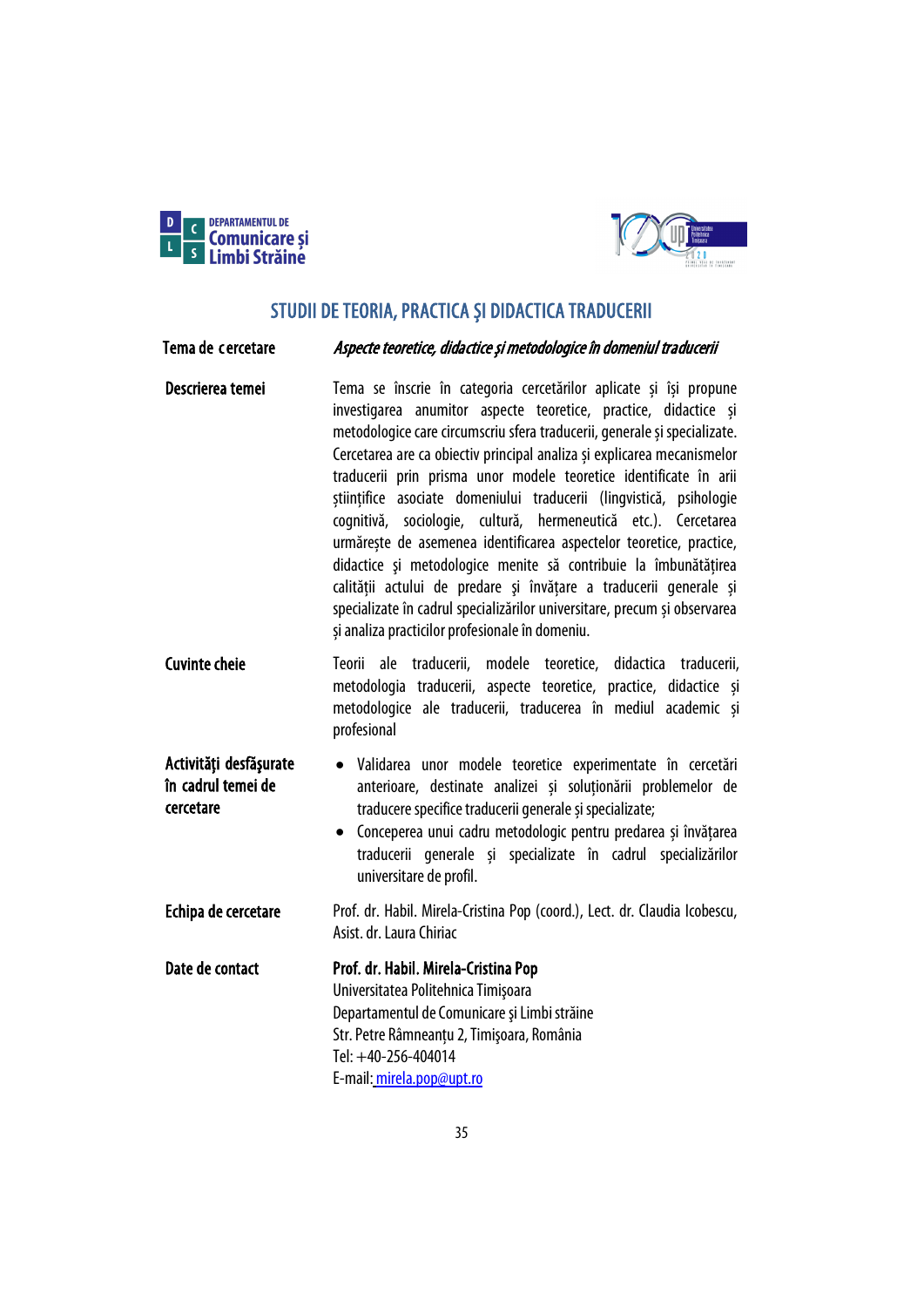# STUDII DE TEORIA, PRACTICA ŞI DIDACTICA TRADUCERII

**Tema de cercetare**

*Aspecte teoretice, didactice şi metodologice în domeniul traducerii*

**Descrierea temei**

Tema se înscrie în categoria cercetărilor aplicate şi îşi propune investigarea anumitor aspecte teoretice, practice, didactice şi metodologice care circumscriu sfera traducerii, generale şi specializate. Cercetarea are ca obiectiv principal analiza şi explicarea mecanismelor traducerii prin prisma unor modele teoretice identificate în arii ştiințifice asociate domeniului traducerii (lingvistică, psihologie cognitivă, sociologie, cultură, hermeneutică etc.). Cercetarea urmăreşte de asemenea identificarea aspectelor teoretice, practice, didactice şi metodologice menite să contribuie la îmbunătățirea calității actului de predare şi învățare a traducerii generale şi specializate în cadrul specializărilor universitare, precum şi observarea şi analiza practicilor profesionale în domeniu.

**Cuvinte cheie**

Teorii ale traducerii, modele teoretice, didactica traducerii, metodologia traducerii, aspecte teoretice, practice, didactice şi metodologice ale traducerii, traducerea în mediul academic şi profesional

**Activităţi desfăşurate în cadrul temei de cercetare**

- Validarea unor modele teoretice experimentate în cercetări anterioare, destinate analizei şi soluționării problemelor de traducere specifice traducerii generale şi specializate;
- Conceperea unui cadru metodologic pentru predarea şi învățarea traducerii generale şi specializate în cadrul specializărilor universitare de profil.

**Echipa de cercetare**

Prof. dr. Habil. Mirela-Cristina Pop (coord.), Lect. dr. Claudia Icobescu, Asist. dr. Laura Chiriac

**Date de contact**

**Prof. dr. Habil. Mirela-Cristina Pop**
Universitatea Politehnica Timişoara
Departamentul de Comunicare şi Limbi străine
Str. Petre Râmneanțu 2, Timişoara, România
Tel: +40-256-404014
E-mail: mirela.pop@upt.ro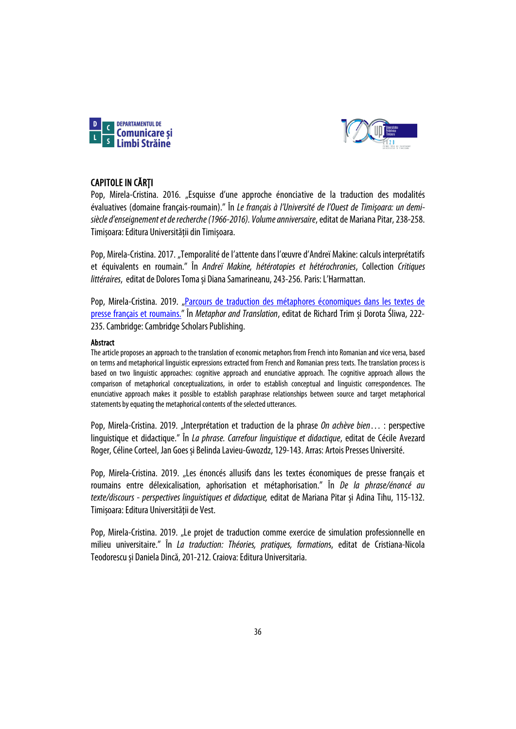## CAPITOLE IN CĂRŢI

Pop, Mirela-Cristina. 2016. „Esquisse d'une approche énonciative de la traduction des modalités évaluatives (domaine français-roumain)." În *Le français à l'Université de l'Ouest de Timișoara: un demi-siècle d'enseignement et de recherche (1966-2016). Volume anniversaire*, editat de Mariana Pitar, 238-258. Timișoara: Editura Universității din Timișoara.

Pop, Mirela-Cristina. 2017. „Temporalité de l'attente dans l'œuvre d'Andreï Makine: calculs interprétatifs et équivalents en roumain." În *Andreï Makine, hétérotopies et hétérochronies*, Collection *Critiques littéraires*, editat de Dolores Toma și Diana Samarineanu, 243-256. Paris: L'Harmattan.

Pop, Mirela-Cristina. 2019. „Parcours de traduction des métaphores économiques dans les textes de presse français et roumains." În *Metaphor and Translation*, editat de Richard Trim și Dorota Śliwa, 222-235. Cambridge: Cambridge Scholars Publishing.

**Abstract**

The article proposes an approach to the translation of economic metaphors from French into Romanian and vice versa, based on terms and metaphorical linguistic expressions extracted from French and Romanian press texts. The translation process is based on two linguistic approaches: cognitive approach and enunciative approach. The cognitive approach allows the comparison of metaphorical conceptualizations, in order to establish conceptual and linguistic correspondences. The enunciative approach makes it possible to establish paraphrase relationships between source and target metaphorical statements by equating the metaphorical contents of the selected utterances.

Pop, Mirela-Cristina. 2019. „Interprétation et traduction de la phrase *On achève bien…* : perspective linguistique et didactique." În *La phrase. Carrefour linguistique et didactique*, editat de Cécile Avezard Roger, Céline Corteel, Jan Goes și Belinda Lavieu-Gwozdz, 129-143. Arras: Artois Presses Université.

Pop, Mirela-Cristina. 2019. „Les énoncés allusifs dans les textes économiques de presse français et roumains entre délexicalisation, aphorisation et métaphorisation." În *De la phrase/énoncé au texte/discours - perspectives linguistiques et didactique,* editat de Mariana Pitar și Adina Tihu, 115-132. Timișoara: Editura Universității de Vest.

Pop, Mirela-Cristina. 2019. „Le projet de traduction comme exercice de simulation professionnelle en milieu universitaire." În *La traduction: Théories, pratiques, formation*s, editat de Cristiana-Nicola Teodorescu și Daniela Dincă, 201-212. Craiova: Editura Universitaria.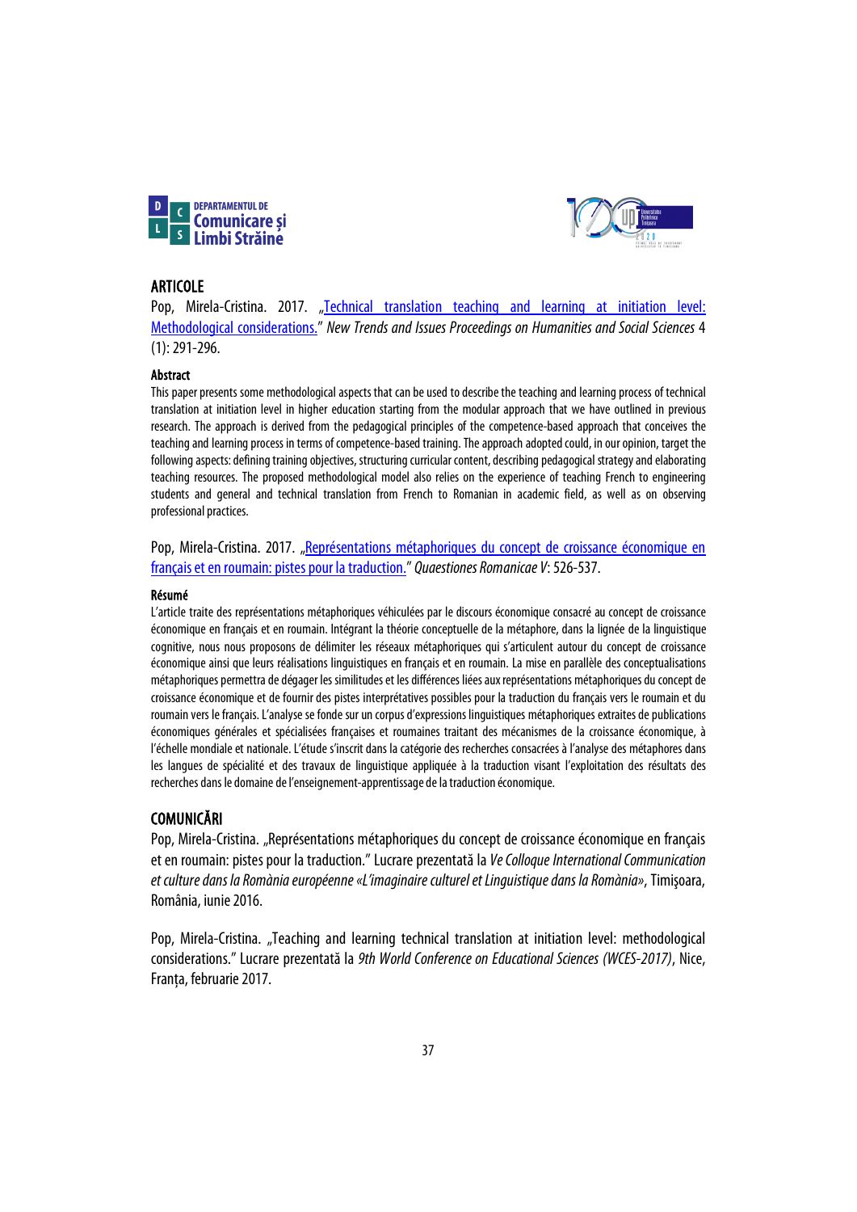## ARTICOLE

Pop, Mirela-Cristina. 2017. „[Technical translation teaching and learning at initiation level: Methodological considerations.](#)" *New Trends and Issues Proceedings on Humanities and Social Sciences* 4 (1): 291-296.

**Abstract**

This paper presents some methodological aspects that can be used to describe the teaching and learning process of technical translation at initiation level in higher education starting from the modular approach that we have outlined in previous research. The approach is derived from the pedagogical principles of the competence-based approach that conceives the teaching and learning process in terms of competence-based training. The approach adopted could, in our opinion, target the following aspects: defining training objectives, structuring curricular content, describing pedagogical strategy and elaborating teaching resources. The proposed methodological model also relies on the experience of teaching French to engineering students and general and technical translation from French to Romanian in academic field, as well as on observing professional practices.

Pop, Mirela-Cristina. 2017. „[Représentations métaphoriques du concept de croissance économique en français et en roumain: pistes pour la traduction.](#)" *Quaestiones Romanicae V*: 526-537.

**Résumé**

L'article traite des représentations métaphoriques véhiculées par le discours économique consacré au concept de croissance économique en français et en roumain. Intégrant la théorie conceptuelle de la métaphore, dans la lignée de la linguistique cognitive, nous nous proposons de délimiter les réseaux métaphoriques qui s'articulent autour du concept de croissance économique ainsi que leurs réalisations linguistiques en français et en roumain. La mise en parallèle des conceptualisations métaphoriques permettra de dégager les similitudes et les différences liées aux représentations métaphoriques du concept de croissance économique et de fournir des pistes interprétatives possibles pour la traduction du français vers le roumain et du roumain vers le français. L'analyse se fonde sur un corpus d'expressions linguistiques métaphoriques extraites de publications économiques générales et spécialisées françaises et roumaines traitant des mécanismes de la croissance économique, à l'échelle mondiale et nationale. L'étude s'inscrit dans la catégorie des recherches consacrées à l'analyse des métaphores dans les langues de spécialité et des travaux de linguistique appliquée à la traduction visant l'exploitation des résultats des recherches dans le domaine de l'enseignement-apprentissage de la traduction économique.

## COMUNICĂRI

Pop, Mirela-Cristina. „Représentations métaphoriques du concept de croissance économique en français et en roumain: pistes pour la traduction." Lucrare prezentată la *Ve Colloque International Communication et culture dans la Romània européenne «L'imaginaire culturel et Linguistique dans la Romània»*, Timişoara, România, iunie 2016.

Pop, Mirela-Cristina. „Teaching and learning technical translation at initiation level: methodological considerations." Lucrare prezentată la *9th World Conference on Educational Sciences (WCES-2017)*, Nice, Franța, februarie 2017.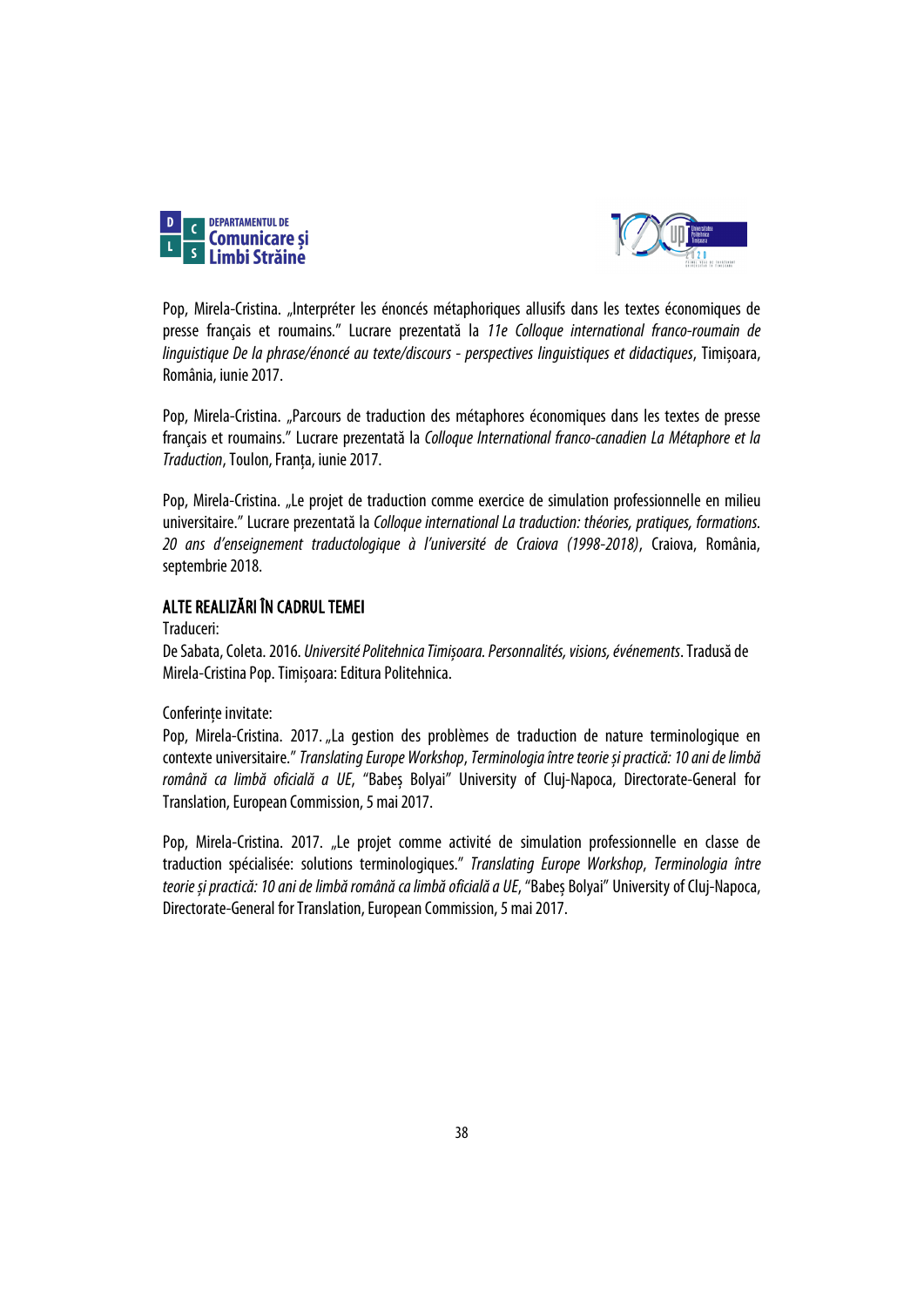Pop, Mirela-Cristina. „Interpréter les énoncés métaphoriques allusifs dans les textes économiques de presse français et roumains." Lucrare prezentată la *11e Colloque international franco-roumain de linguistique De la phrase/énoncé au texte/discours - perspectives linguistiques et didactiques*, Timișoara, România, iunie 2017.

Pop, Mirela-Cristina. „Parcours de traduction des métaphores économiques dans les textes de presse français et roumains." Lucrare prezentată la *Colloque International franco-canadien La Métaphore et la Traduction*, Toulon, Franța, iunie 2017.

Pop, Mirela-Cristina. „Le projet de traduction comme exercice de simulation professionnelle en milieu universitaire." Lucrare prezentată la *Colloque international La traduction: théories, pratiques, formations. 20 ans d'enseignement traductologique à l'université de Craiova (1998-2018)*, Craiova, România, septembrie 2018.

## ALTE REALIZĂRI ÎN CADRUL TEMEI

Traduceri:

De Sabata, Coleta. 2016. *Université Politehnica Timișoara. Personnalités, visions, événements*. Tradusă de Mirela-Cristina Pop. Timișoara: Editura Politehnica.

Conferințe invitate:

Pop, Mirela-Cristina. 2017. „La gestion des problèmes de traduction de nature terminologique en contexte universitaire." *Translating Europe Workshop*, *Terminologia între teorie și practică: 10 ani de limbă română ca limbă oficială a UE*, "Babeș Bolyai" University of Cluj-Napoca, Directorate-General for Translation, European Commission, 5 mai 2017.

Pop, Mirela-Cristina. 2017. „Le projet comme activité de simulation professionnelle en classe de traduction spécialisée: solutions terminologiques." *Translating Europe Workshop*, *Terminologia între teorie și practică: 10 ani de limbă română ca limbă oficială a UE*, "Babeș Bolyai" University of Cluj-Napoca, Directorate-General for Translation, European Commission, 5 mai 2017.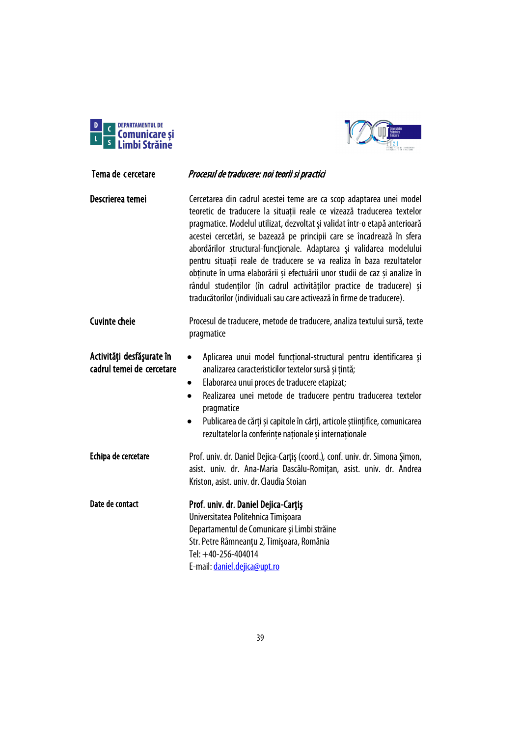| | |
|---|---|
| **Tema de cercetare** | ***Procesul de traducere: noi teorii și practici*** |
| **Descrierea temei** | Cercetarea din cadrul acestei teme are ca scop adaptarea unei model teoretic de traducere la situații reale ce vizează traducerea textelor pragmatice. Modelul utilizat, dezvoltat și validat într-o etapă anterioară acestei cercetări, se bazează pe principii care se încadrează în sfera abordărilor structural-funcționale. Adaptarea și validarea modelului pentru situații reale de traducere se va realiza în baza rezultatelor obținute în urma elaborării și efectuării unor studii de caz și analize în rândul studenților (în cadrul activităților practice de traducere) și traducătorilor (individuali sau care activează în firme de traducere). |
| **Cuvinte cheie** | Procesul de traducere, metode de traducere, analiza textului sursă, texte pragmatice |
| **Activități desfășurate în cadrul temei de cercetare** | • Aplicarea unui model funcțional-structural pentru identificarea și analizarea caracteristicilor textelor sursă și țintă;<br>• Elaborarea unui proces de traducere etapizat;<br>• Realizarea unei metode de traducere pentru traducerea textelor pragmatice<br>• Publicarea de cărți și capitole în cărți, articole științifice, comunicarea rezultatelor la conferințe naționale și internaționale |
| **Echipa de cercetare** | Prof. univ. dr. Daniel Dejica-Carțiș (coord.), conf. univ. dr. Simona Șimon, asist. univ. dr. Ana-Maria Dascălu-Romițan, asist. univ. dr. Andrea Kriston, asist. univ. dr. Claudia Stoian |
| **Date de contact** | **Prof. univ. dr. Daniel Dejica-Carțiș**<br>Universitatea Politehnica Timișoara<br>Departamentul de Comunicare și Limbi străine<br>Str. Petre Râmneanțu 2, Timișoara, România<br>Tel: +40-256-404014<br>E-mail: daniel.dejica@upt.ro |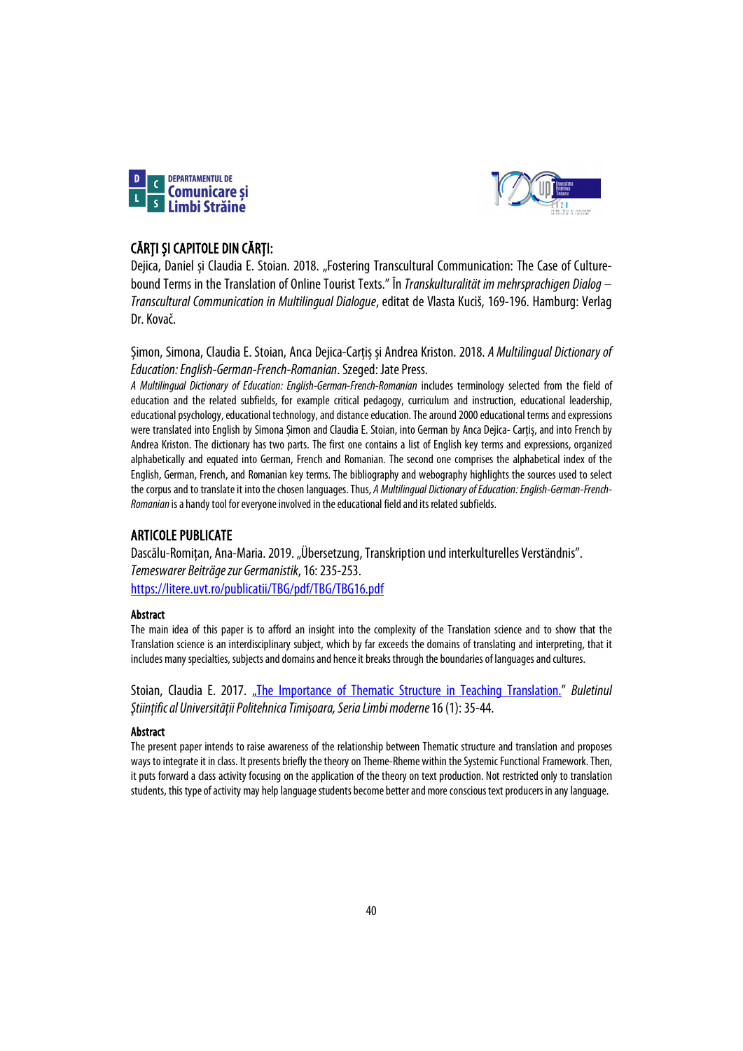## CĂRŢI ŞI CAPITOLE DIN CĂRŢI:

Dejica, Daniel și Claudia E. Stoian. 2018. „Fostering Transcultural Communication: The Case of Culture-bound Terms in the Translation of Online Tourist Texts." În *Transkulturalität im mehrsprachigen Dialog – Transcultural Communication in Multilingual Dialogue*, editat de Vlasta Kučiš, 169-196. Hamburg: Verlag Dr. Kovač.

Șimon, Simona, Claudia E. Stoian, Anca Dejica-Carțiș și Andrea Kriston. 2018. *A Multilingual Dictionary of Education: English-German-French-Romanian*. Szeged: Jate Press.

*A Multilingual Dictionary of Education: English-German-French-Romanian* includes terminology selected from the field of education and the related subfields, for example critical pedagogy, curriculum and instruction, educational leadership, educational psychology, educational technology, and distance education. The around 2000 educational terms and expressions were translated into English by Simona Șimon and Claudia E. Stoian, into German by Anca Dejica- Carțiș, and into French by Andrea Kriston. The dictionary has two parts. The first one contains a list of English key terms and expressions, organized alphabetically and equated into German, French and Romanian. The second one comprises the alphabetical index of the English, German, French, and Romanian key terms. The bibliography and webography highlights the sources used to select the corpus and to translate it into the chosen languages. Thus, *A Multilingual Dictionary of Education: English-German-French-Romanian* is a handy tool for everyone involved in the educational field and its related subfields.

## ARTICOLE PUBLICATE

Dascălu-Romițan, Ana-Maria. 2019. „Übersetzung, Transkription und interkulturelles Verständnis". *Temeswarer Beiträge zur Germanistik*, 16: 235-253.
https://litere.uvt.ro/publicatii/TBG/pdf/TBG/TBG16.pdf

**Abstract**

The main idea of this paper is to afford an insight into the complexity of the Translation science and to show that the Translation science is an interdisciplinary subject, which by far exceeds the domains of translating and interpreting, that it includes many specialties, subjects and domains and hence it breaks through the boundaries of languages and cultures.

Stoian, Claudia E. 2017. „The Importance of Thematic Structure in Teaching Translation." *Buletinul Ştiinţific al Universităţii Politehnica Timişoara, Seria Limbi moderne* 16 (1): 35-44.

**Abstract**

The present paper intends to raise awareness of the relationship between Thematic structure and translation and proposes ways to integrate it in class. It presents briefly the theory on Theme-Rheme within the Systemic Functional Framework. Then, it puts forward a class activity focusing on the application of the theory on text production. Not restricted only to translation students, this type of activity may help language students become better and more conscious text producers in any language.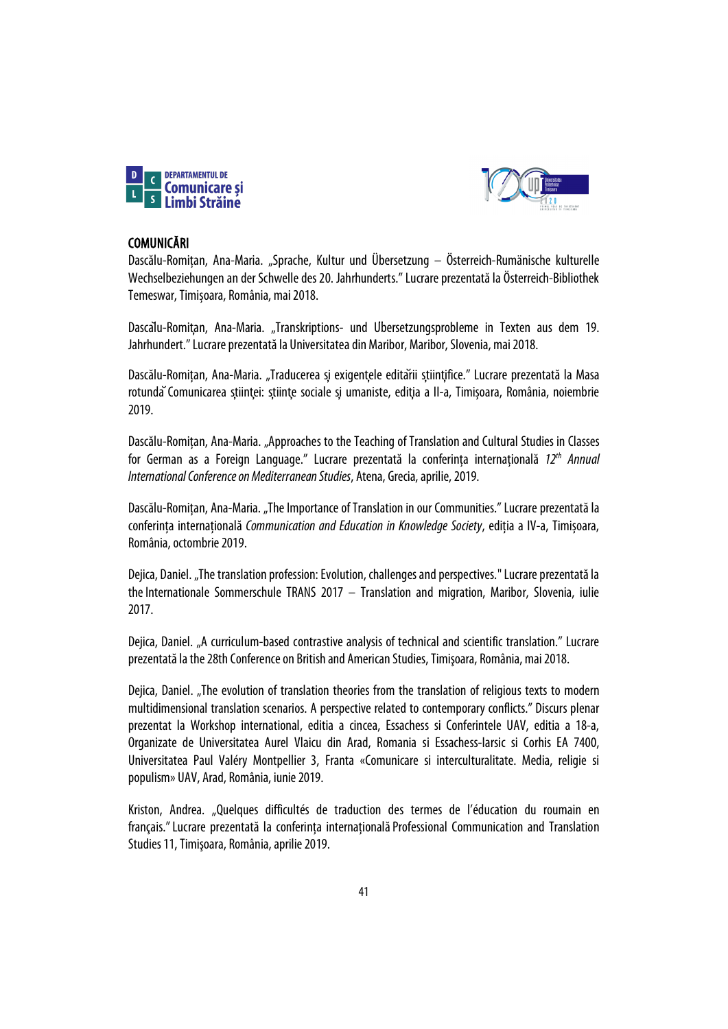## COMUNICĂRI

Dascălu-Romițan, Ana-Maria. „Sprache, Kultur und Übersetzung – Österreich-Rumänische kulturelle Wechselbeziehungen an der Schwelle des 20. Jahrhunderts." Lucrare prezentată la Österreich-Bibliothek Temeswar, Timișoara, România, mai 2018.

Dascălu-Romițan, Ana-Maria. „Transkriptions- und Übersetzungsprobleme in Texten aus dem 19. Jahrhundert." Lucrare prezentată la Universitatea din Maribor, Maribor, Slovenia, mai 2018.

Dascălu-Romițan, Ana-Maria. „Traducerea și exigențele editării științifice." Lucrare prezentată la Masa rotundă Comunicarea științei: științe sociale și umaniste, ediția a II-a, Timișoara, România, noiembrie 2019.

Dascălu-Romițan, Ana-Maria. „Approaches to the Teaching of Translation and Cultural Studies in Classes for German as a Foreign Language." Lucrare prezentată la conferința internațională *12th Annual International Conference on Mediterranean Studies*, Atena, Grecia, aprilie, 2019.

Dascălu-Romițan, Ana-Maria. „The Importance of Translation in our Communities." Lucrare prezentată la conferința internațională *Communication and Education in Knowledge Society*, ediția a IV-a, Timișoara, România, octombrie 2019.

Dejica, Daniel. „The translation profession: Evolution, challenges and perspectives." Lucrare prezentată la the Internationale Sommerschule TRANS 2017 – Translation and migration, Maribor, Slovenia, iulie 2017.

Dejica, Daniel. „A curriculum-based contrastive analysis of technical and scientific translation." Lucrare prezentată la the 28th Conference on British and American Studies, Timişoara, România, mai 2018.

Dejica, Daniel. „The evolution of translation theories from the translation of religious texts to modern multidimensional translation scenarios. A perspective related to contemporary conflicts." Discurs plenar prezentat la Workshop international, editia a cincea, Essachess si Conferintele UAV, editia a 18-a, Organizate de Universitatea Aurel Vlaicu din Arad, Romania si Essachess-Iarsic si Corhis EA 7400, Universitatea Paul Valéry Montpellier 3, Franta «Comunicare si interculturalitate. Media, religie si populism» UAV, Arad, România, iunie 2019.

Kriston, Andrea. „Quelques difficultés de traduction des termes de l'éducation du roumain en français." Lucrare prezentată la conferința internațională Professional Communication and Translation Studies 11, Timişoara, România, aprilie 2019.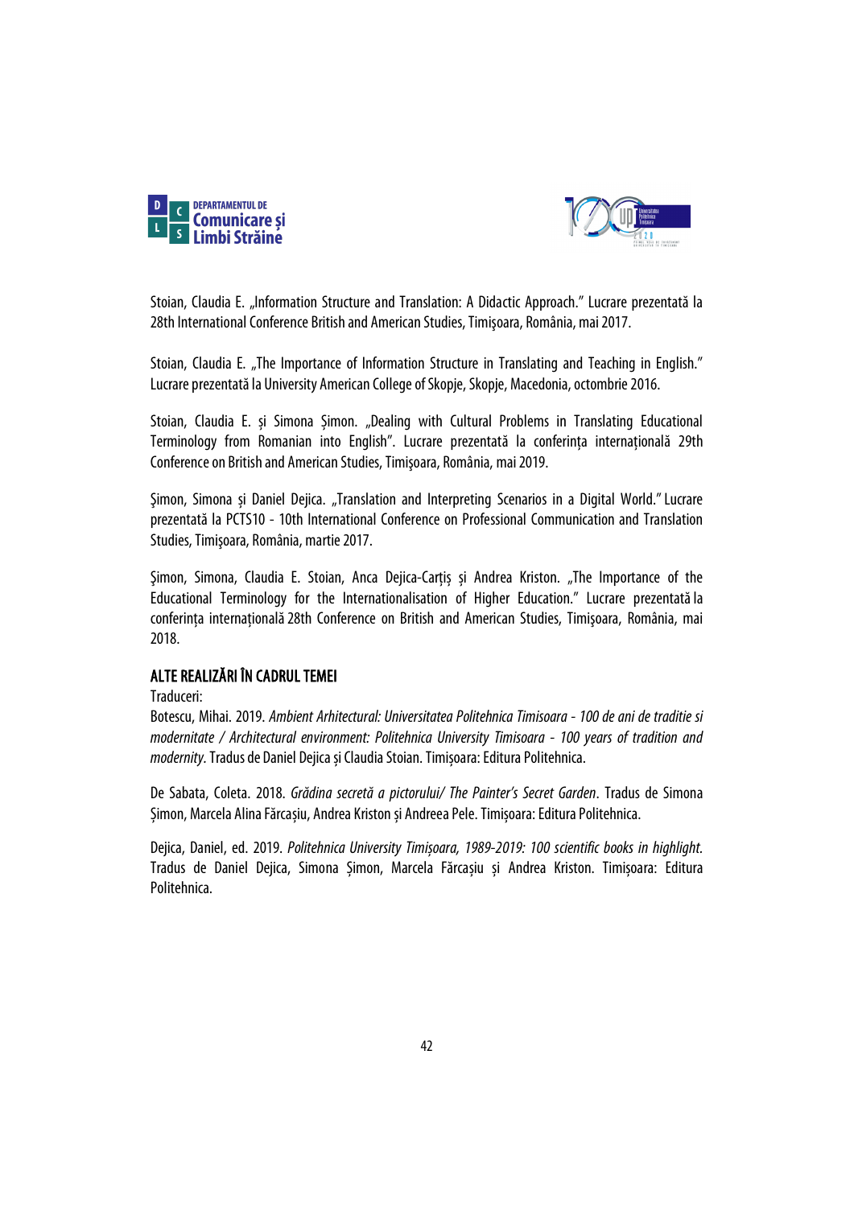Stoian, Claudia E. „Information Structure and Translation: A Didactic Approach." Lucrare prezentată la 28th International Conference British and American Studies, Timişoara, România, mai 2017.

Stoian, Claudia E. „The Importance of Information Structure in Translating and Teaching in English." Lucrare prezentată la University American College of Skopje, Skopje, Macedonia, octombrie 2016.

Stoian, Claudia E. și Simona Șimon. „Dealing with Cultural Problems in Translating Educational Terminology from Romanian into English". Lucrare prezentată la conferința internațională 29th Conference on British and American Studies, Timişoara, România, mai 2019.

Şimon, Simona și Daniel Dejica. „Translation and Interpreting Scenarios in a Digital World." Lucrare prezentată la PCTS10 - 10th International Conference on Professional Communication and Translation Studies, Timişoara, România, martie 2017.

Şimon, Simona, Claudia E. Stoian, Anca Dejica-Carțiș și Andrea Kriston. „The Importance of the Educational Terminology for the Internationalisation of Higher Education." Lucrare prezentată la conferința internațională 28th Conference on British and American Studies, Timişoara, România, mai 2018.

## ALTE REALIZĂRI ÎN CADRUL TEMEI

Traduceri:

Botescu, Mihai. 2019. *Ambient Arhitectural: Universitatea Politehnica Timisoara - 100 de ani de traditie si modernitate / Architectural environment: Politehnica University Timisoara - 100 years of tradition and modernity*. Tradus de Daniel Dejica și Claudia Stoian. Timișoara: Editura Politehnica.

De Sabata, Coleta. 2018. *Grădina secretă a pictorului/ The Painter's Secret Garden*. Tradus de Simona Șimon, Marcela Alina Fărcașiu, Andrea Kriston și Andreea Pele. Timișoara: Editura Politehnica.

Dejica, Daniel, ed. 2019. *Politehnica University Timișoara, 1989-2019: 100 scientific books in highlight.* Tradus de Daniel Dejica, Simona Șimon, Marcela Fărcașiu și Andrea Kriston. Timișoara: Editura Politehnica.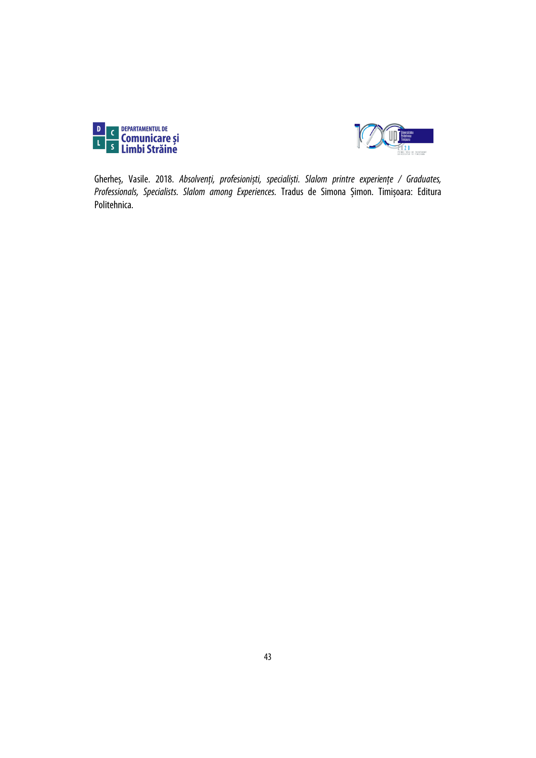Gherheș, Vasile. 2018. *Absolvenți, profesioniști, specialiști. Slalom printre experiențe / Graduates, Professionals, Specialists. Slalom among Experiences.* Tradus de Simona Șimon. Timișoara: Editura Politehnica.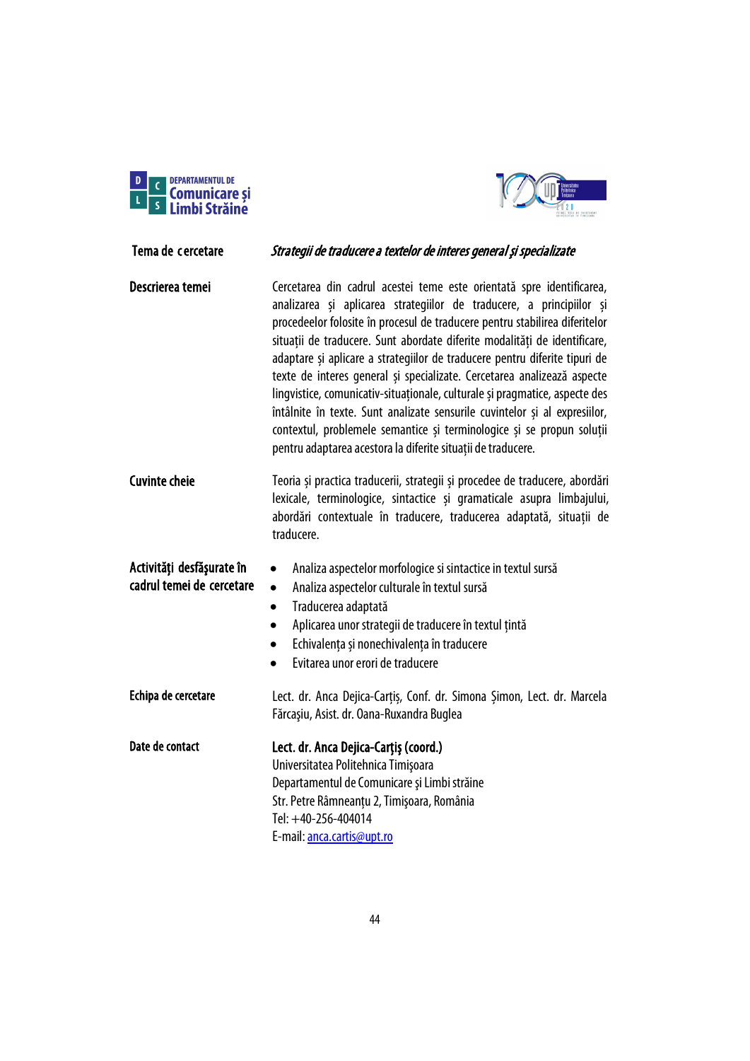| | |
|---|---|
| **Tema de cercetare** | ***Strategii de traducere a textelor de interes general şi specializate*** |
| **Descrierea temei** | Cercetarea din cadrul acestei teme este orientată spre identificarea, analizarea și aplicarea strategiilor de traducere, a principiilor și procedeelor folosite în procesul de traducere pentru stabilirea diferitelor situații de traducere. Sunt abordate diferite modalități de identificare, adaptare și aplicare a strategiilor de traducere pentru diferite tipuri de texte de interes general și specializate. Cercetarea analizează aspecte lingvistice, comunicativ-situaționale, culturale și pragmatice, aspecte des întâlnite în texte. Sunt analizate sensurile cuvintelor și al expresiilor, contextul, problemele semantice și terminologice și se propun soluții pentru adaptarea acestora la diferite situații de traducere. |
| **Cuvinte cheie** | Teoria și practica traducerii, strategii și procedee de traducere, abordări lexicale, terminologice, sintactice și gramaticale asupra limbajului, abordări contextuale în traducere, traducerea adaptată, situații de traducere. |
| **Activităţi desfăşurate în cadrul temei de cercetare** | • Analiza aspectelor morfologice si sintactice in textul sursă<br>• Analiza aspectelor culturale în textul sursă<br>• Traducerea adaptată<br>• Aplicarea unor strategii de traducere în textul țintă<br>• Echivalența și nonechivalența în traducere<br>• Evitarea unor erori de traducere |
| **Echipa de cercetare** | Lect. dr. Anca Dejica-Carțiș, Conf. dr. Simona Șimon, Lect. dr. Marcela Fărcașiu, Asist. dr. Oana-Ruxandra Buglea |
| **Date de contact** | **Lect. dr. Anca Dejica-Carţiş (coord.)**<br>Universitatea Politehnica Timişoara<br>Departamentul de Comunicare şi Limbi străine<br>Str. Petre Râmneanțu 2, Timişoara, România<br>Tel: +40-256-404014<br>E-mail: anca.cartis@upt.ro |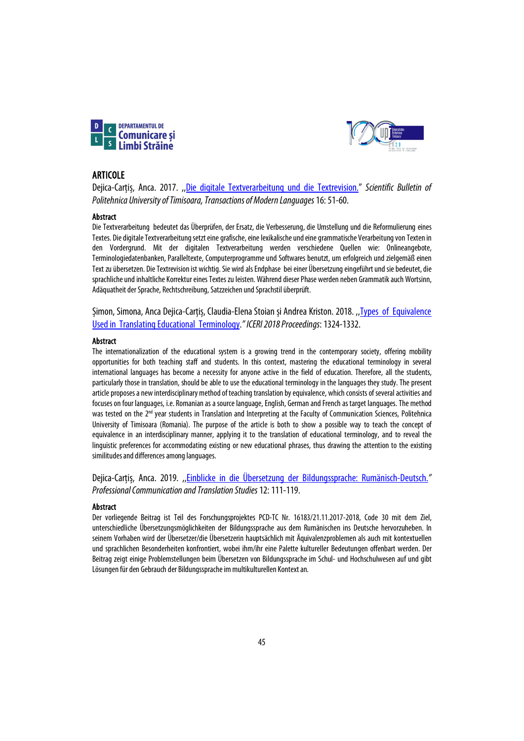## ARTICOLE

Dejica-Carțiș, Anca. 2017. „Die digitale Textverarbeitung und die Textrevision." *Scientific Bulletin of Politehnica University of Timisoara, Transactions of Modern Languages* 16: 51-60.

### Abstract

Die Textverarbeitung bedeutet das Überprüfen, der Ersatz, die Verbesserung, die Umstellung und die Reformulierung eines Textes. Die digitale Textverarbeitung setzt eine grafische, eine lexikalische und eine grammatische Verarbeitung von Texten in den Vordergrund. Mit der digitalen Textverarbeitung werden verschiedene Quellen wie: Onlineangebote, Terminologiedatenbanken, Paralleltexte, Computerprogramme und Softwares benutzt, um erfolgreich und zielgemäß einen Text zu übersetzen. Die Textrevision ist wichtig. Sie wird als Endphase bei einer Übersetzung eingeführt und sie bedeutet, die sprachliche und inhaltliche Korrektur eines Textes zu leisten. Während dieser Phase werden neben Grammatik auch Wortsinn, Adäquatheit der Sprache, Rechtschreibung, Satzzeichen und Sprachstil überprüft.

Șimon, Simona, Anca Dejica-Carțiș, Claudia-Elena Stoian și Andrea Kriston. 2018. „Types of Equivalence Used in Translating Educational Terminology." *ICERI 2018 Proceedings*: 1324-1332.

### Abstract

The internationalization of the educational system is a growing trend in the contemporary society, offering mobility opportunities for both teaching staff and students. In this context, mastering the educational terminology in several international languages has become a necessity for anyone active in the field of education. Therefore, all the students, particularly those in translation, should be able to use the educational terminology in the languages they study. The present article proposes a new interdisciplinary method of teaching translation by equivalence, which consists of several activities and focuses on four languages, i.e. Romanian as a source language, English, German and French as target languages. The method was tested on the 2nd year students in Translation and Interpreting at the Faculty of Communication Sciences, Politehnica University of Timisoara (Romania). The purpose of the article is both to show a possible way to teach the concept of equivalence in an interdisciplinary manner, applying it to the translation of educational terminology, and to reveal the linguistic preferences for accommodating existing or new educational phrases, thus drawing the attention to the existing similitudes and differences among languages.

Dejica-Carțiș, Anca. 2019. „Einblicke in die Übersetzung der Bildungssprache: Rumänisch-Deutsch." *Professional Communication and Translation Studies* 12: 111-119.

### Abstract

Der vorliegende Beitrag ist Teil des Forschungsprojektes PCD-TC Nr. 16183/21.11.2017-2018, Code 30 mit dem Ziel, unterschiedliche Übersetzungsmöglichkeiten der Bildungssprache aus dem Rumänischen ins Deutsche hervorzuheben. In seinem Vorhaben wird der Übersetzer/die Übersetzerin hauptsächlich mit Äquivalenzproblemen als auch mit kontextuellen und sprachlichen Besonderheiten konfrontiert, wobei ihm/ihr eine Palette kultureller Bedeutungen offenbart werden. Der Beitrag zeigt einige Problemstellungen beim Übersetzen von Bildungssprache im Schul- und Hochschulwesen auf und gibt Lösungen für den Gebrauch der Bildungssprache im multikulturellen Kontext an.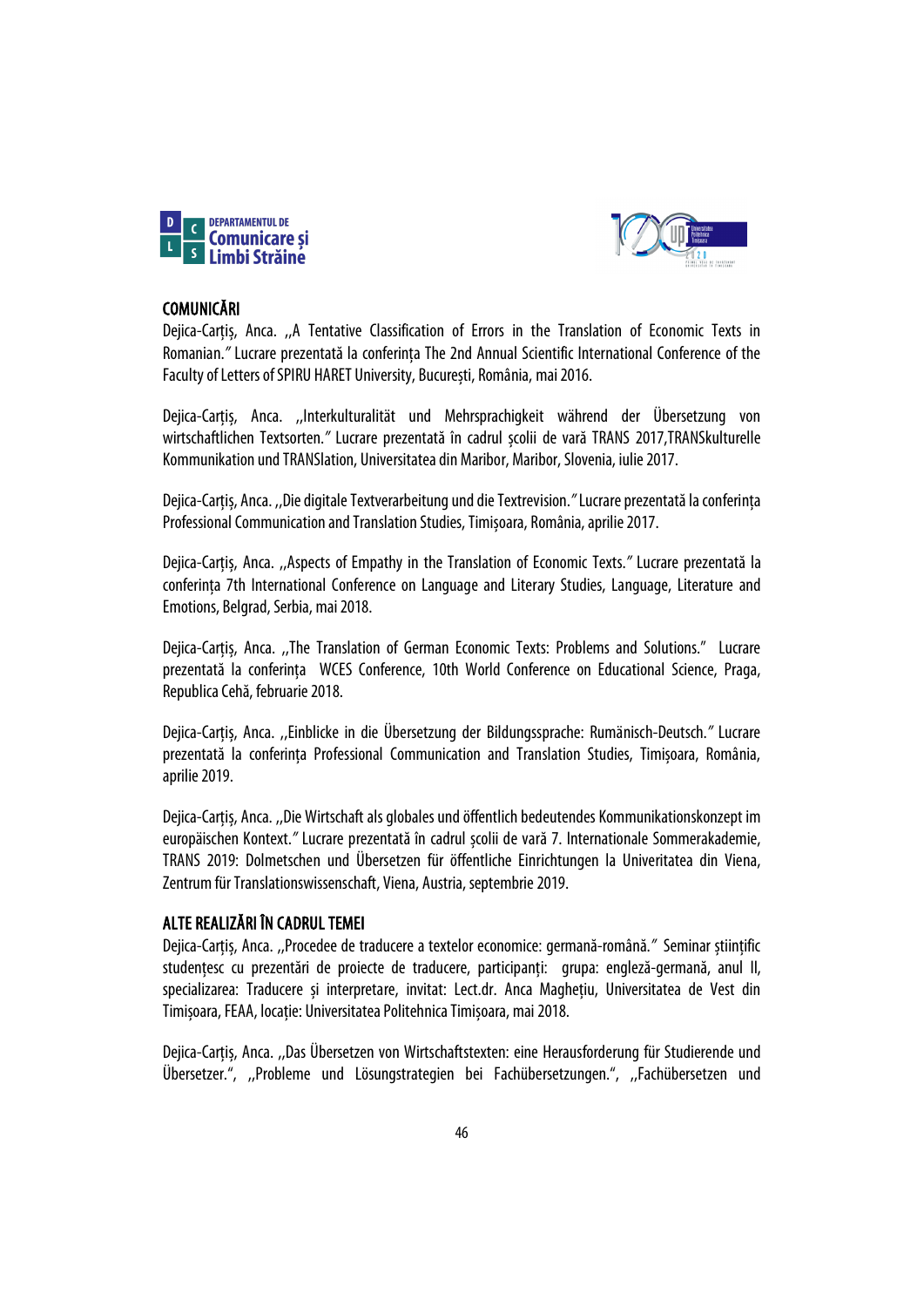## COMUNICĂRI

Dejica-Carțiș, Anca. ,,A Tentative Classification of Errors in the Translation of Economic Texts in Romanian." Lucrare prezentată la conferința The 2nd Annual Scientific International Conference of the Faculty of Letters of SPIRU HARET University, București, România, mai 2016.

Dejica-Carțiș, Anca. ,,Interkulturalität und Mehrsprachigkeit während der Übersetzung von wirtschaftlichen Textsorten." Lucrare prezentată în cadrul școlii de vară TRANS 2017,TRANSkulturelle Kommunikation und TRANSlation, Universitatea din Maribor, Maribor, Slovenia, iulie 2017.

Dejica-Carțiș, Anca. ,,Die digitale Textverarbeitung und die Textrevision." Lucrare prezentată la conferința Professional Communication and Translation Studies, Timișoara, România, aprilie 2017.

Dejica-Carțiș, Anca. ,,Aspects of Empathy in the Translation of Economic Texts." Lucrare prezentată la conferința 7th International Conference on Language and Literary Studies, Language, Literature and Emotions, Belgrad, Serbia, mai 2018.

Dejica-Carțiș, Anca. ,,The Translation of German Economic Texts: Problems and Solutions." Lucrare prezentată la conferința WCES Conference, 10th World Conference on Educational Science, Praga, Republica Cehă, februarie 2018.

Dejica-Carțiș, Anca. ,,Einblicke in die Übersetzung der Bildungssprache: Rumänisch-Deutsch." Lucrare prezentată la conferința Professional Communication and Translation Studies, Timișoara, România, aprilie 2019.

Dejica-Carțiș, Anca. ,,Die Wirtschaft als globales und öffentlich bedeutendes Kommunikationskonzept im europäischen Kontext." Lucrare prezentată în cadrul școlii de vară 7. Internationale Sommerakademie, TRANS 2019: Dolmetschen und Übersetzen für öffentliche Einrichtungen la Univeritatea din Viena, Zentrum für Translationswissenschaft, Viena, Austria, septembrie 2019.

## ALTE REALIZĂRI ÎN CADRUL TEMEI

Dejica-Carțiș, Anca. ,,Procedee de traducere a textelor economice: germană-română." Seminar științific studențesc cu prezentări de proiecte de traducere, participanți: grupa: engleză-germană, anul II, specializarea: Traducere și interpretare, invitat: Lect.dr. Anca Maghețiu, Universitatea de Vest din Timișoara, FEAA, locație: Universitatea Politehnica Timișoara, mai 2018.

Dejica-Carțiș, Anca. ,,Das Übersetzen von Wirtschaftstexten: eine Herausforderung für Studierende und Übersetzer.", ,,Probleme und Lösungstrategien bei Fachübersetzungen.", ,,Fachübersetzen und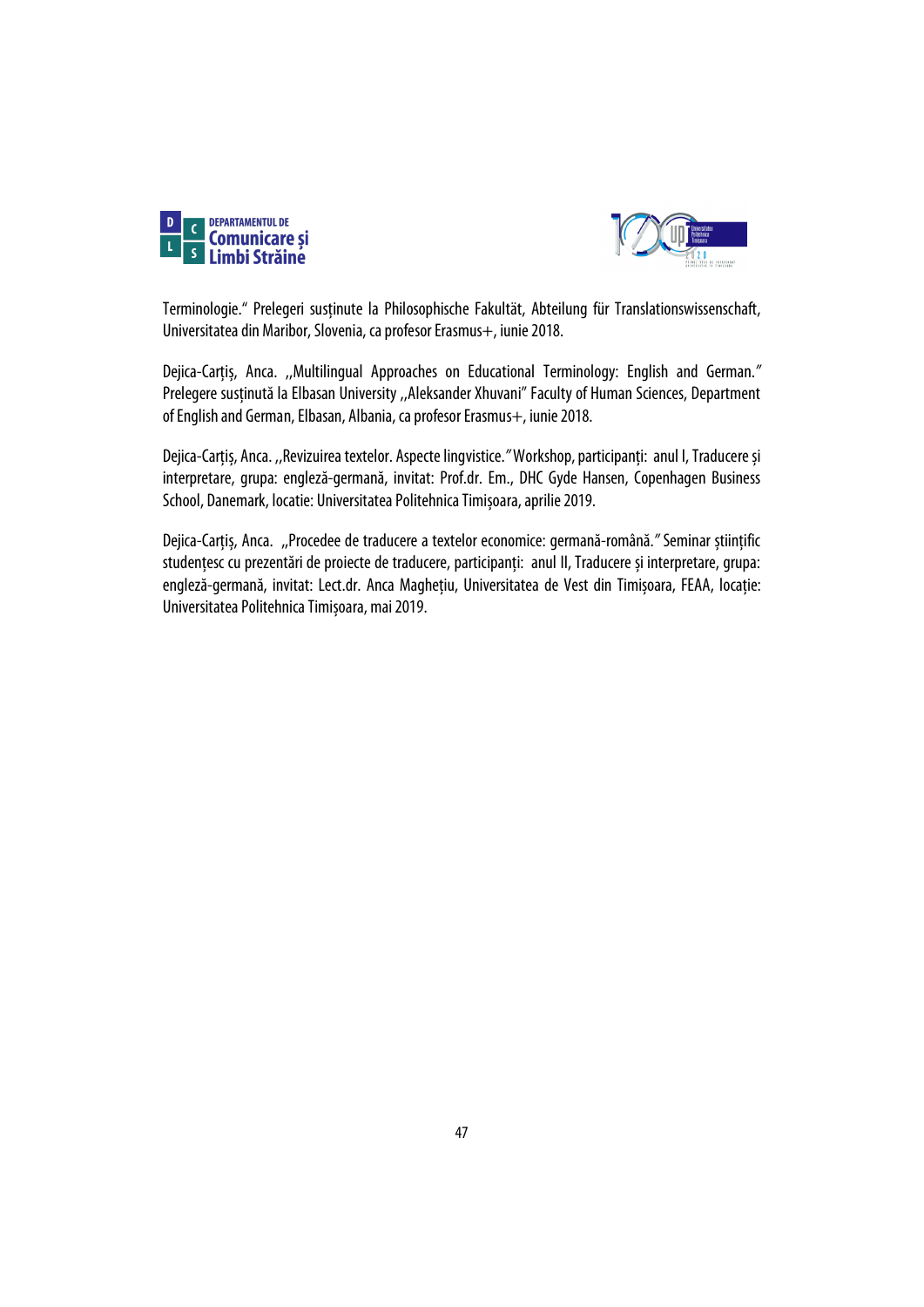Terminologie." Prelegeri susținute la Philosophische Fakultät, Abteilung für Translationswissenschaft, Universitatea din Maribor, Slovenia, ca profesor Erasmus+, iunie 2018.

Dejica-Carțiș, Anca. ,,Multilingual Approaches on Educational Terminology: English and German." Prelegere susținută la Elbasan University ,,Aleksander Xhuvani" Faculty of Human Sciences, Department of English and German, Elbasan, Albania, ca profesor Erasmus+, iunie 2018.

Dejica-Carțiș, Anca. ,,Revizuirea textelor. Aspecte lingvistice." Workshop, participanți: anul I, Traducere și interpretare, grupa: engleză-germană, invitat: Prof.dr. Em., DHC Gyde Hansen, Copenhagen Business School, Danemark, locatie: Universitatea Politehnica Timișoara, aprilie 2019.

Dejica-Carțiș, Anca. ,,Procedee de traducere a textelor economice: germană-română." Seminar științific studențesc cu prezentări de proiecte de traducere, participanți: anul II, Traducere și interpretare, grupa: engleză-germană, invitat: Lect.dr. Anca Maghețiu, Universitatea de Vest din Timișoara, FEAA, locație: Universitatea Politehnica Timișoara, mai 2019.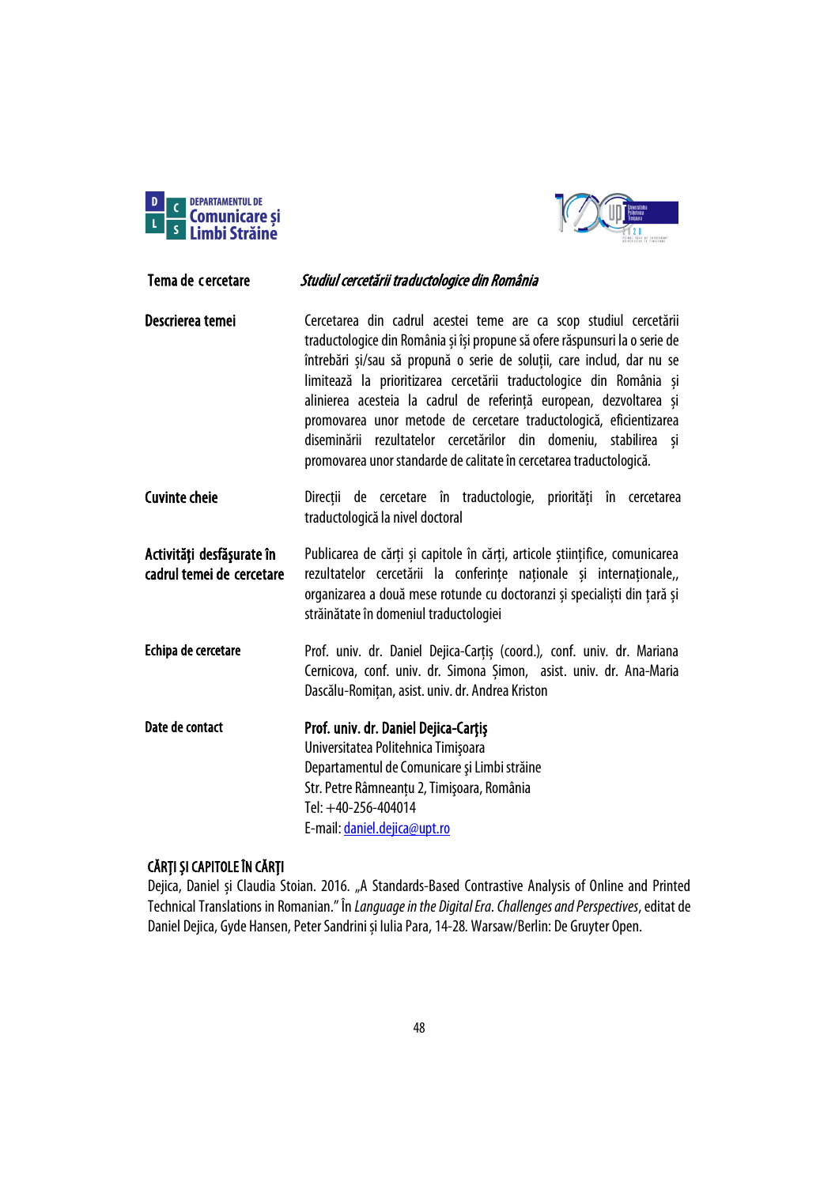| | |
|---|---|
| **Tema de cercetare** | ***Studiul cercetării traductologice din România*** |
| **Descrierea temei** | Cercetarea din cadrul acestei teme are ca scop studiul cercetării traductologice din România și își propune să ofere răspunsuri la o serie de întrebări și/sau să propună o serie de soluții, care includ, dar nu se limitează la prioritizarea cercetării traductologice din România și alinierea acesteia la cadrul de referință european, dezvoltarea și promovarea unor metode de cercetare traductologică, eficientizarea diseminării rezultatelor cercetărilor din domeniu, stabilirea și promovarea unor standarde de calitate în cercetarea traductologică. |
| **Cuvinte cheie** | Direcții de cercetare în traductologie, priorități în cercetarea traductologică la nivel doctoral |
| **Activități desfășurate în cadrul temei de cercetare** | Publicarea de cărți și capitole în cărți, articole științifice, comunicarea rezultatelor cercetării la conferințe naționale și internaționale,, organizarea a două mese rotunde cu doctoranzi și specialiști din țară și străinătate în domeniul traductologiei |
| **Echipa de cercetare** | Prof. univ. dr. Daniel Dejica-Carțiș (coord.), conf. univ. dr. Mariana Cernicova, conf. univ. dr. Simona Șimon, asist. univ. dr. Ana-Maria Dascălu-Romițan, asist. univ. dr. Andrea Kriston |
| **Date de contact** | **Prof. univ. dr. Daniel Dejica-Carțiș**<br>Universitatea Politehnica Timişoara<br>Departamentul de Comunicare şi Limbi străine<br>Str. Petre Râmneanțu 2, Timişoara, România<br>Tel: +40-256-404014<br>E-mail: daniel.dejica@upt.ro |

## CĂRȚI ȘI CAPITOLE ÎN CĂRȚI

Dejica, Daniel și Claudia Stoian. 2016. „A Standards-Based Contrastive Analysis of Online and Printed Technical Translations in Romanian." În *Language in the Digital Era. Challenges and Perspectives*, editat de Daniel Dejica, Gyde Hansen, Peter Sandrini și Iulia Para, 14-28. Warsaw/Berlin: De Gruyter Open.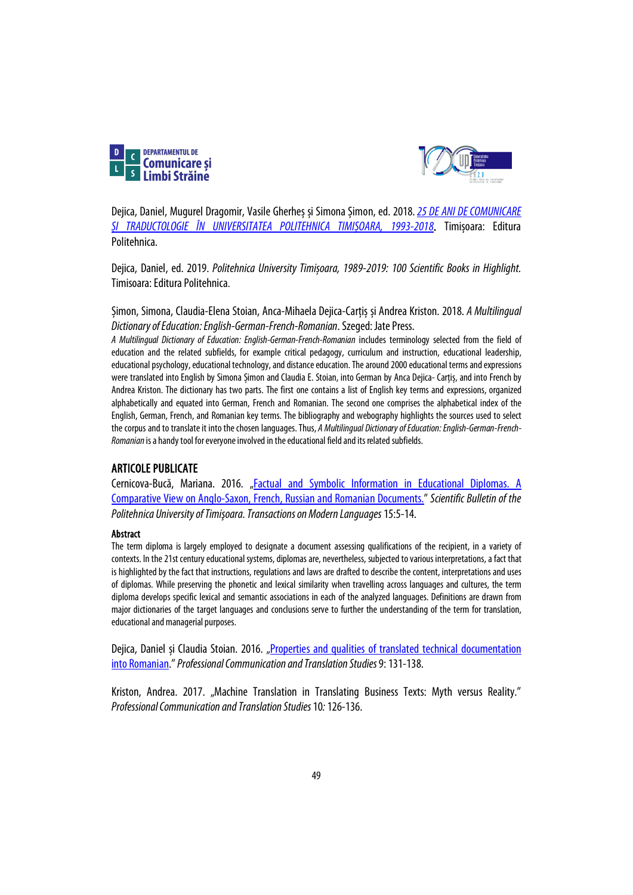Dejica, Daniel, Mugurel Dragomir, Vasile Gherheș și Simona Șimon, ed. 2018. *25 DE ANI DE COMUNICARE ȘI TRADUCTOLOGIE ÎN UNIVERSITATEA POLITEHNICA TIMIȘOARA, 1993-2018*. Timișoara: Editura Politehnica.

Dejica, Daniel, ed. 2019. *Politehnica University Timișoara, 1989-2019: 100 Scientific Books in Highlight.* Timisoara: Editura Politehnica.

Șimon, Simona, Claudia-Elena Stoian, Anca-Mihaela Dejica-Carțiș și Andrea Kriston. 2018. *A Multilingual Dictionary of Education: English-German-French-Romanian*. Szeged: Jate Press.

*A Multilingual Dictionary of Education: English-German-French-Romanian* includes terminology selected from the field of education and the related subfields, for example critical pedagogy, curriculum and instruction, educational leadership, educational psychology, educational technology, and distance education. The around 2000 educational terms and expressions were translated into English by Simona Șimon and Claudia E. Stoian, into German by Anca Dejica- Carțiș, and into French by Andrea Kriston. The dictionary has two parts. The first one contains a list of English key terms and expressions, organized alphabetically and equated into German, French and Romanian. The second one comprises the alphabetical index of the English, German, French, and Romanian key terms. The bibliography and webography highlights the sources used to select the corpus and to translate it into the chosen languages. Thus, *A Multilingual Dictionary of Education: English-German-French-Romanian* is a handy tool for everyone involved in the educational field and its related subfields.

## ARTICOLE PUBLICATE

Cernicova-Bucă, Mariana. 2016. „Factual and Symbolic Information in Educational Diplomas. A Comparative View on Anglo-Saxon, French, Russian and Romanian Documents." *Scientific Bulletin of the Politehnica University of Timişoara. Transactions on Modern Languages* 15:5-14.

**Abstract**

The term diploma is largely employed to designate a document assessing qualifications of the recipient, in a variety of contexts. In the 21st century educational systems, diplomas are, nevertheless, subjected to various interpretations, a fact that is highlighted by the fact that instructions, regulations and laws are drafted to describe the content, interpretations and uses of diplomas. While preserving the phonetic and lexical similarity when travelling across languages and cultures, the term diploma develops specific lexical and semantic associations in each of the analyzed languages. Definitions are drawn from major dictionaries of the target languages and conclusions serve to further the understanding of the term for translation, educational and managerial purposes.

Dejica, Daniel și Claudia Stoian. 2016. „Properties and qualities of translated technical documentation into Romanian." *Professional Communication and Translation Studies* 9: 131-138.

Kriston, Andrea. 2017. „Machine Translation in Translating Business Texts: Myth versus Reality." *Professional Communication and Translation Studies* 10*:* 126-136.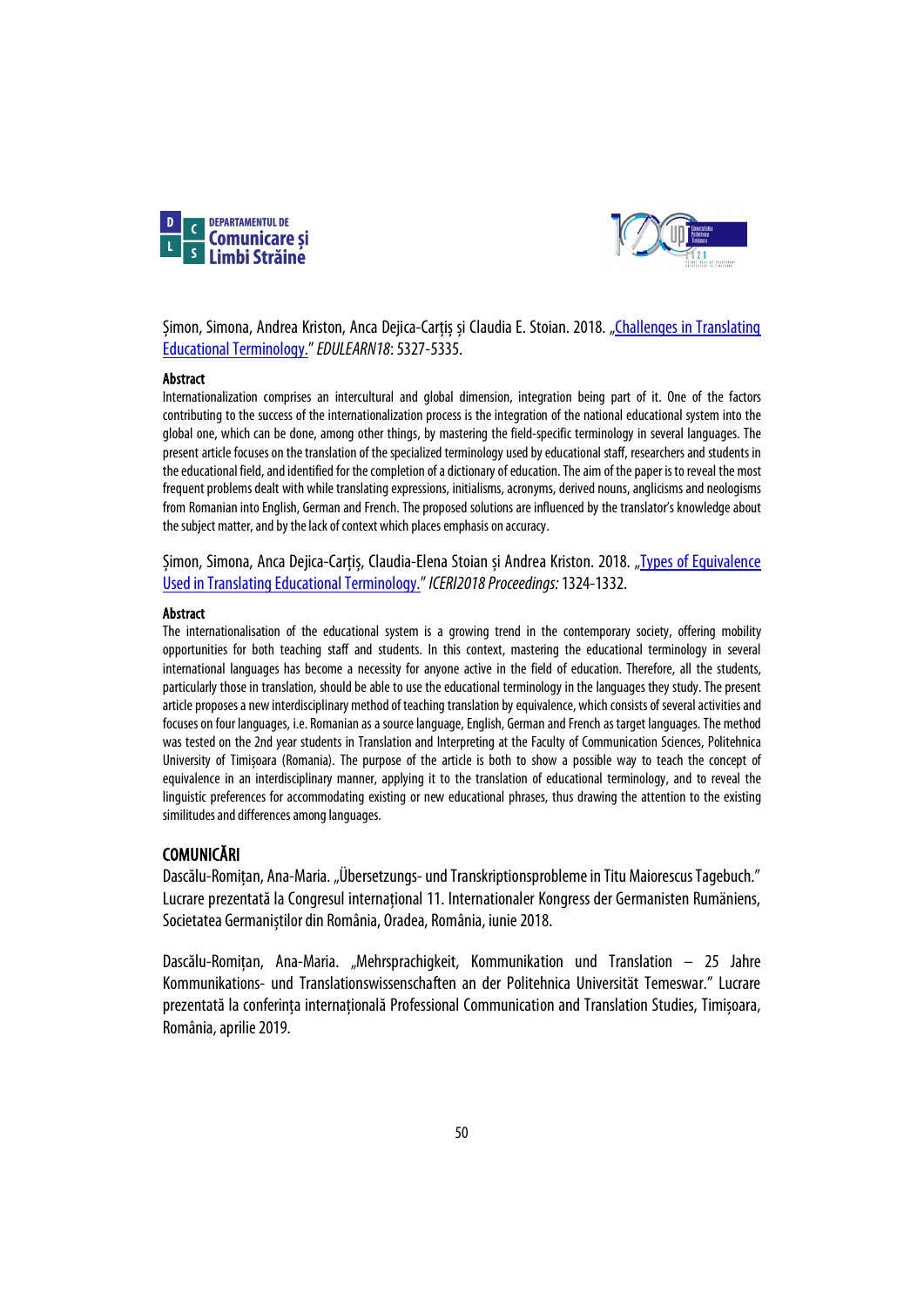Șimon, Simona, Andrea Kriston, Anca Dejica-Carțiș și Claudia E. Stoian. 2018. „Challenges in Translating Educational Terminology." *EDULEARN18*: 5327-5335.

**Abstract**

Internationalization comprises an intercultural and global dimension, integration being part of it. One of the factors contributing to the success of the internationalization process is the integration of the national educational system into the global one, which can be done, among other things, by mastering the field-specific terminology in several languages. The present article focuses on the translation of the specialized terminology used by educational staff, researchers and students in the educational field, and identified for the completion of a dictionary of education. The aim of the paper is to reveal the most frequent problems dealt with while translating expressions, initialisms, acronyms, derived nouns, anglicisms and neologisms from Romanian into English, German and French. The proposed solutions are influenced by the translator's knowledge about the subject matter, and by the lack of context which places emphasis on accuracy.

Șimon, Simona, Anca Dejica-Carțiș, Claudia-Elena Stoian și Andrea Kriston. 2018. „Types of Equivalence Used in Translating Educational Terminology." *ICERI2018 Proceedings:* 1324-1332.

**Abstract**

The internationalisation of the educational system is a growing trend in the contemporary society, offering mobility opportunities for both teaching staff and students. In this context, mastering the educational terminology in several international languages has become a necessity for anyone active in the field of education. Therefore, all the students, particularly those in translation, should be able to use the educational terminology in the languages they study. The present article proposes a new interdisciplinary method of teaching translation by equivalence, which consists of several activities and focuses on four languages, i.e. Romanian as a source language, English, German and French as target languages. The method was tested on the 2nd year students in Translation and Interpreting at the Faculty of Communication Sciences, Politehnica University of Timișoara (Romania). The purpose of the article is both to show a possible way to teach the concept of equivalence in an interdisciplinary manner, applying it to the translation of educational terminology, and to reveal the linguistic preferences for accommodating existing or new educational phrases, thus drawing the attention to the existing similitudes and differences among languages.

## COMUNICĂRI

Dascălu-Romițan, Ana-Maria. „Übersetzungs- und Transkriptionsprobleme in Titu Maiorescus Tagebuch." Lucrare prezentată la Congresul internațional 11. Internationaler Kongress der Germanisten Rumäniens, Societatea Germaniștilor din România, Oradea, România, iunie 2018.

Dascălu-Romițan, Ana-Maria. „Mehrsprachigkeit, Kommunikation und Translation – 25 Jahre Kommunikations- und Translationswissenschaften an der Politehnica Universität Temeswar." Lucrare prezentată la conferința internațională Professional Communication and Translation Studies, Timișoara, România, aprilie 2019.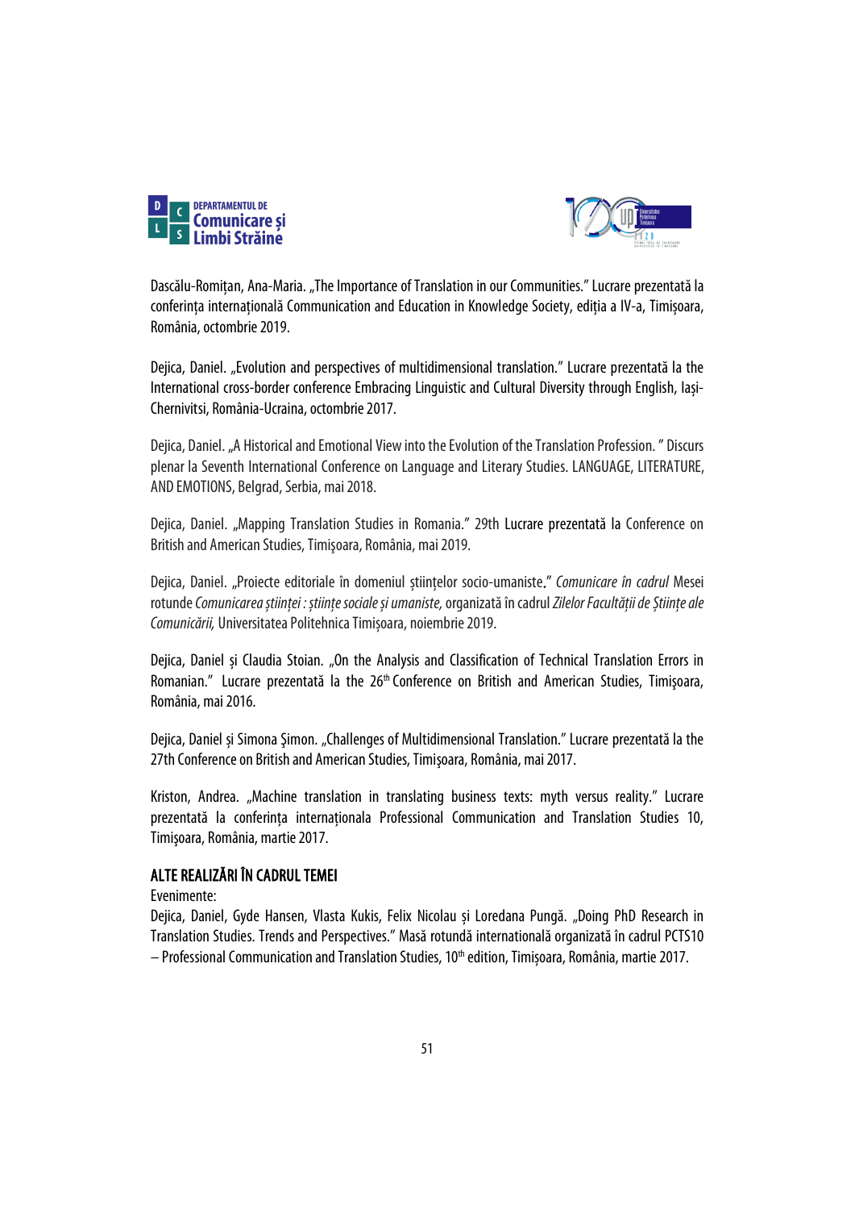Dascălu-Romițan, Ana-Maria. „The Importance of Translation in our Communities." Lucrare prezentată la conferința internațională Communication and Education in Knowledge Society, ediția a IV-a, Timișoara, România, octombrie 2019.

Dejica, Daniel. „Evolution and perspectives of multidimensional translation." Lucrare prezentată la the International cross-border conference Embracing Linguistic and Cultural Diversity through English, Iași-Chernivitsi, România-Ucraina, octombrie 2017.

Dejica, Daniel. „A Historical and Emotional View into the Evolution of the Translation Profession. " Discurs plenar la Seventh International Conference on Language and Literary Studies. LANGUAGE, LITERATURE, AND EMOTIONS, Belgrad, Serbia, mai 2018.

Dejica, Daniel. „Mapping Translation Studies in Romania." 29th Lucrare prezentată la Conference on British and American Studies, Timişoara, România, mai 2019.

Dejica, Daniel. „Proiecte editoriale în domeniul științelor socio-umaniste." *Comunicare în cadrul* Mesei rotunde *Comunicarea științei : științe sociale și umaniste,* organizată în cadrul *Zilelor Facultății de Științe ale Comunicării,* Universitatea Politehnica Timișoara, noiembrie 2019.

Dejica, Daniel și Claudia Stoian. „On the Analysis and Classification of Technical Translation Errors in Romanian." Lucrare prezentată la the 26th Conference on British and American Studies, Timişoara, România, mai 2016.

Dejica, Daniel și Simona Şimon. „Challenges of Multidimensional Translation." Lucrare prezentată la the 27th Conference on British and American Studies, Timişoara, România, mai 2017.

Kriston, Andrea. „Machine translation in translating business texts: myth versus reality." Lucrare prezentată la conferința internaționala Professional Communication and Translation Studies 10, Timişoara, România, martie 2017.

## ALTE REALIZĂRI ÎN CADRUL TEMEI

Evenimente:

Dejica, Daniel, Gyde Hansen, Vlasta Kukis, Felix Nicolau și Loredana Pungă. „Doing PhD Research in Translation Studies. Trends and Perspectives." Masă rotundă internatională organizată în cadrul PCTS10 – Professional Communication and Translation Studies, 10th edition, Timișoara, România, martie 2017.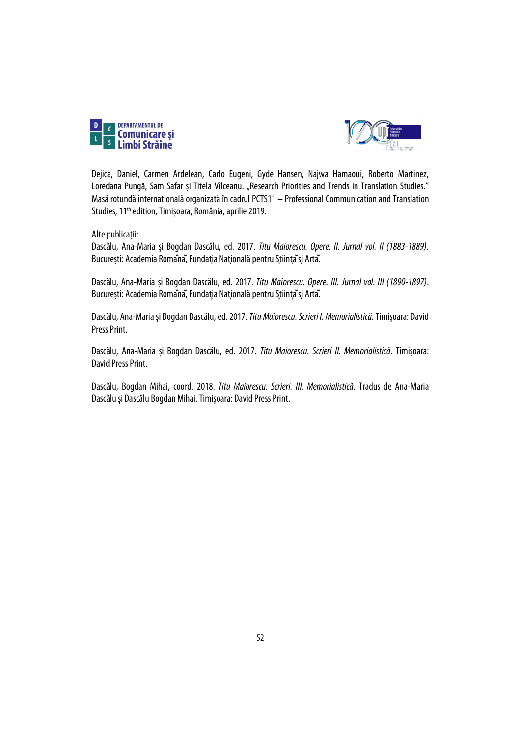Dejica, Daniel, Carmen Ardelean, Carlo Eugeni, Gyde Hansen, Najwa Hamaoui, Roberto Martinez, Loredana Pungă, Sam Safar și Titela Vîlceanu. „Research Priorities and Trends in Translation Studies." Masă rotundă internațională organizată în cadrul PCTS11 – Professional Communication and Translation Studies, 11th edition, Timișoara, România, aprilie 2019.

Alte publicații:

Dascălu, Ana-Maria și Bogdan Dascălu, ed. 2017. *Titu Maiorescu. Opere. II. Jurnal vol. II (1883-1889)*. București: Academia Română, Fundația Națională pentru Știință și Artă.

Dascălu, Ana-Maria și Bogdan Dascălu, ed. 2017. *Titu Maiorescu. Opere. III. Jurnal vol. III (1890-1897)*. București: Academia Română, Fundația Națională pentru Știință și Artă.

Dascălu, Ana-Maria și Bogdan Dascălu, ed. 2017. *Titu Maiorescu. Scrieri I. Memorialistică.* Timișoara: David Press Print.

Dascălu, Ana-Maria și Bogdan Dascălu, ed. 2017. *Titu Maiorescu. Scrieri II. Memorialistică*. Timișoara: David Press Print.

Dascălu, Bogdan Mihai, coord. 2018. *Titu Maiorescu. Scrieri. III. Memorialistică*. Tradus de Ana-Maria Dascălu și Dascălu Bogdan Mihai. Timișoara: David Press Print.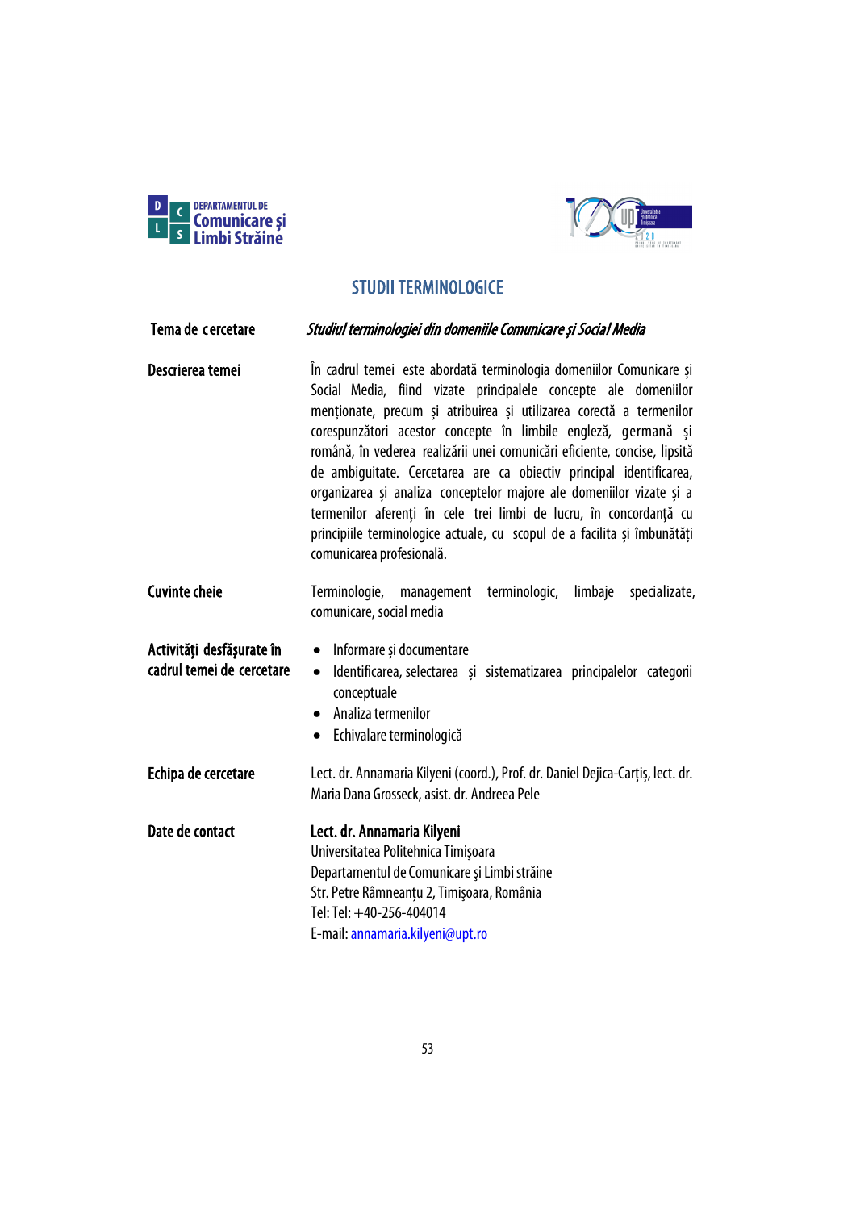# STUDII TERMINOLOGICE

| | |
|---|---|
| **Tema de cercetare** | ***Studiul terminologiei din domeniile Comunicare și Social Media*** |
| **Descrierea temei** | În cadrul temei este abordată terminologia domeniilor Comunicare și Social Media, fiind vizate principalele concepte ale domeniilor menționate, precum și atribuirea și utilizarea corectă a termenilor corespunzători acestor concepte în limbile engleză, germană și română, în vederea realizării unei comunicări eficiente, concise, lipsită de ambiguitate. Cercetarea are ca obiectiv principal identificarea, organizarea și analiza conceptelor majore ale domeniilor vizate și a termenilor aferenți în cele trei limbi de lucru, în concordanță cu principiile terminologice actuale, cu scopul de a facilita și îmbunătăți comunicarea profesională. |
| **Cuvinte cheie** | Terminologie, management terminologic, limbaje specializate, comunicare, social media |
| **Activități desfășurate în cadrul temei de cercetare** | • Informare și documentare<br>• Identificarea, selectarea și sistematizarea principalelor categorii conceptuale<br>• Analiza termenilor<br>• Echivalare terminologică |
| **Echipa de cercetare** | Lect. dr. Annamaria Kilyeni (coord.), Prof. dr. Daniel Dejica-Carțiș, lect. dr. Maria Dana Grosseck, asist. dr. Andreea Pele |
| **Date de contact** | **Lect. dr. Annamaria Kilyeni**<br>Universitatea Politehnica Timișoara<br>Departamentul de Comunicare și Limbi străine<br>Str. Petre Râmneanțu 2, Timișoara, România<br>Tel: Tel: +40-256-404014<br>E-mail: annamaria.kilyeni@upt.ro |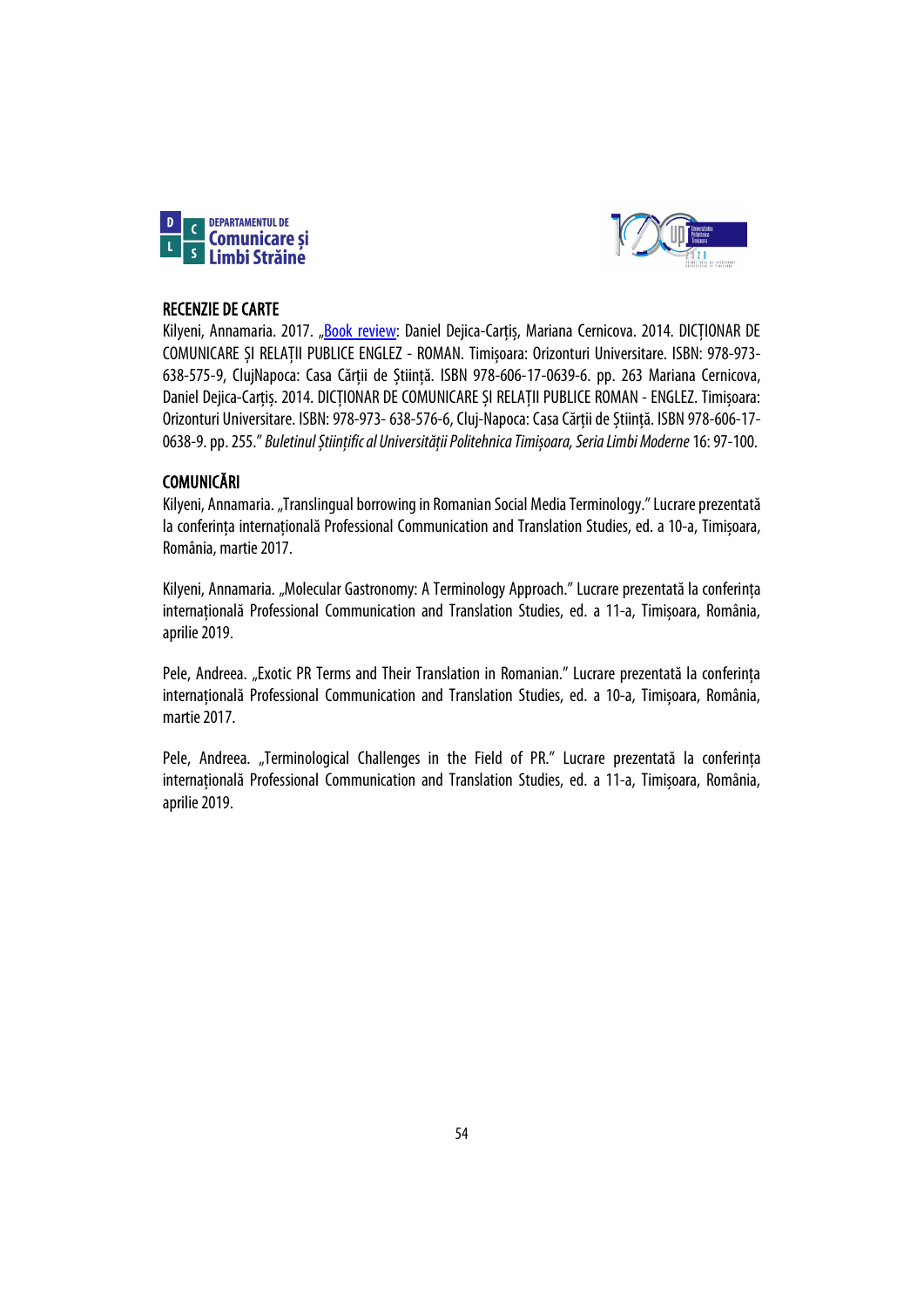## RECENZIE DE CARTE

Kilyeni, Annamaria. 2017. „Book review: Daniel Dejica-Carțiș, Mariana Cernicova. 2014. DICȚIONAR DE COMUNICARE ȘI RELAȚII PUBLICE ENGLEZ - ROMAN. Timișoara: Orizonturi Universitare. ISBN: 978-973-638-575-9, ClujNapoca: Casa Cărții de Știință. ISBN 978-606-17-0639-6. pp. 263 Mariana Cernicova, Daniel Dejica-Carțiș. 2014. DICȚIONAR DE COMUNICARE ȘI RELAȚII PUBLICE ROMAN - ENGLEZ. Timișoara: Orizonturi Universitare. ISBN: 978-973- 638-576-6, Cluj-Napoca: Casa Cărții de Știință. ISBN 978-606-17-0638-9. pp. 255." *Buletinul Științific al Universității Politehnica Timișoara, Seria Limbi Moderne* 16: 97-100.

## COMUNICĂRI

Kilyeni, Annamaria. „Translingual borrowing in Romanian Social Media Terminology." Lucrare prezentată la conferința internațională Professional Communication and Translation Studies, ed. a 10-a, Timișoara, România, martie 2017.

Kilyeni, Annamaria. „Molecular Gastronomy: A Terminology Approach." Lucrare prezentată la conferința internațională Professional Communication and Translation Studies, ed. a 11-a, Timișoara, România, aprilie 2019.

Pele, Andreea. „Exotic PR Terms and Their Translation in Romanian." Lucrare prezentată la conferința internațională Professional Communication and Translation Studies, ed. a 10-a, Timișoara, România, martie 2017.

Pele, Andreea. „Terminological Challenges in the Field of PR." Lucrare prezentată la conferința internațională Professional Communication and Translation Studies, ed. a 11-a, Timișoara, România, aprilie 2019.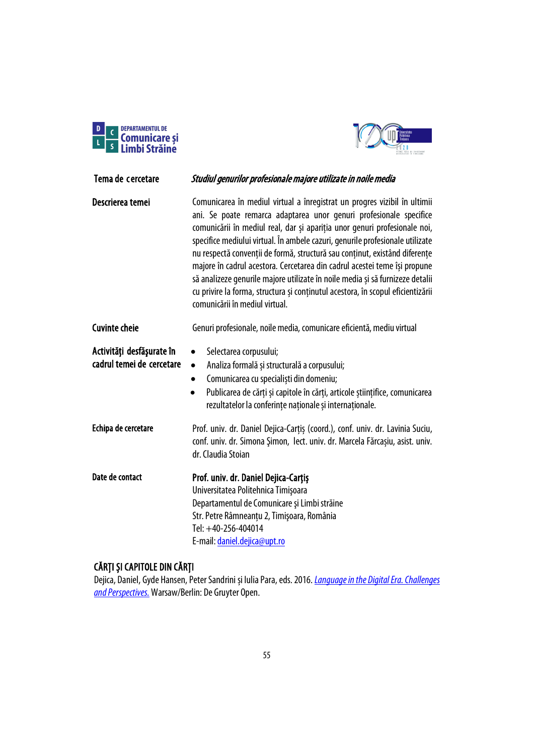| | |
|---|---|
| **Tema de cercetare** | ***Studiul genurilor profesionale majore utilizate în noile media*** |
| **Descrierea temei** | Comunicarea în mediul virtual a înregistrat un progres vizibil în ultimii ani. Se poate remarca adaptarea unor genuri profesionale specifice comunicării în mediul real, dar și apariția unor genuri profesionale noi, specifice mediului virtual. În ambele cazuri, genurile profesionale utilizate nu respectă convenții de formă, structură sau conținut, existând diferențe majore în cadrul acestora. Cercetarea din cadrul acestei teme își propune să analizeze genurile majore utilizate în noile media și să furnizeze detalii cu privire la forma, structura și conținutul acestora, în scopul eficientizării comunicării în mediul virtual. |
| **Cuvinte cheie** | Genuri profesionale, noile media, comunicare eficientă, mediu virtual |
| **Activităţi desfăşurate în cadrul temei de cercetare** | • Selectarea corpusului;<br>• Analiza formală și structurală a corpusului;<br>• Comunicarea cu specialiști din domeniu;<br>• Publicarea de cărți și capitole în cărți, articole științifice, comunicarea rezultatelor la conferințe naționale și internaționale. |
| **Echipa de cercetare** | Prof. univ. dr. Daniel Dejica-Carțiș (coord.), conf. univ. dr. Lavinia Suciu, conf. univ. dr. Simona Şimon, lect. univ. dr. Marcela Fărcașiu, asist. univ. dr. Claudia Stoian |
| **Date de contact** | **Prof. univ. dr. Daniel Dejica-Carţiş**<br>Universitatea Politehnica Timişoara<br>Departamentul de Comunicare şi Limbi străine<br>Str. Petre Râmneanțu 2, Timişoara, România<br>Tel: +40-256-404014<br>E-mail: daniel.dejica@upt.ro |

## CĂRŢI ŞI CAPITOLE DIN CĂRŢI

Dejica, Daniel, Gyde Hansen, Peter Sandrini și Iulia Para, eds. 2016. *Language in the Digital Era. Challenges and Perspectives.* Warsaw/Berlin: De Gruyter Open.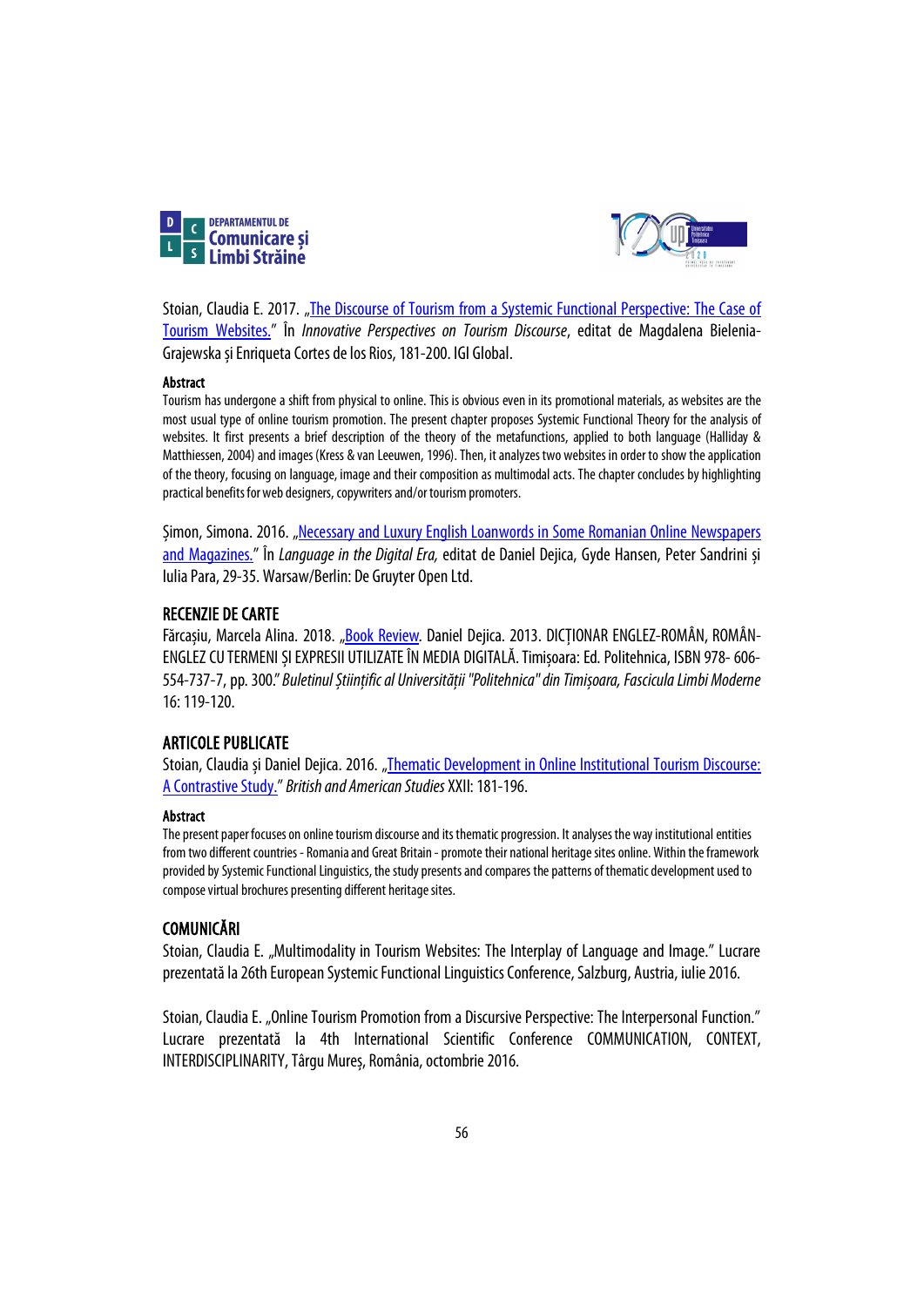Stoian, Claudia E. 2017. „The Discourse of Tourism from a Systemic Functional Perspective: The Case of Tourism Websites." În *Innovative Perspectives on Tourism Discourse*, editat de Magdalena Bielenia-Grajewska și Enriqueta Cortes de los Rios, 181-200. IGI Global.

**Abstract**

Tourism has undergone a shift from physical to online. This is obvious even in its promotional materials, as websites are the most usual type of online tourism promotion. The present chapter proposes Systemic Functional Theory for the analysis of websites. It first presents a brief description of the theory of the metafunctions, applied to both language (Halliday & Matthiessen, 2004) and images (Kress & van Leeuwen, 1996). Then, it analyzes two websites in order to show the application of the theory, focusing on language, image and their composition as multimodal acts. The chapter concludes by highlighting practical benefits for web designers, copywriters and/or tourism promoters.

Șimon, Simona. 2016. „Necessary and Luxury English Loanwords in Some Romanian Online Newspapers and Magazines." În *Language in the Digital Era,* editat de Daniel Dejica, Gyde Hansen, Peter Sandrini și Iulia Para, 29-35. Warsaw/Berlin: De Gruyter Open Ltd.

## RECENZIE DE CARTE

Fărcașiu, Marcela Alina. 2018. „Book Review. Daniel Dejica. 2013. DICȚIONAR ENGLEZ-ROMÂN, ROMÂN-ENGLEZ CU TERMENI ȘI EXPRESII UTILIZATE ÎN MEDIA DIGITALĂ. Timișoara: Ed. Politehnica, ISBN 978- 606-554-737-7, pp. 300." *Buletinul Științific al Universității "Politehnica" din Timișoara, Fascicula Limbi Moderne* 16: 119-120.

## ARTICOLE PUBLICATE

Stoian, Claudia și Daniel Dejica. 2016. „Thematic Development in Online Institutional Tourism Discourse: A Contrastive Study." *British and American Studies* XXII: 181-196.

**Abstract**

The present paper focuses on online tourism discourse and its thematic progression. It analyses the way institutional entities from two different countries - Romania and Great Britain - promote their national heritage sites online. Within the framework provided by Systemic Functional Linguistics, the study presents and compares the patterns of thematic development used to compose virtual brochures presenting different heritage sites.

## COMUNICĂRI

Stoian, Claudia E. „Multimodality in Tourism Websites: The Interplay of Language and Image." Lucrare prezentată la 26th European Systemic Functional Linguistics Conference, Salzburg, Austria, iulie 2016.

Stoian, Claudia E. „Online Tourism Promotion from a Discursive Perspective: The Interpersonal Function." Lucrare prezentată la 4th International Scientific Conference COMMUNICATION, CONTEXT, INTERDISCIPLINARITY, Târgu Mureș, România, octombrie 2016.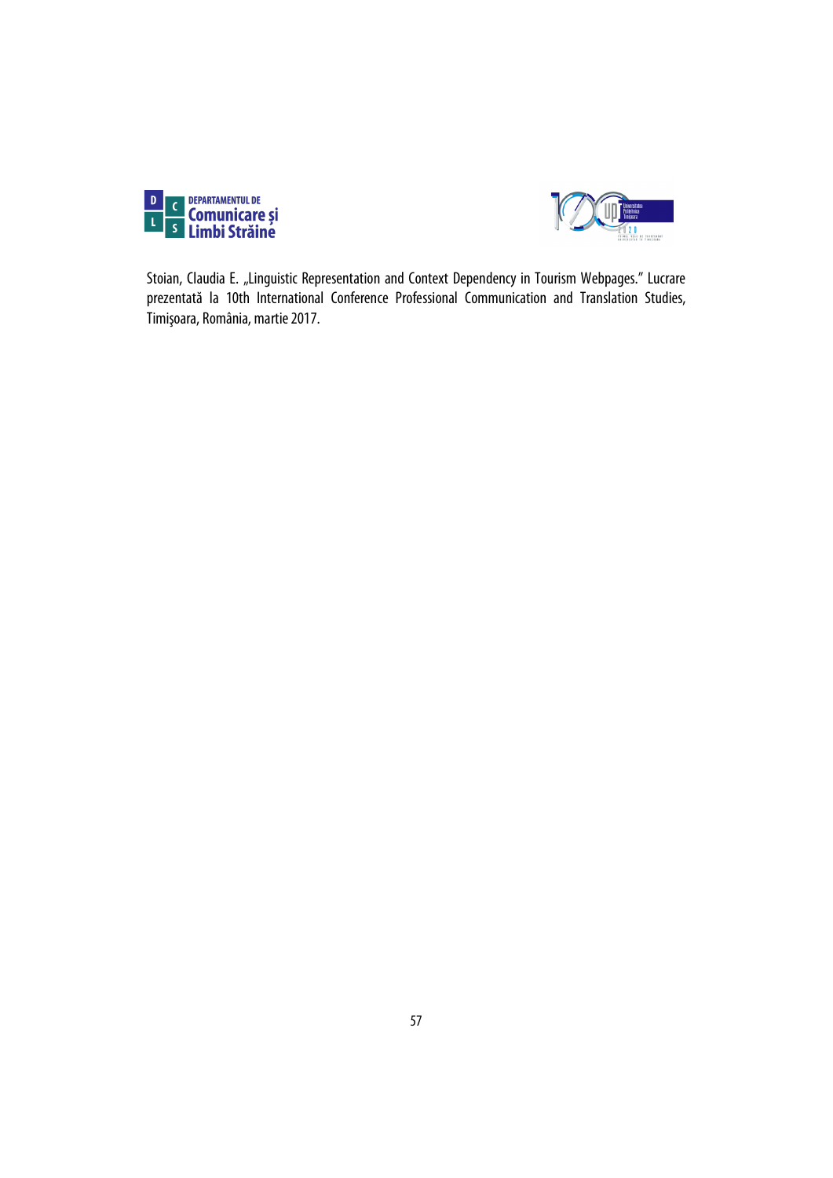Stoian, Claudia E. „Linguistic Representation and Context Dependency in Tourism Webpages." Lucrare prezentată la 10th International Conference Professional Communication and Translation Studies, Timişoara, România, martie 2017.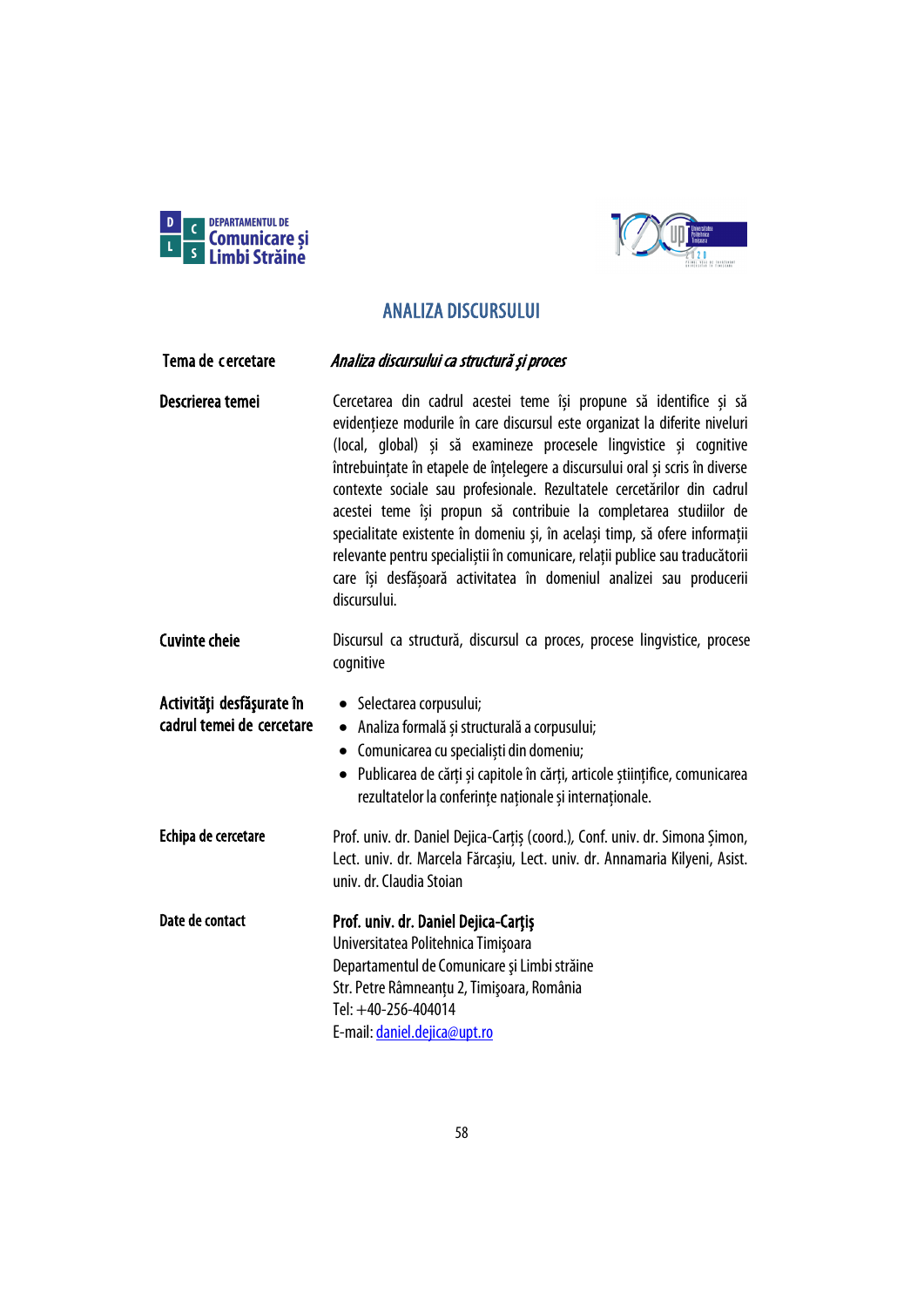## ANALIZA DISCURSULUI

| | |
|---|---|
| **Tema de cercetare** | ***Analiza discursului ca structură și proces*** |
| **Descrierea temei** | Cercetarea din cadrul acestei teme își propune să identifice și să evidențieze modurile în care discursul este organizat la diferite niveluri (local, global) și să examineze procesele lingvistice și cognitive întrebuințate în etapele de înțelegere a discursului oral și scris în diverse contexte sociale sau profesionale. Rezultatele cercetărilor din cadrul acestei teme își propun să contribuie la completarea studiilor de specialitate existente în domeniu și, în același timp, să ofere informații relevante pentru specialiștii în comunicare, relații publice sau traducătorii care își desfășoară activitatea în domeniul analizei sau producerii discursului. |
| **Cuvinte cheie** | Discursul ca structură, discursul ca proces, procese lingvistice, procese cognitive |
| **Activităţi desfăşurate în cadrul temei de cercetare** | • Selectarea corpusului;<br>• Analiza formală și structurală a corpusului;<br>• Comunicarea cu specialiști din domeniu;<br>• Publicarea de cărți și capitole în cărți, articole științifice, comunicarea rezultatelor la conferințe naționale și internaționale. |
| **Echipa de cercetare** | Prof. univ. dr. Daniel Dejica-Carțiș (coord.), Conf. univ. dr. Simona Şimon, Lect. univ. dr. Marcela Fărcașiu, Lect. univ. dr. Annamaria Kilyeni, Asist. univ. dr. Claudia Stoian |
| **Date de contact** | **Prof. univ. dr. Daniel Dejica-Carţiş**<br>Universitatea Politehnica Timişoara<br>Departamentul de Comunicare şi Limbi străine<br>Str. Petre Râmneanţu 2, Timişoara, România<br>Tel: +40-256-404014<br>E-mail: daniel.dejica@upt.ro |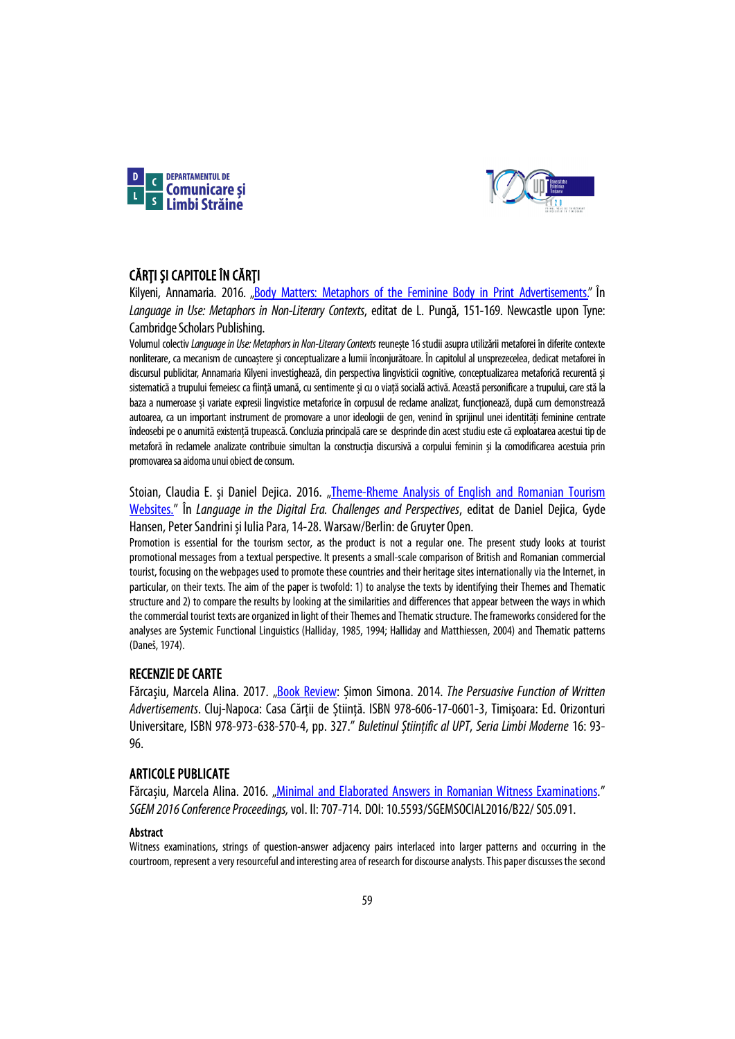## CĂRȚI ȘI CAPITOLE ÎN CĂRȚI

Kilyeni, Annamaria. 2016. „Body Matters: Metaphors of the Feminine Body in Print Advertisements." În *Language in Use: Metaphors in Non-Literary Contexts*, editat de L. Pungă, 151-169. Newcastle upon Tyne: Cambridge Scholars Publishing.

Volumul colectiv *Language in Use: Metaphors in Non-Literary Contexts* reunește 16 studii asupra utilizării metaforei în diferite contexte nonliterare, ca mecanism de cunoaștere și conceptualizare a lumii înconjurătoare. În capitolul al unsprezecelea, dedicat metaforei în discursul publicitar, Annamaria Kilyeni investighează, din perspectiva lingvisticii cognitive, conceptualizarea metaforică recurentă și sistematică a trupului femeiesc ca ființă umană, cu sentimente și cu o viață socială activă. Această personificare a trupului, care stă la baza a numeroase și variate expresii lingvistice metaforice în corpusul de reclame analizat, funcționează, după cum demonstrează autoarea, ca un important instrument de promovare a unor ideologii de gen, venind în sprijinul unei identități feminine centrate îndeosebi pe o anumită existență trupească. Concluzia principală care se desprinde din acest studiu este că exploatarea acestui tip de metaforă în reclamele analizate contribuie simultan la construcția discursivă a corpului feminin și la comodificarea acestuia prin promovarea sa aidoma unui obiect de consum.

Stoian, Claudia E. și Daniel Dejica. 2016. „Theme-Rheme Analysis of English and Romanian Tourism Websites." În *Language in the Digital Era. Challenges and Perspectives*, editat de Daniel Dejica, Gyde Hansen, Peter Sandrini și Iulia Para, 14-28. Warsaw/Berlin: de Gruyter Open.

Promotion is essential for the tourism sector, as the product is not a regular one. The present study looks at tourist promotional messages from a textual perspective. It presents a small-scale comparison of British and Romanian commercial tourist, focusing on the webpages used to promote these countries and their heritage sites internationally via the Internet, in particular, on their texts. The aim of the paper is twofold: 1) to analyse the texts by identifying their Themes and Thematic structure and 2) to compare the results by looking at the similarities and differences that appear between the ways in which the commercial tourist texts are organized in light of their Themes and Thematic structure. The frameworks considered for the analyses are Systemic Functional Linguistics (Halliday, 1985, 1994; Halliday and Matthiessen, 2004) and Thematic patterns (Daneš, 1974).

## RECENZIE DE CARTE

Fărcașiu, Marcela Alina. 2017. „Book Review: Șimon Simona. 2014. *The Persuasive Function of Written Advertisements*. Cluj-Napoca: Casa Cărții de Știință. ISBN 978-606-17-0601-3, Timișoara: Ed. Orizonturi Universitare, ISBN 978-973-638-570-4, pp. 327." *Buletinul Științific al UPT*, *Seria Limbi Moderne* 16: 93-96.

## ARTICOLE PUBLICATE

Fărcașiu, Marcela Alina. 2016. „Minimal and Elaborated Answers in Romanian Witness Examinations." *SGEM 2016 Conference Proceedings,* vol. II: 707-714. DOI: 10.5593/SGEMSOCIAL2016/B22/ S05.091.

### Abstract

Witness examinations, strings of question-answer adjacency pairs interlaced into larger patterns and occurring in the courtroom, represent a very resourceful and interesting area of research for discourse analysts. This paper discusses the second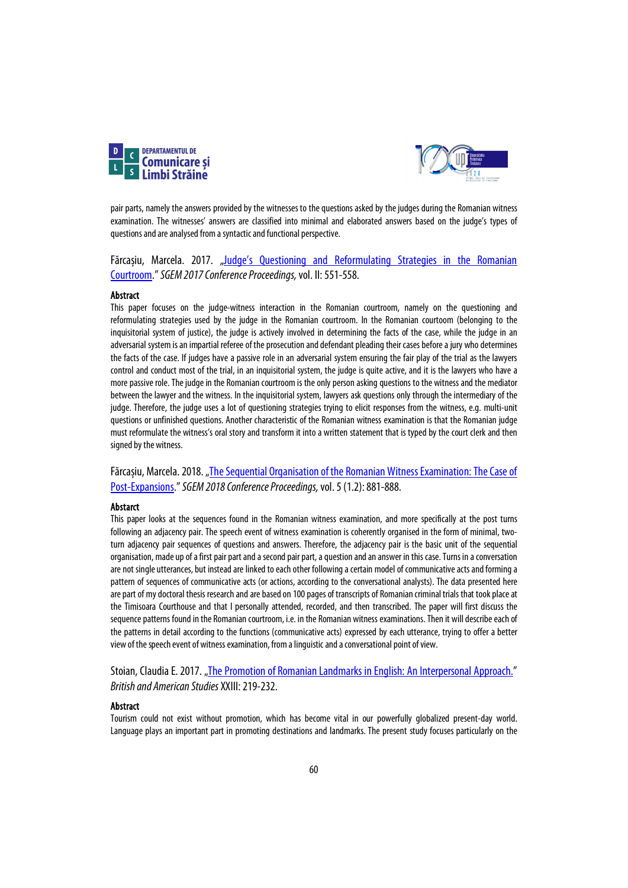pair parts, namely the answers provided by the witnesses to the questions asked by the judges during the Romanian witness examination. The witnesses' answers are classified into minimal and elaborated answers based on the judge's types of questions and are analysed from a syntactic and functional perspective.

Fărcașiu, Marcela. 2017. „Judge's Questioning and Reformulating Strategies in the Romanian Courtroom." *SGEM 2017 Conference Proceedings,* vol. II: 551-558.

**Abstract**

This paper focuses on the judge-witness interaction in the Romanian courtroom, namely on the questioning and reformulating strategies used by the judge in the Romanian courtroom. In the Romanian courtoom (belonging to the inquisitorial system of justice), the judge is actively involved in determining the facts of the case, while the judge in an adversarial system is an impartial referee of the prosecution and defendant pleading their cases before a jury who determines the facts of the case. If judges have a passive role in an adversarial system ensuring the fair play of the trial as the lawyers control and conduct most of the trial, in an inquisitorial system, the judge is quite active, and it is the lawyers who have a more passive role. The judge in the Romanian courtroom is the only person asking questions to the witness and the mediator between the lawyer and the witness. In the inquisitorial system, lawyers ask questions only through the intermediary of the judge. Therefore, the judge uses a lot of questioning strategies trying to elicit responses from the witness, e.g. multi-unit questions or unfinished questions. Another characteristic of the Romanian witness examination is that the Romanian judge must reformulate the witness's oral story and transform it into a written statement that is typed by the court clerk and then signed by the witness.

Fărcașiu, Marcela. 2018. „The Sequential Organisation of the Romanian Witness Examination: The Case of Post-Expansions." *SGEM 2018 Conference Proceedings,* vol. 5 (1.2): 881-888.

**Abstarct**

This paper looks at the sequences found in the Romanian witness examination, and more specifically at the post turns following an adjacency pair. The speech event of witness examination is coherently organised in the form of minimal, two-turn adjacency pair sequences of questions and answers. Therefore, the adjacency pair is the basic unit of the sequential organisation, made up of a first pair part and a second pair part, a question and an answer in this case. Turns in a conversation are not single utterances, but instead are linked to each other following a certain model of communicative acts and forming a pattern of sequences of communicative acts (or actions, according to the conversational analysts). The data presented here are part of my doctoral thesis research and are based on 100 pages of transcripts of Romanian criminal trials that took place at the Timisoara Courthouse and that I personally attended, recorded, and then transcribed. The paper will first discuss the sequence patterns found in the Romanian courtroom, i.e. in the Romanian witness examinations. Then it will describe each of the patterns in detail according to the functions (communicative acts) expressed by each utterance, trying to offer a better view of the speech event of witness examination, from a linguistic and a conversational point of view.

Stoian, Claudia E. 2017. „The Promotion of Romanian Landmarks in English: An Interpersonal Approach." *British and American Studies* XXIII: 219-232.

**Abstract**

Tourism could not exist without promotion, which has become vital in our powerfully globalized present-day world. Language plays an important part in promoting destinations and landmarks. The present study focuses particularly on the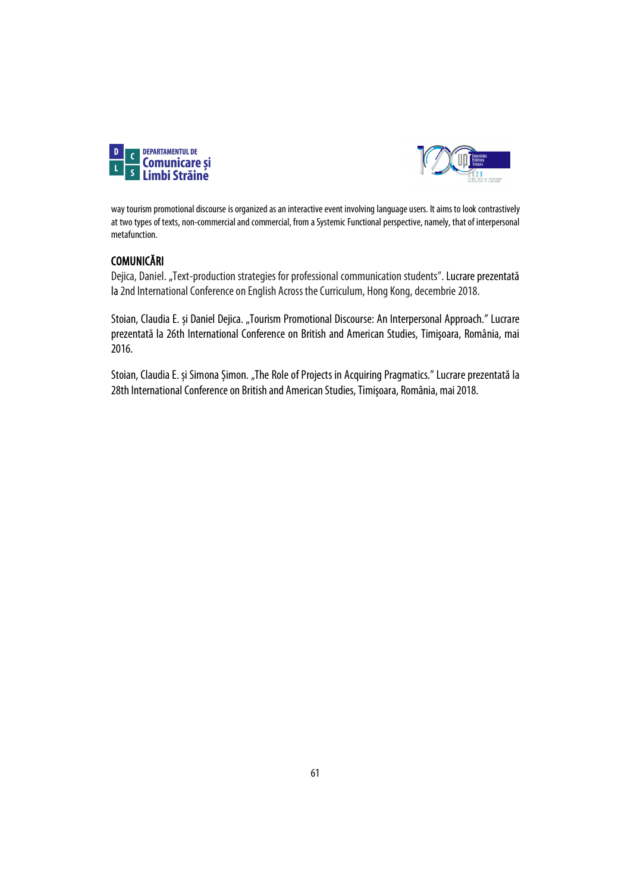way tourism promotional discourse is organized as an interactive event involving language users. It aims to look contrastively at two types of texts, non-commercial and commercial, from a Systemic Functional perspective, namely, that of interpersonal metafunction.

## COMUNICĂRI

Dejica, Daniel. „Text-production strategies for professional communication students". Lucrare prezentată la 2nd International Conference on English Across the Curriculum, Hong Kong, decembrie 2018.

Stoian, Claudia E. și Daniel Dejica. „Tourism Promotional Discourse: An Interpersonal Approach." Lucrare prezentată la 26th International Conference on British and American Studies, Timişoara, România, mai 2016.

Stoian, Claudia E. și Simona Șimon. „The Role of Projects in Acquiring Pragmatics." Lucrare prezentată la 28th International Conference on British and American Studies, Timişoara, România, mai 2018.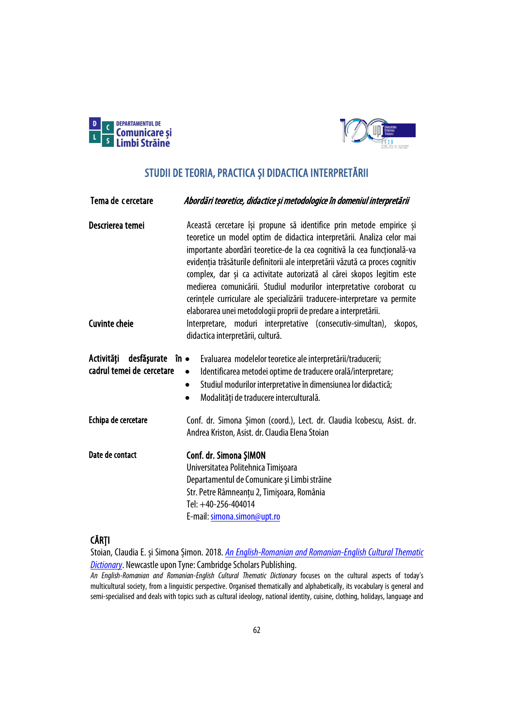## STUDII DE TEORIA, PRACTICA ŞI DIDACTICA INTERPRETĂRII

| | |
|---|---|
| **Tema de cercetare** | ***Abordări teoretice, didactice şi metodologice în domeniul interpretării*** |
| **Descrierea temei** | Această cercetare își propune să identifice prin metode empirice şi teoretice un model optim de didactica interpretării. Analiza celor mai importante abordări teoretice-de la cea cognitivă la cea funcțională-va evidenția trăsăturile definitorii ale interpretării văzută ca proces cognitiv complex, dar şi ca activitate autorizată al cărei skopos legitim este medierea comunicării. Studiul modurilor interpretative coroborat cu cerințele curriculare ale specializării traducere-interpretare va permite elaborarea unei metodologii proprii de predare a interpretării. |
| **Cuvinte cheie** | Interpretare, moduri interpretative (consecutiv-simultan), skopos, didactica interpretării, cultură. |
| **Activităţi desfăşurate în cadrul temei de cercetare** | • Evaluarea modelelor teoretice ale interpretării/traducerii;<br>• Identificarea metodei optime de traducere orală/interpretare;<br>• Studiul modurilor interpretative în dimensiunea lor didactică;<br>• Modalități de traducere interculturală. |
| **Echipa de cercetare** | Conf. dr. Simona Şimon (coord.), Lect. dr. Claudia Icobescu, Asist. dr. Andrea Kriston, Asist. dr. Claudia Elena Stoian |
| **Date de contact** | **Conf. dr. Simona ŞIMON**<br>Universitatea Politehnica Timişoara<br>Departamentul de Comunicare şi Limbi străine<br>Str. Petre Râmneanțu 2, Timişoara, România<br>Tel: +40-256-404014<br>E-mail: simona.simon@upt.ro |

### CĂRŢI

Stoian, Claudia E. şi Simona Şimon. 2018. *An English-Romanian and Romanian-English Cultural Thematic Dictionary*. Newcastle upon Tyne: Cambridge Scholars Publishing.

*An English-Romanian and Romanian-English Cultural Thematic Dictionary* focuses on the cultural aspects of today's multicultural society, from a linguistic perspective. Organised thematically and alphabetically, its vocabulary is general and semi-specialised and deals with topics such as cultural ideology, national identity, cuisine, clothing, holidays, language and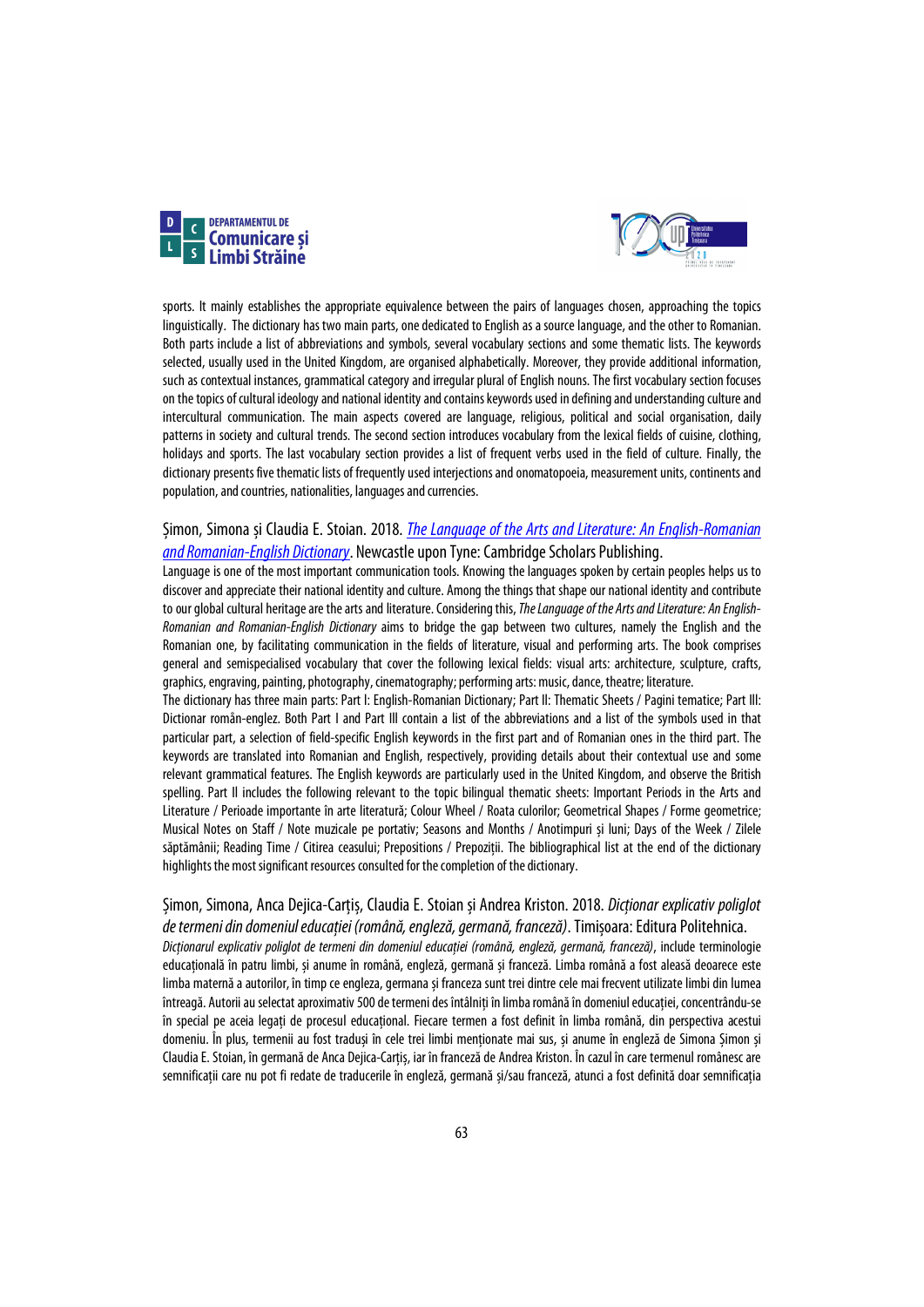sports. It mainly establishes the appropriate equivalence between the pairs of languages chosen, approaching the topics linguistically. The dictionary has two main parts, one dedicated to English as a source language, and the other to Romanian. Both parts include a list of abbreviations and symbols, several vocabulary sections and some thematic lists. The keywords selected, usually used in the United Kingdom, are organised alphabetically. Moreover, they provide additional information, such as contextual instances, grammatical category and irregular plural of English nouns. The first vocabulary section focuses on the topics of cultural ideology and national identity and contains keywords used in defining and understanding culture and intercultural communication. The main aspects covered are language, religious, political and social organisation, daily patterns in society and cultural trends. The second section introduces vocabulary from the lexical fields of cuisine, clothing, holidays and sports. The last vocabulary section provides a list of frequent verbs used in the field of culture. Finally, the dictionary presents five thematic lists of frequently used interjections and onomatopoeia, measurement units, continents and population, and countries, nationalities, languages and currencies.

Șimon, Simona și Claudia E. Stoian. 2018. *The Language of the Arts and Literature: An English-Romanian and Romanian-English Dictionary*. Newcastle upon Tyne: Cambridge Scholars Publishing.

Language is one of the most important communication tools. Knowing the languages spoken by certain peoples helps us to discover and appreciate their national identity and culture. Among the things that shape our national identity and contribute to our global cultural heritage are the arts and literature. Considering this, *The Language of the Arts and Literature: An English-Romanian and Romanian-English Dictionary* aims to bridge the gap between two cultures, namely the English and the Romanian one, by facilitating communication in the fields of literature, visual and performing arts. The book comprises general and semispecialised vocabulary that cover the following lexical fields: visual arts: architecture, sculpture, crafts, graphics, engraving, painting, photography, cinematography; performing arts: music, dance, theatre; literature.

The dictionary has three main parts: Part I: English-Romanian Dictionary; Part II: Thematic Sheets / Pagini tematice; Part III: Dictionar român-englez. Both Part I and Part III contain a list of the abbreviations and a list of the symbols used in that particular part, a selection of field-specific English keywords in the first part and of Romanian ones in the third part. The keywords are translated into Romanian and English, respectively, providing details about their contextual use and some relevant grammatical features. The English keywords are particularly used in the United Kingdom, and observe the British spelling. Part II includes the following relevant to the topic bilingual thematic sheets: Important Periods in the Arts and Literature / Perioade importante în arte literatură; Colour Wheel / Roata culorilor; Geometrical Shapes / Forme geometrice; Musical Notes on Staff / Note muzicale pe portativ; Seasons and Months / Anotimpuri și luni; Days of the Week / Zilele săptămânii; Reading Time / Citirea ceasului; Prepositions / Prepoziții. The bibliographical list at the end of the dictionary highlights the most significant resources consulted for the completion of the dictionary.

Șimon, Simona, Anca Dejica-Carțiș, Claudia E. Stoian și Andrea Kriston. 2018. *Dicționar explicativ poliglot de termeni din domeniul educației (română, engleză, germană, franceză)*. Timișoara: Editura Politehnica.

*Dicționarul explicativ poliglot de termeni din domeniul educației (română, engleză, germană, franceză)*, include terminologie educațională în patru limbi, și anume în română, engleză, germană și franceză. Limba română a fost aleasă deoarece este limba maternă a autorilor, în timp ce engleza, germana și franceza sunt trei dintre cele mai frecvent utilizate limbi din lumea întreagă. Autorii au selectat aproximativ 500 de termeni des întâlniți în limba română în domeniul educației, concentrându-se în special pe aceia legați de procesul educațional. Fiecare termen a fost definit în limba română, din perspectiva acestui domeniu. În plus, termenii au fost traduși în cele trei limbi menționate mai sus, și anume în engleză de Simona Șimon și Claudia E. Stoian, în germană de Anca Dejica-Carțiș, iar în franceză de Andrea Kriston. În cazul în care termenul românesc are semnificații care nu pot fi redate de traducerile în engleză, germană și/sau franceză, atunci a fost definită doar semnificația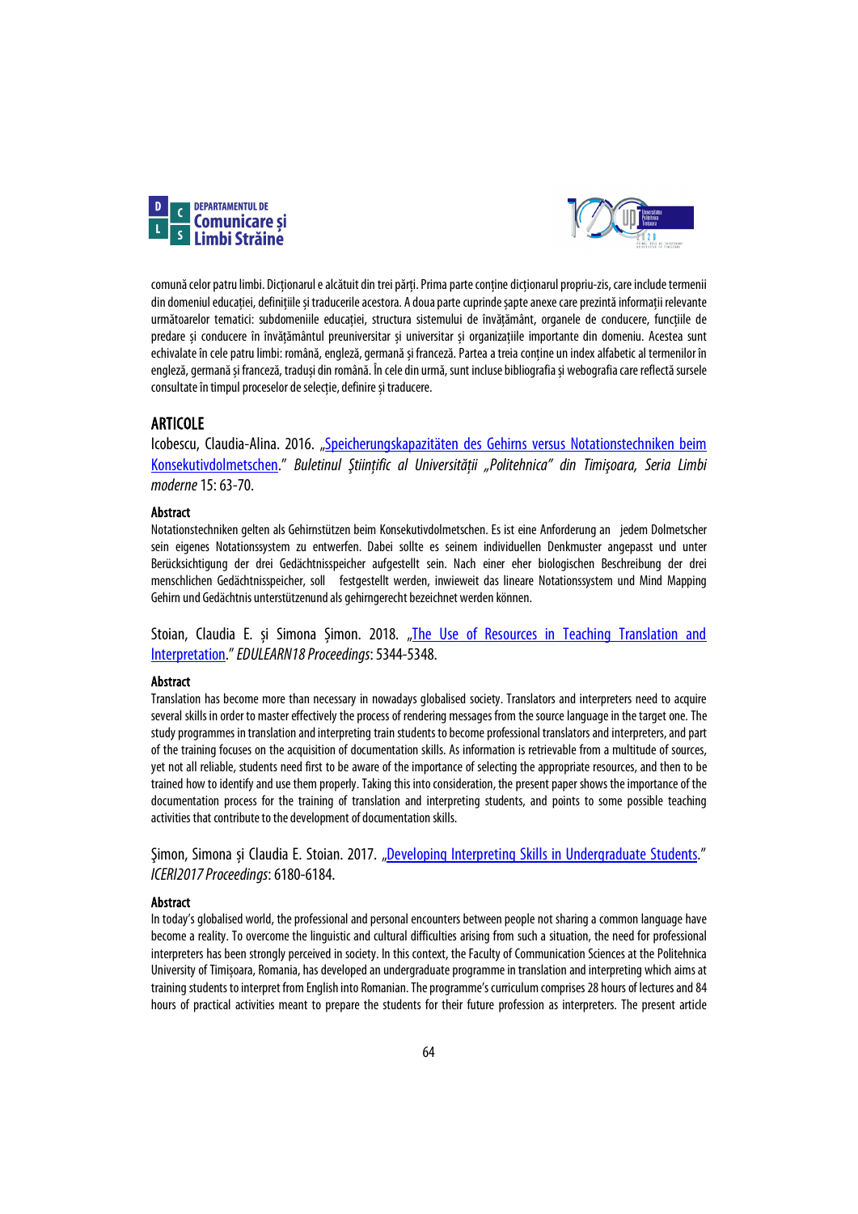comună celor patru limbi. Dicționarul e alcătuit din trei părți. Prima parte conține dicționarul propriu-zis, care include termenii din domeniul educației, definițiile și traducerile acestora. A doua parte cuprinde șapte anexe care prezintă informații relevante următoarelor tematici: subdomeniile educației, structura sistemului de învățământ, organele de conducere, funcțiile de predare și conducere în învățământul preuniversitar și universitar și organizațiile importante din domeniu. Acestea sunt echivalate în cele patru limbi: română, engleză, germană și franceză. Partea a treia conține un index alfabetic al termenilor în engleză, germană și franceză, traduși din română. În cele din urmă, sunt incluse bibliografia și webografia care reflectă sursele consultate în timpul proceselor de selecție, definire și traducere.

## ARTICOLE

Icobescu, Claudia-Alina. 2016. „Speicherungskapazitäten des Gehirns versus Notationstechniken beim Konsekutivdolmetschen." *Buletinul Științific al Universității „Politehnica" din Timișoara, Seria Limbi moderne* 15: 63-70.

**Abstract**

Notationstechniken gelten als Gehirnstützen beim Konsekutivdolmetschen. Es ist eine Anforderung an jedem Dolmetscher sein eigenes Notationssystem zu entwerfen. Dabei sollte es seinem individuellen Denkmuster angepasst und unter Berücksichtigung der drei Gedächtnisspeicher aufgestellt sein. Nach einer eher biologischen Beschreibung der drei menschlichen Gedächtnisspeicher, soll festgestellt werden, inwieweit das lineare Notationssystem und Mind Mapping Gehirn und Gedächtnis unterstützenund als gehirngerecht bezeichnet werden können.

Stoian, Claudia E. și Simona Șimon. 2018. „The Use of Resources in Teaching Translation and Interpretation." *EDULEARN18 Proceedings*: 5344-5348.

**Abstract**

Translation has become more than necessary in nowadays globalised society. Translators and interpreters need to acquire several skills in order to master effectively the process of rendering messages from the source language in the target one. The study programmes in translation and interpreting train students to become professional translators and interpreters, and part of the training focuses on the acquisition of documentation skills. As information is retrievable from a multitude of sources, yet not all reliable, students need first to be aware of the importance of selecting the appropriate resources, and then to be trained how to identify and use them properly. Taking this into consideration, the present paper shows the importance of the documentation process for the training of translation and interpreting students, and points to some possible teaching activities that contribute to the development of documentation skills.

Șimon, Simona și Claudia E. Stoian. 2017. „Developing Interpreting Skills in Undergraduate Students." *ICERI2017 Proceedings*: 6180-6184.

**Abstract**

In today's globalised world, the professional and personal encounters between people not sharing a common language have become a reality. To overcome the linguistic and cultural difficulties arising from such a situation, the need for professional interpreters has been strongly perceived in society. In this context, the Faculty of Communication Sciences at the Politehnica University of Timișoara, Romania, has developed an undergraduate programme in translation and interpreting which aims at training students to interpret from English into Romanian. The programme's curriculum comprises 28 hours of lectures and 84 hours of practical activities meant to prepare the students for their future profession as interpreters. The present article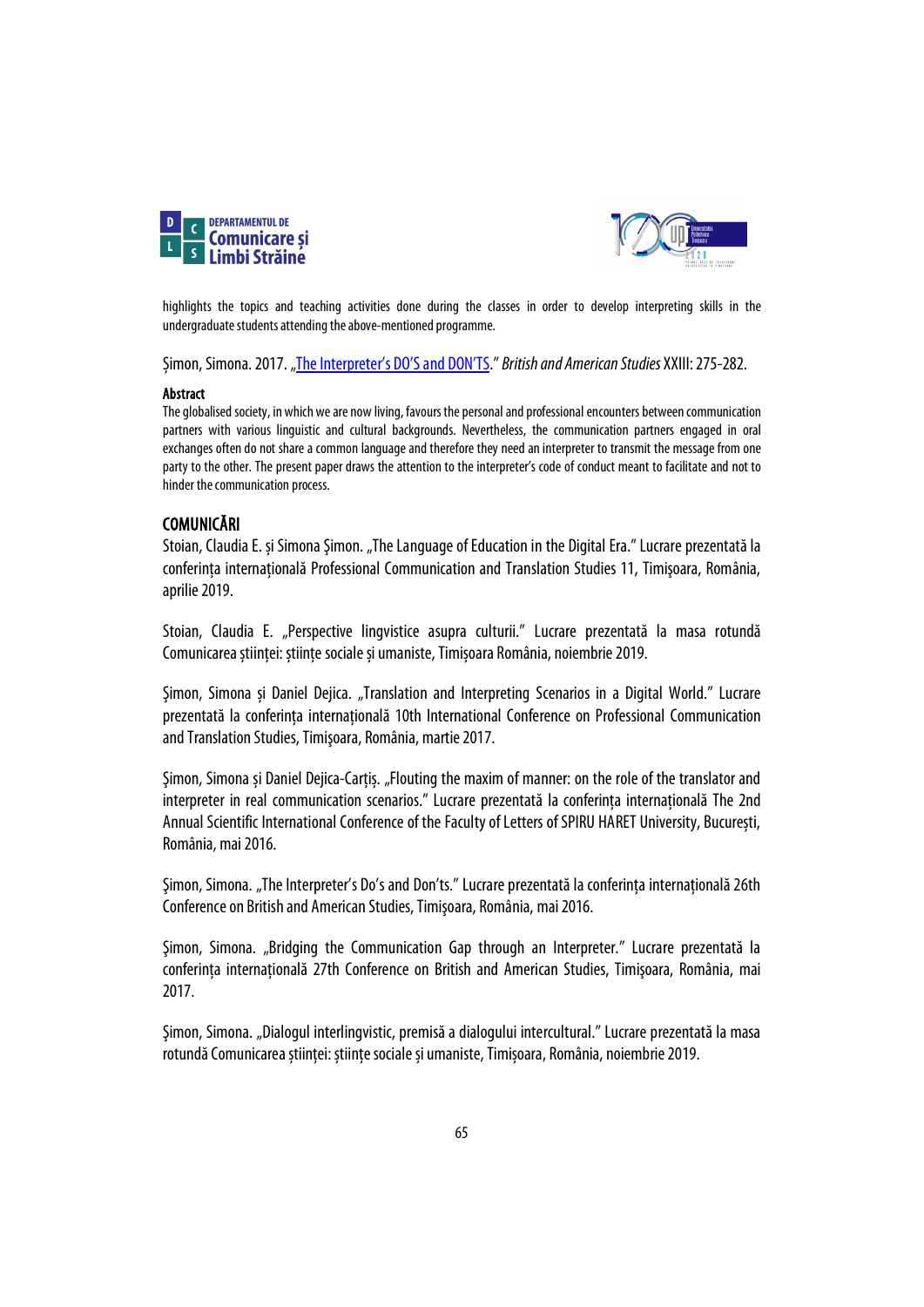highlights the topics and teaching activities done during the classes in order to develop interpreting skills in the undergraduate students attending the above-mentioned programme.

Şimon, Simona. 2017. „The Interpreter's DO'S and DON'TS." *British and American Studies* XXIII: 275-282.

**Abstract**

The globalised society, in which we are now living, favours the personal and professional encounters between communication partners with various linguistic and cultural backgrounds. Nevertheless, the communication partners engaged in oral exchanges often do not share a common language and therefore they need an interpreter to transmit the message from one party to the other. The present paper draws the attention to the interpreter's code of conduct meant to facilitate and not to hinder the communication process.

## COMUNICĂRI

Stoian, Claudia E. și Simona Şimon. „The Language of Education in the Digital Era." Lucrare prezentată la conferința internațională Professional Communication and Translation Studies 11, Timişoara, România, aprilie 2019.

Stoian, Claudia E. „Perspective lingvistice asupra culturii." Lucrare prezentată la masa rotundă Comunicarea științei: științe sociale și umaniste, Timișoara România, noiembrie 2019.

Şimon, Simona și Daniel Dejica. „Translation and Interpreting Scenarios in a Digital World." Lucrare prezentată la conferința internațională 10th International Conference on Professional Communication and Translation Studies, Timişoara, România, martie 2017.

Şimon, Simona și Daniel Dejica-Carțiș. „Flouting the maxim of manner: on the role of the translator and interpreter in real communication scenarios." Lucrare prezentată la conferința internațională The 2nd Annual Scientific International Conference of the Faculty of Letters of SPIRU HARET University, București, România, mai 2016.

Şimon, Simona. „The Interpreter's Do's and Don'ts." Lucrare prezentată la conferința internațională 26th Conference on British and American Studies, Timişoara, România, mai 2016.

Şimon, Simona. „Bridging the Communication Gap through an Interpreter." Lucrare prezentată la conferința internațională 27th Conference on British and American Studies, Timişoara, România, mai 2017.

Şimon, Simona. „Dialogul interlingvistic, premisă a dialogului intercultural." Lucrare prezentată la masa rotundă Comunicarea științei: științe sociale și umaniste, Timișoara, România, noiembrie 2019.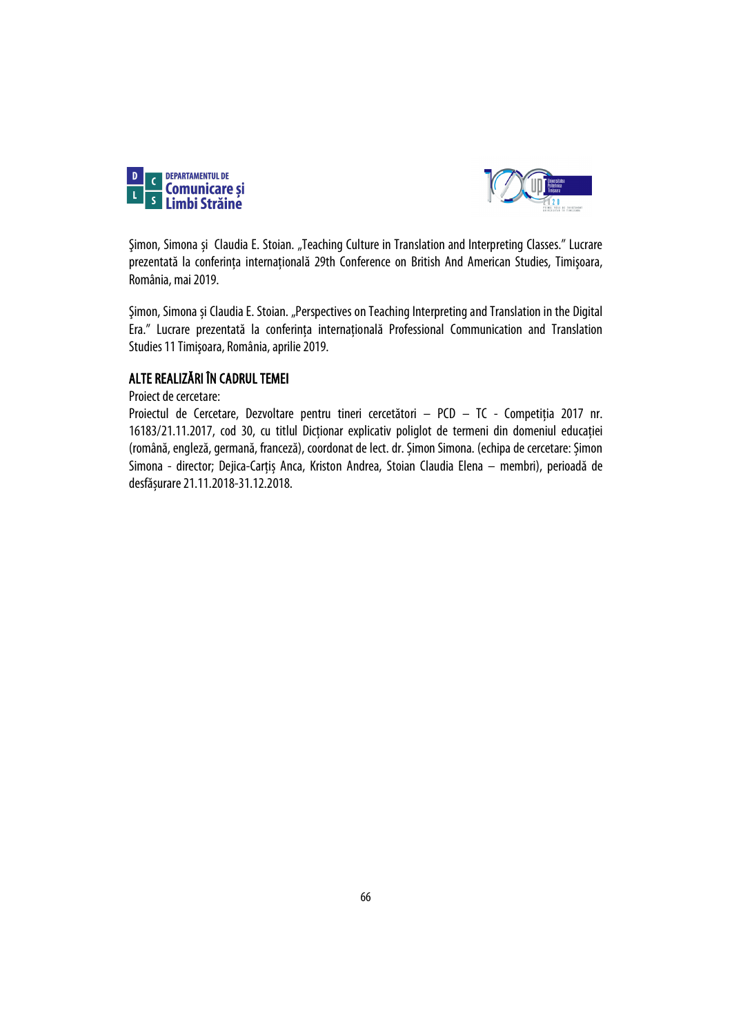Şimon, Simona şi Claudia E. Stoian. „Teaching Culture in Translation and Interpreting Classes." Lucrare prezentată la conferința internațională 29th Conference on British And American Studies, Timişoara, România, mai 2019.

Şimon, Simona şi Claudia E. Stoian. „Perspectives on Teaching Interpreting and Translation in the Digital Era." Lucrare prezentată la conferința internațională Professional Communication and Translation Studies 11 Timişoara, România, aprilie 2019.

## ALTE REALIZĂRI ÎN CADRUL TEMEI

Proiect de cercetare:

Proiectul de Cercetare, Dezvoltare pentru tineri cercetători – PCD – TC - Competiția 2017 nr. 16183/21.11.2017, cod 30, cu titlul Dicționar explicativ poliglot de termeni din domeniul educației (română, engleză, germană, franceză), coordonat de lect. dr. Șimon Simona. (echipa de cercetare: Șimon Simona - director; Dejica-Carțiș Anca, Kriston Andrea, Stoian Claudia Elena – membri), perioadă de desfășurare 21.11.2018-31.12.2018.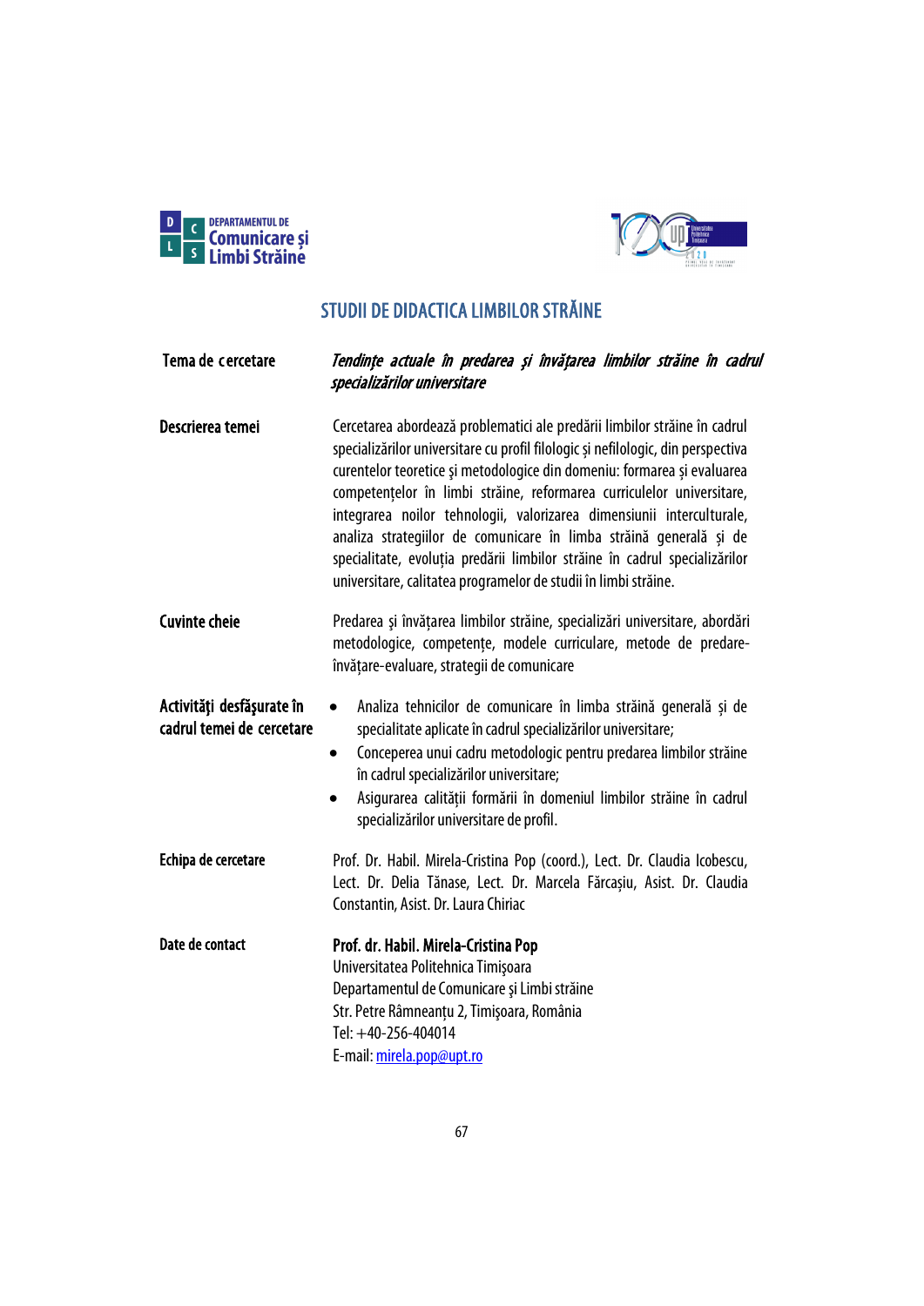# STUDII DE DIDACTICA LIMBILOR STRĂINE

| | |
|---|---|
| **Tema de cercetare** | ***Tendințe actuale în predarea și învățarea limbilor străine în cadrul specializărilor universitare*** |
| **Descrierea temei** | Cercetarea abordează problematici ale predării limbilor străine în cadrul specializărilor universitare cu profil filologic și nefilologic, din perspectiva curentelor teoretice și metodologice din domeniu: formarea și evaluarea competențelor în limbi străine, reformarea curriculelor universitare, integrarea noilor tehnologii, valorizarea dimensiunii interculturale, analiza strategiilor de comunicare în limba străină generală și de specialitate, evoluția predării limbilor străine în cadrul specializărilor universitare, calitatea programelor de studii în limbi străine. |
| **Cuvinte cheie** | Predarea și învățarea limbilor străine, specializări universitare, abordări metodologice, competențe, modele curriculare, metode de predare-învățare-evaluare, strategii de comunicare |
| **Activități desfășurate în cadrul temei de cercetare** | • Analiza tehnicilor de comunicare în limba străină generală și de specialitate aplicate în cadrul specializărilor universitare;<br>• Conceperea unui cadru metodologic pentru predarea limbilor străine în cadrul specializărilor universitare;<br>• Asigurarea calității formării în domeniul limbilor străine în cadrul specializărilor universitare de profil. |
| **Echipa de cercetare** | Prof. Dr. Habil. Mirela-Cristina Pop (coord.), Lect. Dr. Claudia Icobescu, Lect. Dr. Delia Tănase, Lect. Dr. Marcela Fărcașiu, Asist. Dr. Claudia Constantin, Asist. Dr. Laura Chiriac |
| **Date de contact** | **Prof. dr. Habil. Mirela-Cristina Pop**<br>Universitatea Politehnica Timișoara<br>Departamentul de Comunicare și Limbi străine<br>Str. Petre Râmneanțu 2, Timișoara, România<br>Tel: +40-256-404014<br>E-mail: mirela.pop@upt.ro |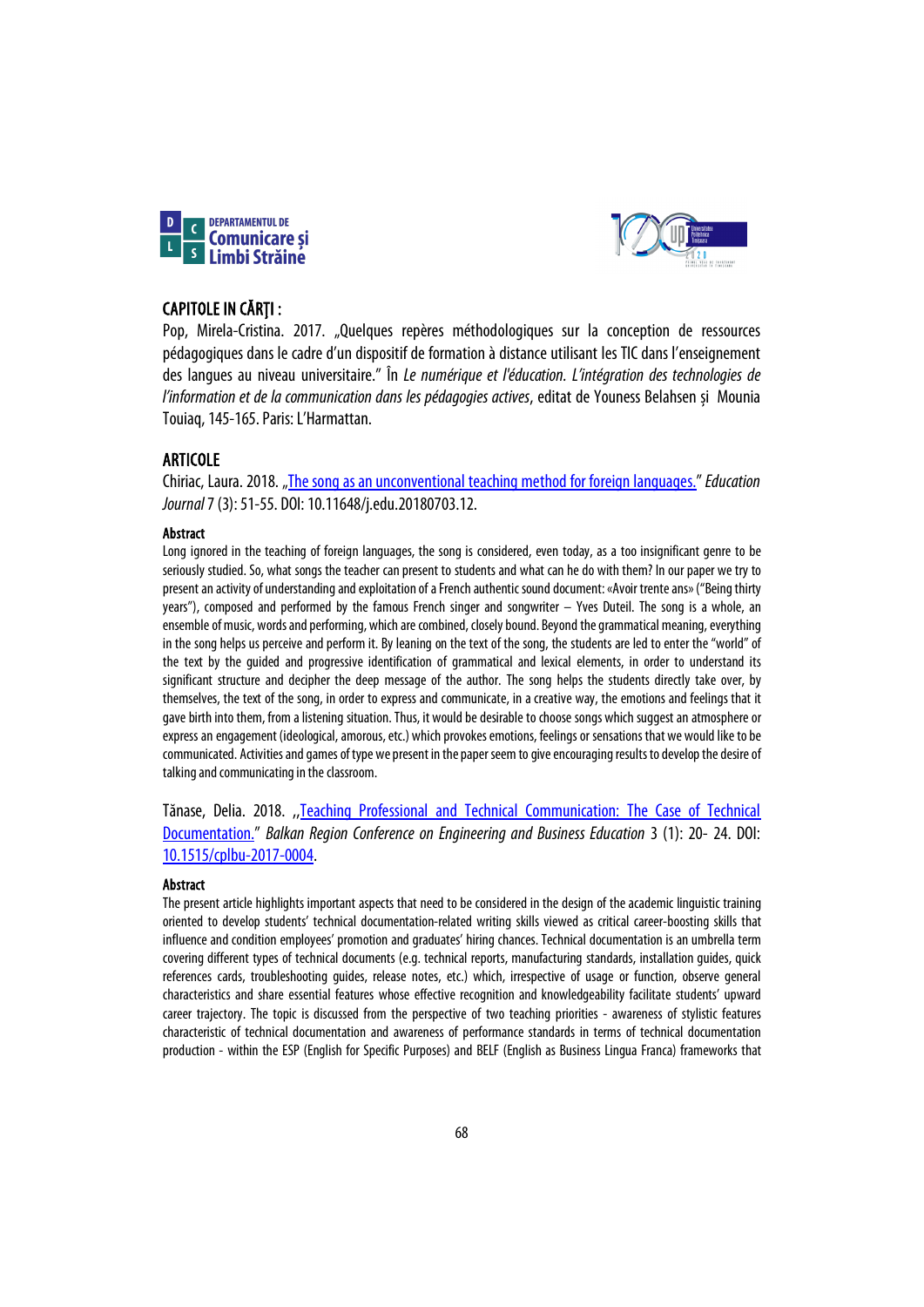## CAPITOLE IN CĂRŢI :

Pop, Mirela-Cristina. 2017. „Quelques repères méthodologiques sur la conception de ressources pédagogiques dans le cadre d'un dispositif de formation à distance utilisant les TIC dans l'enseignement des langues au niveau universitaire." În *Le numérique et l'éducation. L'intégration des technologies de l'information et de la communication dans les pédagogies actives*, editat de Youness Belahsen și Mounia Touiaq, 145-165. Paris: L'Harmattan.

## ARTICOLE

Chiriac, Laura. 2018. „The song as an unconventional teaching method for foreign languages." *Education Journal* 7 (3): 51-55. DOI: 10.11648/j.edu.20180703.12.

#### Abstract

Long ignored in the teaching of foreign languages, the song is considered, even today, as a too insignificant genre to be seriously studied. So, what songs the teacher can present to students and what can he do with them? In our paper we try to present an activity of understanding and exploitation of a French authentic sound document: «Avoir trente ans» ("Being thirty years"), composed and performed by the famous French singer and songwriter – Yves Duteil. The song is a whole, an ensemble of music, words and performing, which are combined, closely bound. Beyond the grammatical meaning, everything in the song helps us perceive and perform it. By leaning on the text of the song, the students are led to enter the "world" of the text by the guided and progressive identification of grammatical and lexical elements, in order to understand its significant structure and decipher the deep message of the author. The song helps the students directly take over, by themselves, the text of the song, in order to express and communicate, in a creative way, the emotions and feelings that it gave birth into them, from a listening situation. Thus, it would be desirable to choose songs which suggest an atmosphere or express an engagement (ideological, amorous, etc.) which provokes emotions, feelings or sensations that we would like to be communicated. Activities and games of type we present in the paper seem to give encouraging results to develop the desire of talking and communicating in the classroom.

Tănase, Delia. 2018. ,,Teaching Professional and Technical Communication: The Case of Technical Documentation." *Balkan Region Conference on Engineering and Business Education* 3 (1): 20- 24. DOI: 10.1515/cplbu-2017-0004.

#### Abstract

The present article highlights important aspects that need to be considered in the design of the academic linguistic training oriented to develop students' technical documentation-related writing skills viewed as critical career-boosting skills that influence and condition employees' promotion and graduates' hiring chances. Technical documentation is an umbrella term covering different types of technical documents (e.g. technical reports, manufacturing standards, installation guides, quick references cards, troubleshooting guides, release notes, etc.) which, irrespective of usage or function, observe general characteristics and share essential features whose effective recognition and knowledgeability facilitate students' upward career trajectory. The topic is discussed from the perspective of two teaching priorities - awareness of stylistic features characteristic of technical documentation and awareness of performance standards in terms of technical documentation production - within the ESP (English for Specific Purposes) and BELF (English as Business Lingua Franca) frameworks that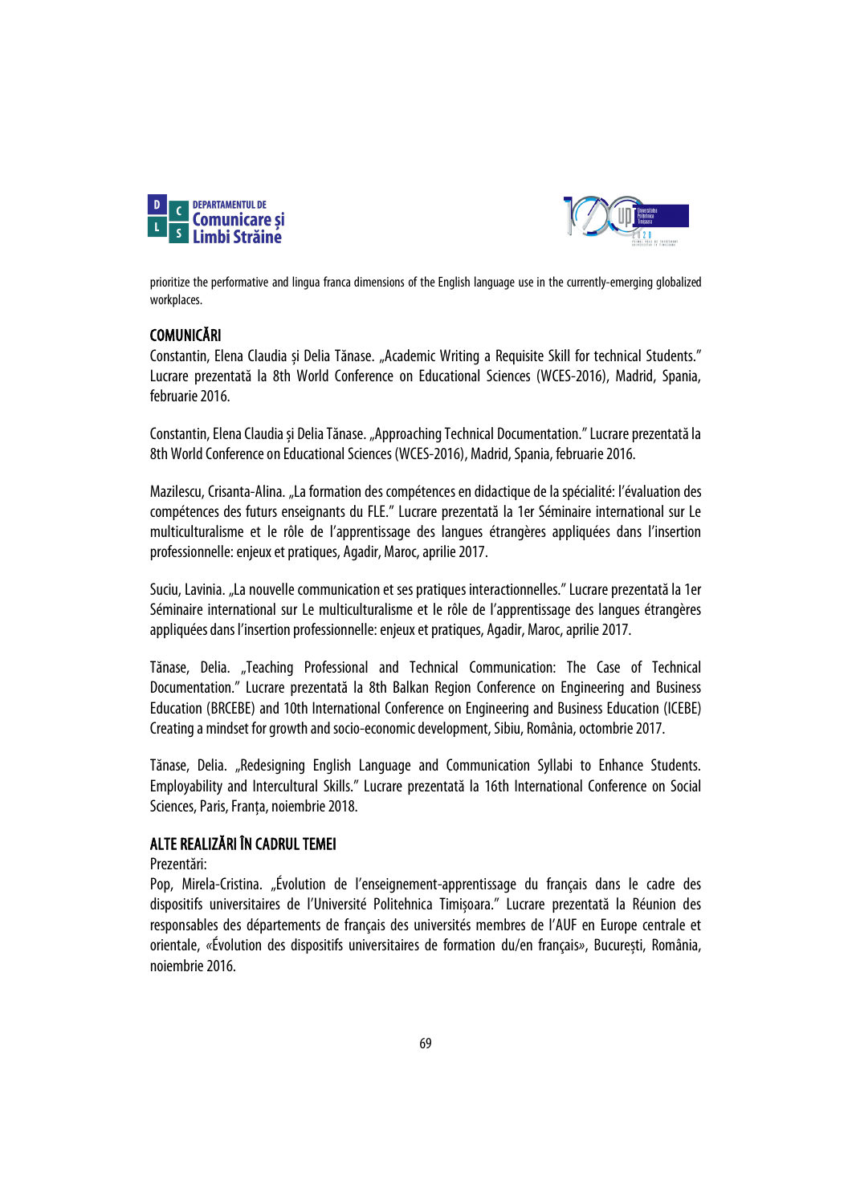prioritize the performative and lingua franca dimensions of the English language use in the currently-emerging globalized workplaces.

## COMUNICĂRI

Constantin, Elena Claudia și Delia Tănase. „Academic Writing a Requisite Skill for technical Students." Lucrare prezentată la 8th World Conference on Educational Sciences (WCES-2016), Madrid, Spania, februarie 2016.

Constantin, Elena Claudia și Delia Tănase. „Approaching Technical Documentation." Lucrare prezentată la 8th World Conference on Educational Sciences (WCES-2016), Madrid, Spania, februarie 2016.

Mazilescu, Crisanta-Alina. „La formation des compétences en didactique de la spécialité: l'évaluation des compétences des futurs enseignants du FLE." Lucrare prezentată la 1er Séminaire international sur Le multiculturalisme et le rôle de l'apprentissage des langues étrangères appliquées dans l'insertion professionnelle: enjeux et pratiques, Agadir, Maroc, aprilie 2017.

Suciu, Lavinia. „La nouvelle communication et ses pratiques interactionnelles." Lucrare prezentată la 1er Séminaire international sur Le multiculturalisme et le rôle de l'apprentissage des langues étrangères appliquées dans l'insertion professionnelle: enjeux et pratiques, Agadir, Maroc, aprilie 2017.

Tănase, Delia. „Teaching Professional and Technical Communication: The Case of Technical Documentation." Lucrare prezentată la 8th Balkan Region Conference on Engineering and Business Education (BRCEBE) and 10th International Conference on Engineering and Business Education (ICEBE) Creating a mindset for growth and socio-economic development, Sibiu, România, octombrie 2017.

Tănase, Delia. „Redesigning English Language and Communication Syllabi to Enhance Students. Employability and Intercultural Skills." Lucrare prezentată la 16th International Conference on Social Sciences, Paris, Franța, noiembrie 2018.

## ALTE REALIZĂRI ÎN CADRUL TEMEI

Prezentări:

Pop, Mirela-Cristina. „Évolution de l'enseignement-apprentissage du français dans le cadre des dispositifs universitaires de l'Université Politehnica Timișoara." Lucrare prezentată la Réunion des responsables des départements de français des universités membres de l'AUF en Europe centrale et orientale, «Évolution des dispositifs universitaires de formation du/en français», București, România, noiembrie 2016.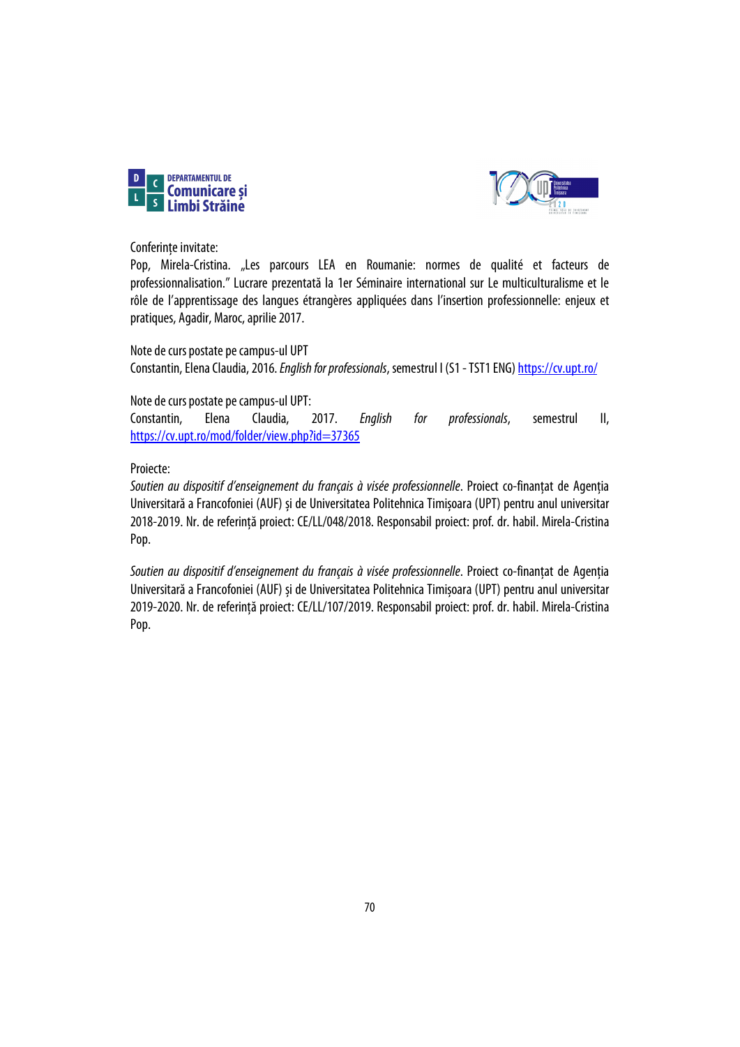Conferințe invitate:
Pop, Mirela-Cristina. „Les parcours LEA en Roumanie: normes de qualité et facteurs de professionnalisation." Lucrare prezentată la 1er Séminaire international sur Le multiculturalisme et le rôle de l'apprentissage des langues étrangères appliquées dans l'insertion professionnelle: enjeux et pratiques, Agadir, Maroc, aprilie 2017.

Note de curs postate pe campus-ul UPT
Constantin, Elena Claudia, 2016. *English for professionals*, semestrul I (S1 - TST1 ENG) https://cv.upt.ro/

Note de curs postate pe campus-ul UPT:
Constantin, Elena Claudia, 2017. *English for professionals*, semestrul II, https://cv.upt.ro/mod/folder/view.php?id=37365

Proiecte:
*Soutien au dispositif d'enseignement du français à visée professionnelle*. Proiect co-finanțat de Agenția Universitară a Francofoniei (AUF) și de Universitatea Politehnica Timișoara (UPT) pentru anul universitar 2018-2019. Nr. de referință proiect: CE/LL/048/2018. Responsabil proiect: prof. dr. habil. Mirela-Cristina Pop.

*Soutien au dispositif d'enseignement du français à visée professionnelle*. Proiect co-finanțat de Agenția Universitară a Francofoniei (AUF) și de Universitatea Politehnica Timișoara (UPT) pentru anul universitar 2019-2020. Nr. de referință proiect: CE/LL/107/2019. Responsabil proiect: prof. dr. habil. Mirela-Cristina Pop.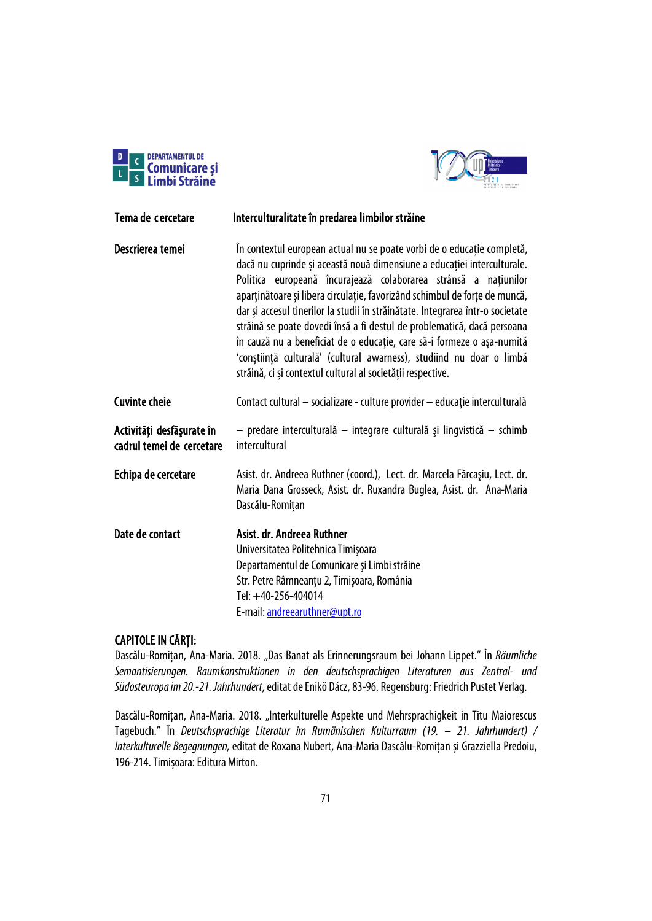| | |
|---|---|
| **Tema de cercetare** | **Interculturalitate în predarea limbilor străine** |
| **Descrierea temei** | În contextul european actual nu se poate vorbi de o educație completă, dacă nu cuprinde și această nouă dimensiune a educației interculturale. Politica europeană încurajează colaborarea strânsă a națiunilor aparținătoare și libera circulație, favorizând schimbul de forțe de muncă, dar și accesul tinerilor la studii în străinătate. Integrarea într-o societate străină se poate dovedi însă a fi destul de problematică, dacă persoana în cauză nu a beneficiat de o educație, care să-i formeze o așa-numită 'conștiință culturală' (cultural awarness), studiind nu doar o limbă străină, ci și contextul cultural al societății respective. |
| **Cuvinte cheie** | Contact cultural – socializare - culture provider – educație interculturală |
| **Activităţi desfăşurate în cadrul temei de cercetare** | – predare interculturală – integrare culturală şi lingvistică – schimb intercultural |
| **Echipa de cercetare** | Asist. dr. Andreea Ruthner (coord.), Lect. dr. Marcela Fărcaşiu, Lect. dr. Maria Dana Grosseck, Asist. dr. Ruxandra Buglea, Asist. dr. Ana-Maria Dascălu-Romițan |
| **Date de contact** | **Asist. dr. Andreea Ruthner**<br>Universitatea Politehnica Timişoara<br>Departamentul de Comunicare şi Limbi străine<br>Str. Petre Râmneanțu 2, Timişoara, România<br>Tel: +40-256-404014<br>E-mail: andreearuthner@upt.ro |

**CAPITOLE IN CĂRŢI:**

Dascălu-Romițan, Ana-Maria. 2018. „Das Banat als Erinnerungsraum bei Johann Lippet." În *Räumliche Semantisierungen. Raumkonstruktionen in den deutschsprachigen Literaturen aus Zentral- und Südosteuropa im 20.-21. Jahrhundert*, editat de Enikö Dácz, 83-96. Regensburg: Friedrich Pustet Verlag.

Dascălu-Romițan, Ana-Maria. 2018. „Interkulturelle Aspekte und Mehrsprachigkeit in Titu Maiorescus Tagebuch." În *Deutschsprachige Literatur im Rumänischen Kulturraum (19. – 21. Jahrhundert) / Interkulturelle Begegnungen,* editat de Roxana Nubert, Ana-Maria Dascălu-Romițan și Grazziella Predoiu, 196-214. Timișoara: Editura Mirton.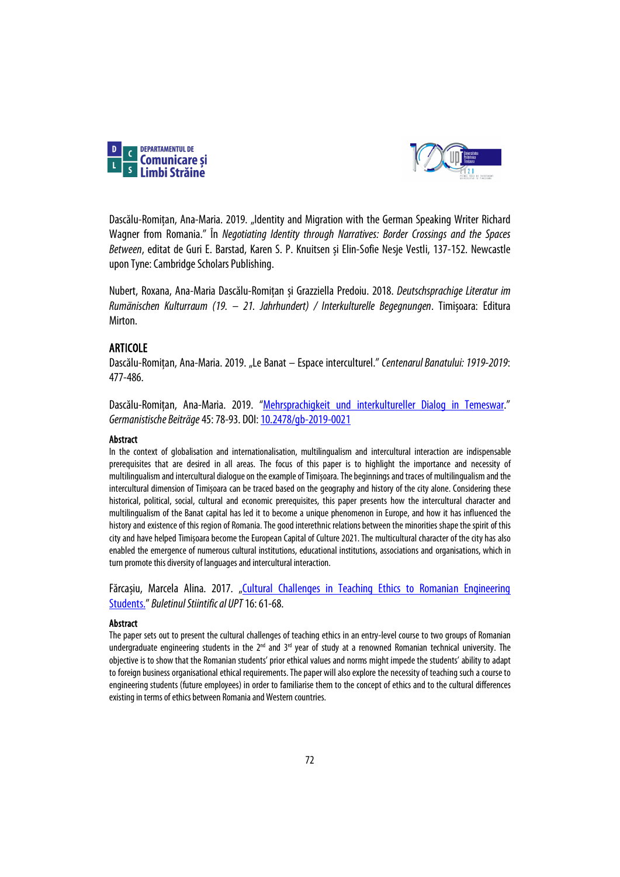Dascălu-Romițan, Ana-Maria. 2019. „Identity and Migration with the German Speaking Writer Richard Wagner from Romania." În *Negotiating Identity through Narratives: Border Crossings and the Spaces Between*, editat de Guri E. Barstad, Karen S. P. Knuitsen și Elin-Sofie Nesje Vestli, 137-152. Newcastle upon Tyne: Cambridge Scholars Publishing.

Nubert, Roxana, Ana-Maria Dascălu-Romițan și Grazziella Predoiu. 2018. *Deutschsprachige Literatur im Rumänischen Kulturraum (19. – 21. Jahrhundert) / Interkulturelle Begegnungen*. Timișoara: Editura Mirton.

## ARTICOLE

Dascălu-Romițan, Ana-Maria. 2019. „Le Banat – Espace interculturel." *Centenarul Banatului: 1919-2019*: 477-486.

Dascălu-Romițan, Ana-Maria. 2019. "Mehrsprachigkeit und interkultureller Dialog in Temeswar." *Germanistische Beiträge* 45: 78-93. DOI: 10.2478/gb-2019-0021

**Abstract**

In the context of globalisation and internationalisation, multilingualism and intercultural interaction are indispensable prerequisites that are desired in all areas. The focus of this paper is to highlight the importance and necessity of multilingualism and intercultural dialogue on the example of Timișoara. The beginnings and traces of multilingualism and the intercultural dimension of Timișoara can be traced based on the geography and history of the city alone. Considering these historical, political, social, cultural and economic prerequisites, this paper presents how the intercultural character and multilingualism of the Banat capital has led it to become a unique phenomenon in Europe, and how it has influenced the history and existence of this region of Romania. The good interethnic relations between the minorities shape the spirit of this city and have helped Timișoara become the European Capital of Culture 2021. The multicultural character of the city has also enabled the emergence of numerous cultural institutions, educational institutions, associations and organisations, which in turn promote this diversity of languages and intercultural interaction.

Fărcașiu, Marcela Alina. 2017. „Cultural Challenges in Teaching Ethics to Romanian Engineering Students." *Buletinul Stiintific al UPT* 16: 61-68.

**Abstract**

The paper sets out to present the cultural challenges of teaching ethics in an entry-level course to two groups of Romanian undergraduate engineering students in the 2nd and 3rd year of study at a renowned Romanian technical university. The objective is to show that the Romanian students' prior ethical values and norms might impede the students' ability to adapt to foreign business organisational ethical requirements. The paper will also explore the necessity of teaching such a course to engineering students (future employees) in order to familiarise them to the concept of ethics and to the cultural differences existing in terms of ethics between Romania and Western countries.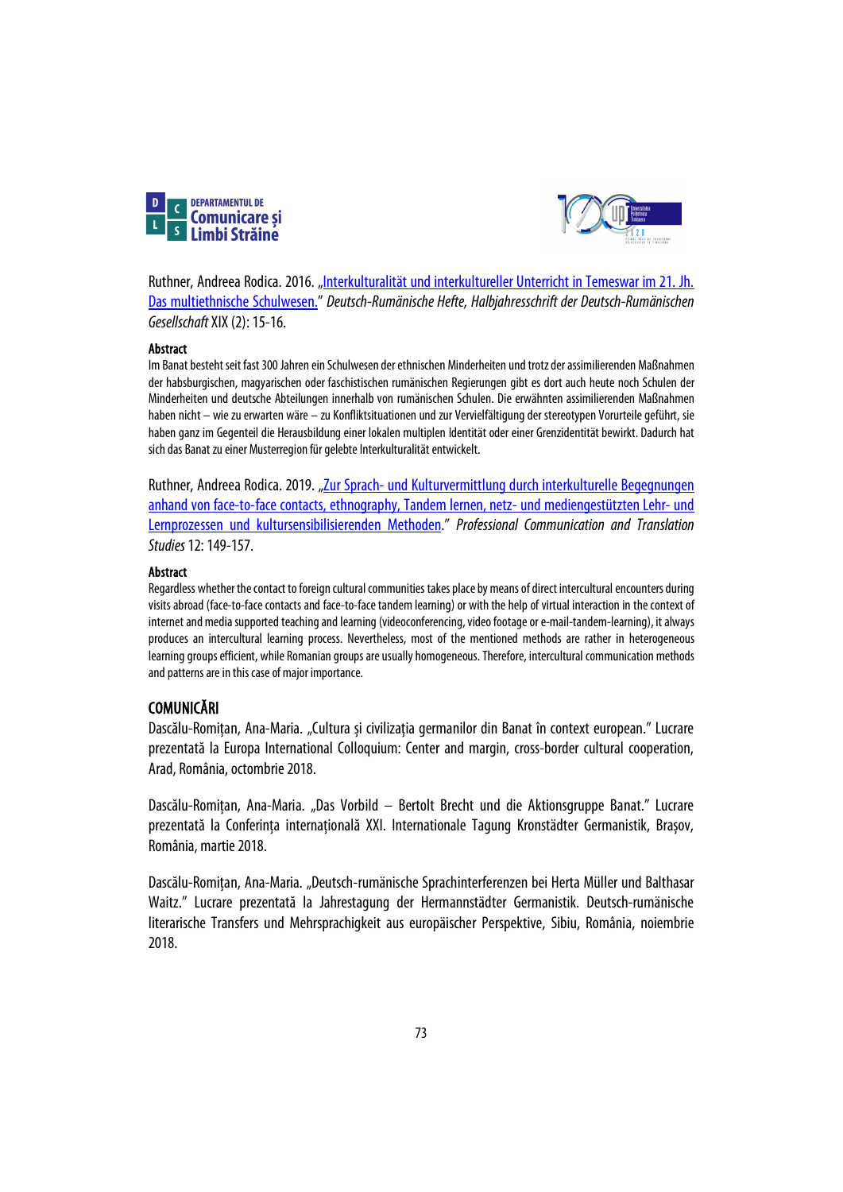Ruthner, Andreea Rodica. 2016. „Interkulturalität und interkultureller Unterricht in Temeswar im 21. Jh. Das multiethnische Schulwesen." *Deutsch-Rumänische Hefte, Halbjahresschrift der Deutsch-Rumänischen Gesellschaft* XIX (2): 15-16.

**Abstract**

Im Banat besteht seit fast 300 Jahren ein Schulwesen der ethnischen Minderheiten und trotz der assimilierenden Maßnahmen der habsburgischen, magyarischen oder faschistischen rumänischen Regierungen gibt es dort auch heute noch Schulen der Minderheiten und deutsche Abteilungen innerhalb von rumänischen Schulen. Die erwähnten assimilierenden Maßnahmen haben nicht – wie zu erwarten wäre – zu Konfliktsituationen und zur Vervielfältigung der stereotypen Vorurteile geführt, sie haben ganz im Gegenteil die Herausbildung einer lokalen multiplen Identität oder einer Grenzidentität bewirkt. Dadurch hat sich das Banat zu einer Musterregion für gelebte Interkulturalität entwickelt.

Ruthner, Andreea Rodica. 2019. „Zur Sprach- und Kulturvermittlung durch interkulturelle Begegnungen anhand von face-to-face contacts, ethnography, Tandem lernen, netz- und mediengestützten Lehr- und Lernprozessen und kultursensibilisierenden Methoden." *Professional Communication and Translation Studies* 12: 149-157.

**Abstract**

Regardless whether the contact to foreign cultural communities takes place by means of direct intercultural encounters during visits abroad (face-to-face contacts and face-to-face tandem learning) or with the help of virtual interaction in the context of internet and media supported teaching and learning (videoconferencing, video footage or e-mail-tandem-learning), it always produces an intercultural learning process. Nevertheless, most of the mentioned methods are rather in heterogeneous learning groups efficient, while Romanian groups are usually homogeneous. Therefore, intercultural communication methods and patterns are in this case of major importance.

## COMUNICĂRI

Dascălu-Romițan, Ana-Maria. „Cultura și civilizația germanilor din Banat în context european." Lucrare prezentată la Europa International Colloquium: Center and margin, cross-border cultural cooperation, Arad, România, octombrie 2018.

Dascălu-Romițan, Ana-Maria. „Das Vorbild – Bertolt Brecht und die Aktionsgruppe Banat." Lucrare prezentată la Conferința internațională XXI. Internationale Tagung Kronstädter Germanistik, Brașov, România, martie 2018.

Dascălu-Romițan, Ana-Maria. „Deutsch-rumänische Sprachinterferenzen bei Herta Müller und Balthasar Waitz." Lucrare prezentată la Jahrestagung der Hermannstädter Germanistik. Deutsch-rumänische literarische Transfers und Mehrsprachigkeit aus europäischer Perspektive, Sibiu, România, noiembrie 2018.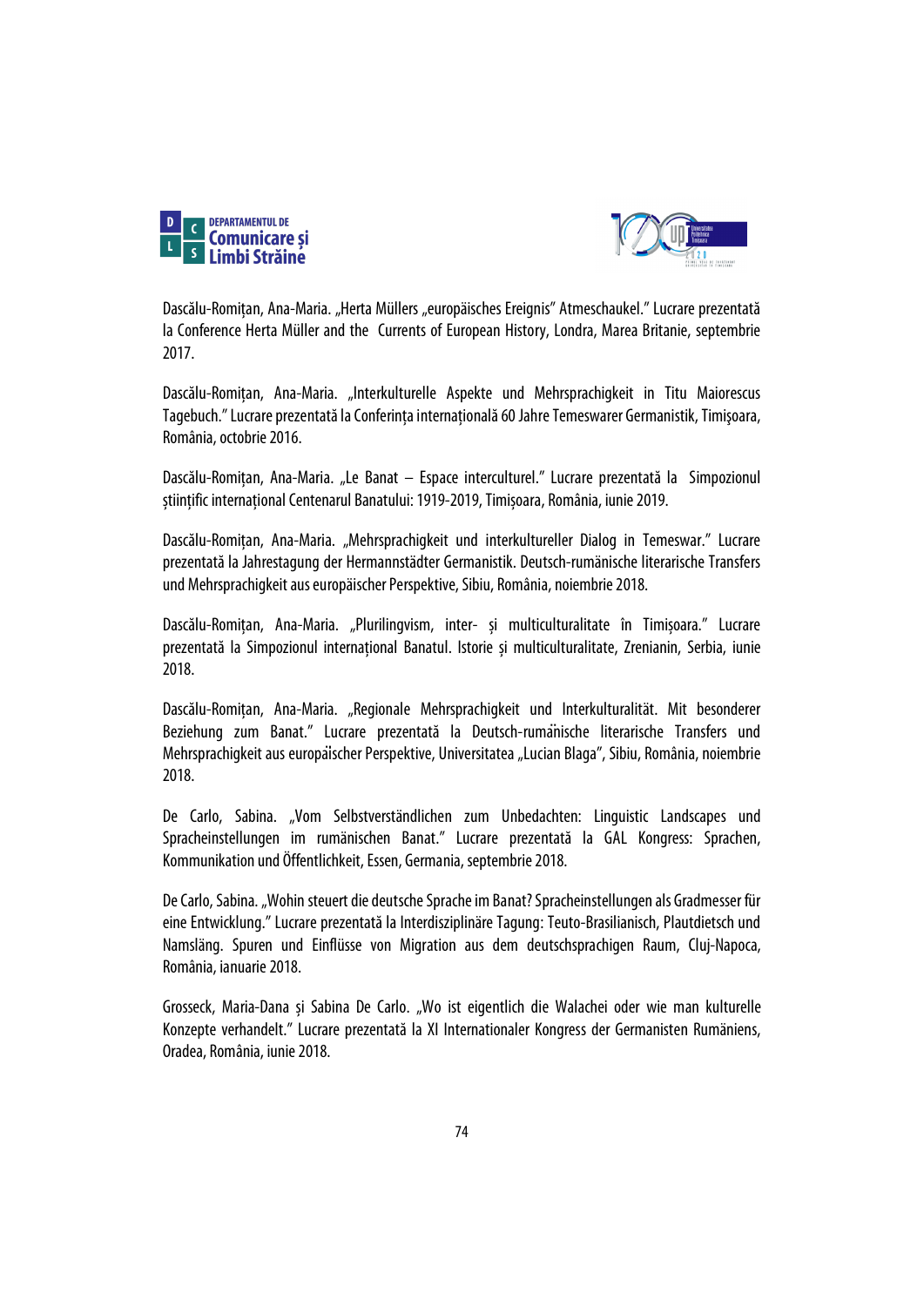Dascălu-Romițan, Ana-Maria. „Herta Müllers „europäisches Ereignis" Atmeschaukel." Lucrare prezentată la Conference Herta Müller and the Currents of European History, Londra, Marea Britanie, septembrie 2017.

Dascălu-Romițan, Ana-Maria. „Interkulturelle Aspekte und Mehrsprachigkeit in Titu Maiorescus Tagebuch." Lucrare prezentată la Conferința internațională 60 Jahre Temeswarer Germanistik, Timișoara, România, octobrie 2016.

Dascălu-Romițan, Ana-Maria. „Le Banat – Espace interculturel." Lucrare prezentată la Simpozionul științific internațional Centenarul Banatului: 1919-2019, Timișoara, România, iunie 2019.

Dascălu-Romițan, Ana-Maria. „Mehrsprachigkeit und interkultureller Dialog in Temeswar." Lucrare prezentată la Jahrestagung der Hermannstädter Germanistik. Deutsch-rumänische literarische Transfers und Mehrsprachigkeit aus europäischer Perspektive, Sibiu, România, noiembrie 2018.

Dascălu-Romițan, Ana-Maria. „Plurilingvism, inter- și multiculturalitate în Timișoara." Lucrare prezentată la Simpozionul internațional Banatul. Istorie și multiculturalitate, Zrenianin, Serbia, iunie 2018.

Dascălu-Romițan, Ana-Maria. „Regionale Mehrsprachigkeit und Interkulturalität. Mit besonderer Beziehung zum Banat." Lucrare prezentată la Deutsch-rumänische literarische Transfers und Mehrsprachigkeit aus europäischer Perspektive, Universitatea „Lucian Blaga", Sibiu, România, noiembrie 2018.

De Carlo, Sabina. „Vom Selbstverständlichen zum Unbedachten: Linguistic Landscapes und Spracheinstellungen im rumänischen Banat." Lucrare prezentată la GAL Kongress: Sprachen, Kommunikation und Öffentlichkeit, Essen, Germania, septembrie 2018.

De Carlo, Sabina. „Wohin steuert die deutsche Sprache im Banat? Spracheinstellungen als Gradmesser für eine Entwicklung." Lucrare prezentată la Interdisziplinäre Tagung: Teuto-Brasilianisch, Plautdietsch und Namsläng. Spuren und Einflüsse von Migration aus dem deutschsprachigen Raum, Cluj-Napoca, România, ianuarie 2018.

Grosseck, Maria-Dana și Sabina De Carlo. „Wo ist eigentlich die Walachei oder wie man kulturelle Konzepte verhandelt." Lucrare prezentată la XI Internationaler Kongress der Germanisten Rumäniens, Oradea, România, iunie 2018.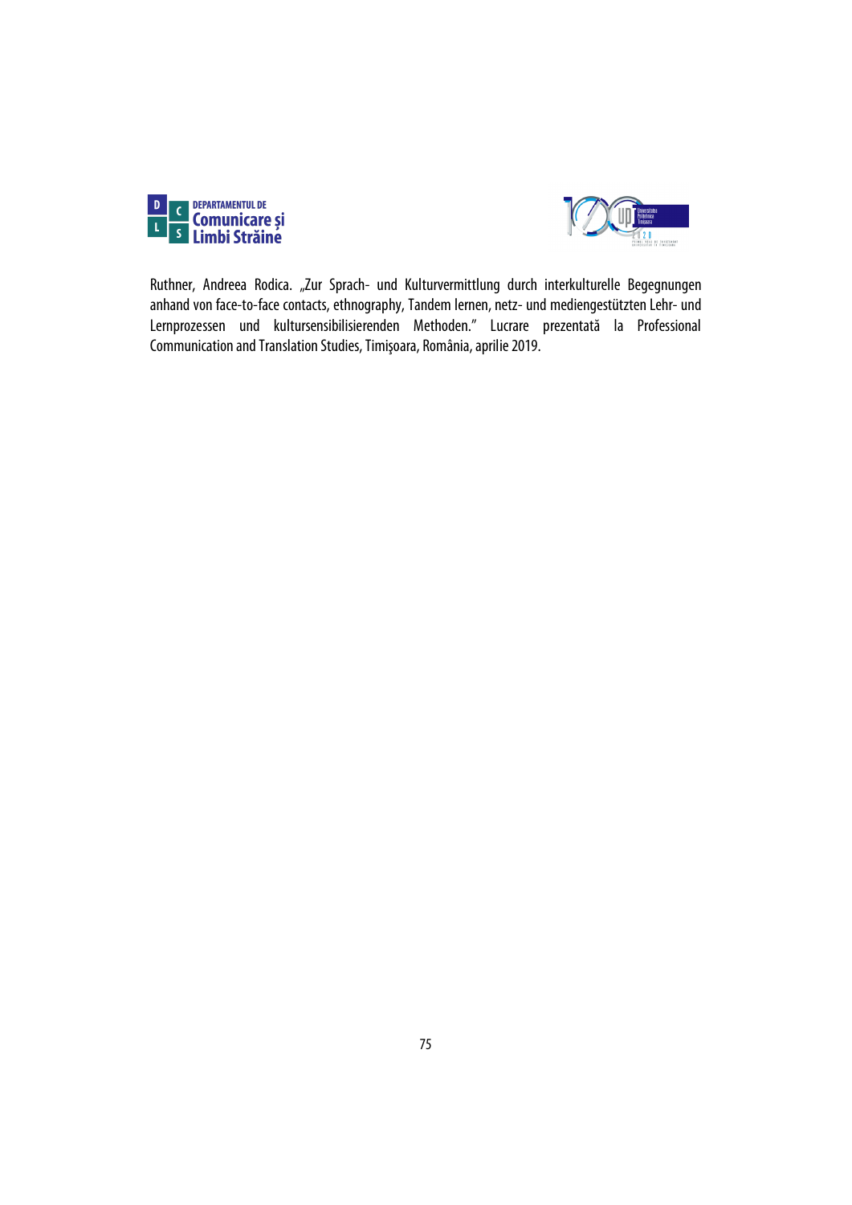Ruthner, Andreea Rodica. „Zur Sprach- und Kulturvermittlung durch interkulturelle Begegnungen anhand von face-to-face contacts, ethnography, Tandem lernen, netz- und mediengestützten Lehr- und Lernprozessen und kultursensibilisierenden Methoden." Lucrare prezentată la Professional Communication and Translation Studies, Timişoara, România, aprilie 2019.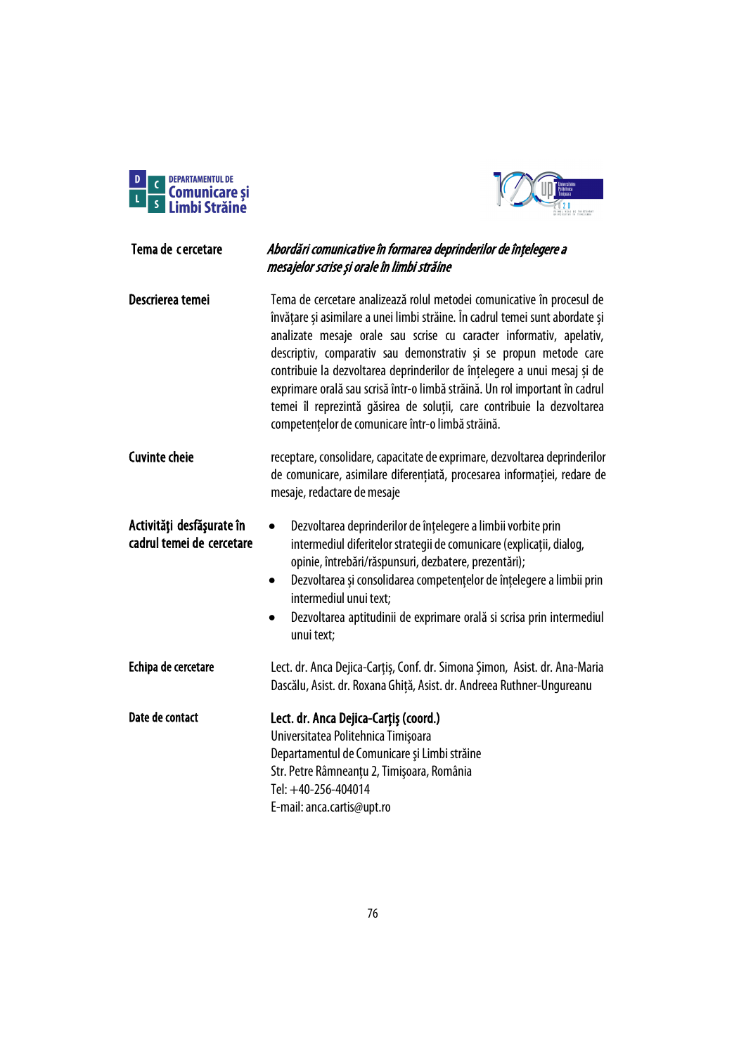| | |
|---|---|
| **Tema de cercetare** | ***Abordări comunicative în formarea deprinderilor de înțelegere a mesajelor scrise și orale în limbi străine*** |
| **Descrierea temei** | Tema de cercetare analizează rolul metodei comunicative în procesul de învățare și asimilare a unei limbi străine. În cadrul temei sunt abordate și analizate mesaje orale sau scrise cu caracter informativ, apelativ, descriptiv, comparativ sau demonstrativ și se propun metode care contribuie la dezvoltarea deprinderilor de înțelegere a unui mesaj și de exprimare orală sau scrisă într-o limbă străină. Un rol important în cadrul temei îl reprezintă găsirea de soluții, care contribuie la dezvoltarea competențelor de comunicare într-o limbă străină. |
| **Cuvinte cheie** | receptare, consolidare, capacitate de exprimare, dezvoltarea deprinderilor de comunicare, asimilare diferențiată, procesarea informației, redare de mesaje, redactare de mesaje |
| **Activităţi desfăşurate în cadrul temei de cercetare** | • Dezvoltarea deprinderilor de înțelegere a limbii vorbite prin intermediul diferitelor strategii de comunicare (explicații, dialog, opinie, întrebări/răspunsuri, dezbatere, prezentări);<br>• Dezvoltarea și consolidarea competențelor de înțelegere a limbii prin intermediul unui text;<br>• Dezvoltarea aptitudinii de exprimare orală si scrisa prin intermediul unui text; |
| **Echipa de cercetare** | Lect. dr. Anca Dejica-Carțiș, Conf. dr. Simona Șimon, Asist. dr. Ana-Maria Dascălu, Asist. dr. Roxana Ghiță, Asist. dr. Andreea Ruthner-Ungureanu |
| **Date de contact** | **Lect. dr. Anca Dejica-Carţiş (coord.)**<br>Universitatea Politehnica Timişoara<br>Departamentul de Comunicare şi Limbi străine<br>Str. Petre Râmneanțu 2, Timişoara, România<br>Tel: +40-256-404014<br>E-mail: anca.cartis@upt.ro |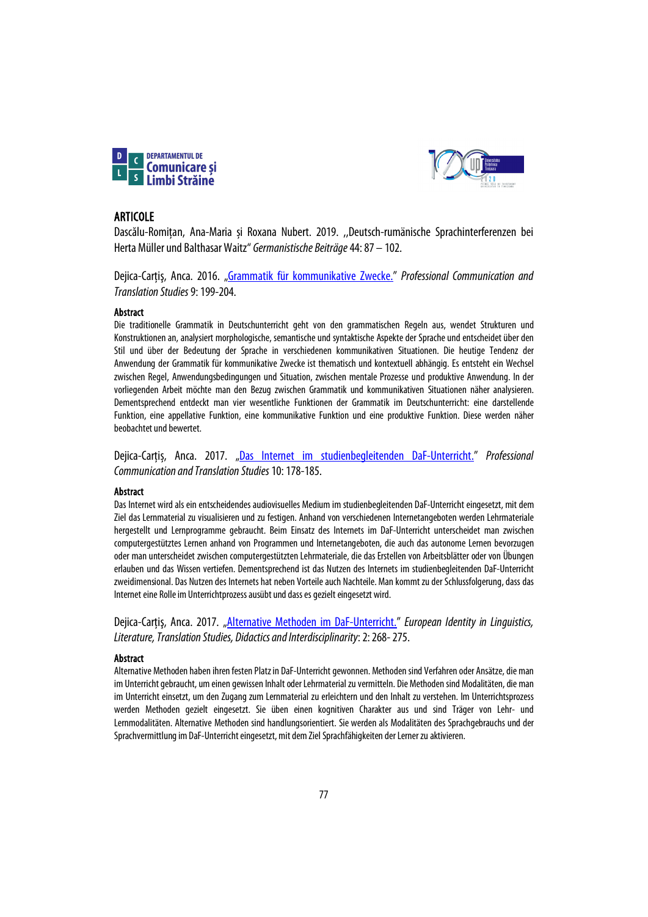## ARTICOLE

Dascălu-Romițan, Ana-Maria și Roxana Nubert. 2019. ,,Deutsch-rumänische Sprachinterferenzen bei Herta Müller und Balthasar Waitz" *Germanistische Beiträge* 44: 87 – 102.

Dejica-Carțiș, Anca. 2016. „Grammatik für kommunikative Zwecke." *Professional Communication and Translation Studies* 9: 199-204.

**Abstract**

Die traditionelle Grammatik in Deutschunterricht geht von den grammatischen Regeln aus, wendet Strukturen und Konstruktionen an, analysiert morphologische, semantische und syntaktische Aspekte der Sprache und entscheidet über den Stil und über der Bedeutung der Sprache in verschiedenen kommunikativen Situationen. Die heutige Tendenz der Anwendung der Grammatik für kommunikative Zwecke ist thematisch und kontextuell abhängig. Es entsteht ein Wechsel zwischen Regel, Anwendungsbedingungen und Situation, zwischen mentale Prozesse und produktive Anwendung. In der vorliegenden Arbeit möchte man den Bezug zwischen Grammatik und kommunikativen Situationen näher analysieren. Dementsprechend entdeckt man vier wesentliche Funktionen der Grammatik im Deutschunterricht: eine darstellende Funktion, eine appellative Funktion, eine kommunikative Funktion und eine produktive Funktion. Diese werden näher beobachtet und bewertet.

Dejica-Carțiș, Anca. 2017. „Das Internet im studienbegleitenden DaF-Unterricht." *Professional Communication and Translation Studies* 10: 178-185.

**Abstract**

Das Internet wird als ein entscheidendes audiovisuelles Medium im studienbegleitenden DaF-Unterricht eingesetzt, mit dem Ziel das Lernmaterial zu visualisieren und zu festigen. Anhand von verschiedenen Internetangeboten werden Lehrmateriale hergestellt und Lernprogramme gebraucht. Beim Einsatz des Internets im DaF-Unterricht unterscheidet man zwischen computergestütztes Lernen anhand von Programmen und Internetangeboten, die auch das autonome Lernen bevorzugen oder man unterscheidet zwischen computergestützten Lehrmateriale, die das Erstellen von Arbeitsblätter oder von Übungen erlauben und das Wissen vertiefen. Dementsprechend ist das Nutzen des Internets im studienbegleitenden DaF-Unterricht zweidimensional. Das Nutzen des Internets hat neben Vorteile auch Nachteile. Man kommt zu der Schlussfolgerung, dass das Internet eine Rolle im Unterrichtprozess ausübt und dass es gezielt eingesetzt wird.

Dejica-Carțiș, Anca. 2017. „Alternative Methoden im DaF-Unterricht." *European Identity in Linguistics, Literature, Translation Studies, Didactics and Interdisciplinarity*: 2: 268- 275.

**Abstract**

Alternative Methoden haben ihren festen Platz in DaF-Unterricht gewonnen. Methoden sind Verfahren oder Ansätze, die man im Unterricht gebraucht, um einen gewissen Inhalt oder Lehrmaterial zu vermitteln. Die Methoden sind Modalitäten, die man im Unterricht einsetzt, um den Zugang zum Lernmaterial zu erleichtern und den Inhalt zu verstehen. Im Unterrichtsprozess werden Methoden gezielt eingesetzt. Sie üben einen kognitiven Charakter aus und sind Träger von Lehr- und Lernmodalitäten. Alternative Methoden sind handlungsorientiert. Sie werden als Modalitäten des Sprachgebrauchs und der Sprachvermittlung im DaF-Unterricht eingesetzt, mit dem Ziel Sprachfähigkeiten der Lerner zu aktivieren.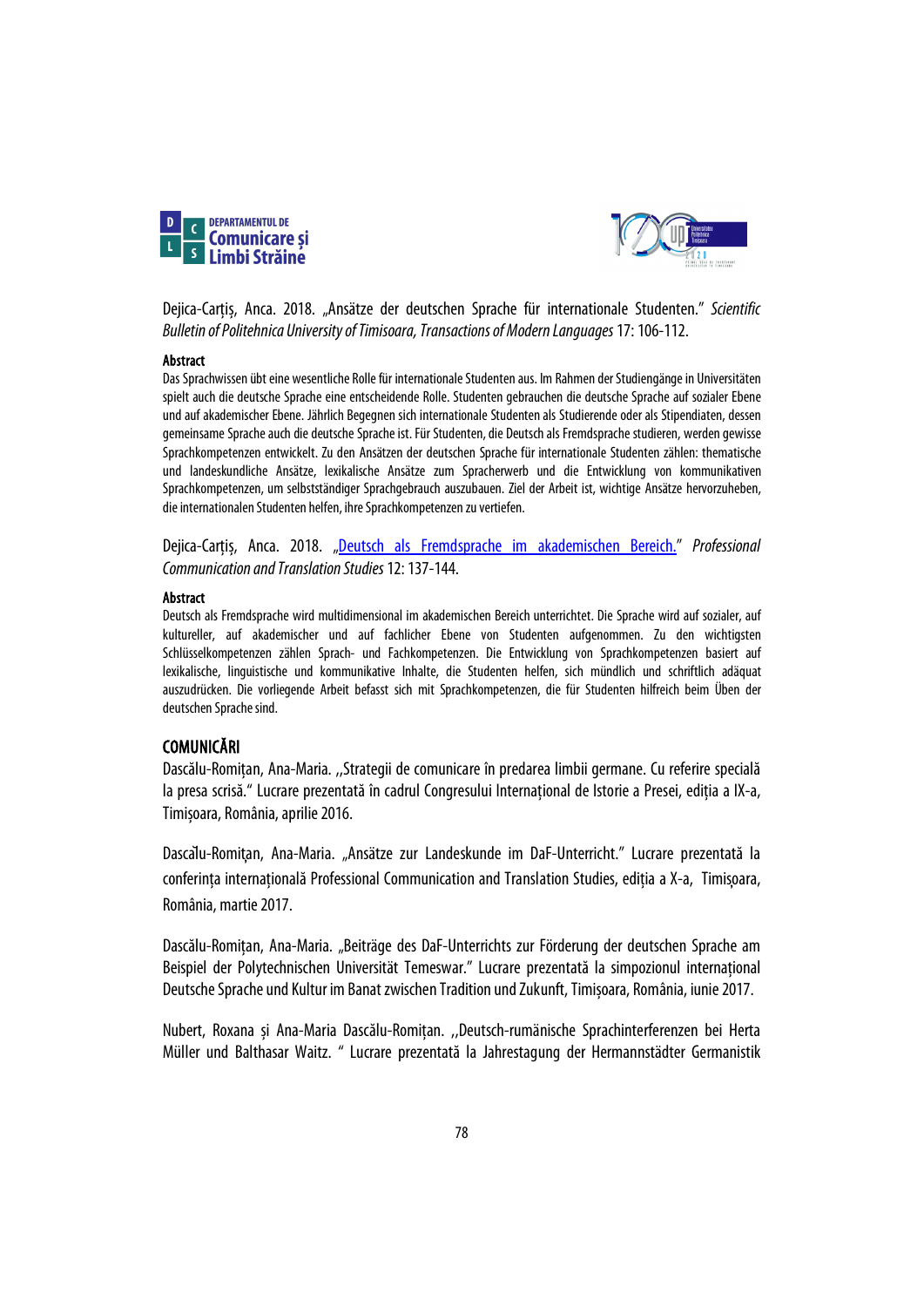Dejica-Carțiș, Anca. 2018. „Ansätze der deutschen Sprache für internationale Studenten." *Scientific Bulletin of Politehnica University of Timisoara, Transactions of Modern Languages* 17: 106-112.

**Abstract**

Das Sprachwissen übt eine wesentliche Rolle für internationale Studenten aus. Im Rahmen der Studiengänge in Universitäten spielt auch die deutsche Sprache eine entscheidende Rolle. Studenten gebrauchen die deutsche Sprache auf sozialer Ebene und auf akademischer Ebene. Jährlich Begegnen sich internationale Studenten als Studierende oder als Stipendiaten, dessen gemeinsame Sprache auch die deutsche Sprache ist. Für Studenten, die Deutsch als Fremdsprache studieren, werden gewisse Sprachkompetenzen entwickelt. Zu den Ansätzen der deutschen Sprache für internationale Studenten zählen: thematische und landeskundliche Ansätze, lexikalische Ansätze zum Spracherwerb und die Entwicklung von kommunikativen Sprachkompetenzen, um selbstständiger Sprachgebrauch auszubauen. Ziel der Arbeit ist, wichtige Ansätze hervorzuheben, die internationalen Studenten helfen, ihre Sprachkompetenzen zu vertiefen.

Dejica-Carțiș, Anca. 2018. „Deutsch als Fremdsprache im akademischen Bereich." *Professional Communication and Translation Studies* 12: 137-144.

**Abstract**

Deutsch als Fremdsprache wird multidimensional im akademischen Bereich unterrichtet. Die Sprache wird auf sozialer, auf kultureller, auf akademischer und auf fachlicher Ebene von Studenten aufgenommen. Zu den wichtigsten Schlüsselkompetenzen zählen Sprach- und Fachkompetenzen. Die Entwicklung von Sprachkompetenzen basiert auf lexikalische, linguistische und kommunikative Inhalte, die Studenten helfen, sich mündlich und schriftlich adäquat auszudrücken. Die vorliegende Arbeit befasst sich mit Sprachkompetenzen, die für Studenten hilfreich beim Üben der deutschen Sprache sind.

## COMUNICĂRI

Dascălu-Romițan, Ana-Maria. ,,Strategii de comunicare în predarea limbii germane. Cu referire specială la presa scrisă." Lucrare prezentată în cadrul Congresului Internațional de Istorie a Presei, ediția a IX-a, Timișoara, România, aprilie 2016.

Dascălu-Romițan, Ana-Maria. „Ansätze zur Landeskunde im DaF-Unterricht." Lucrare prezentată la conferința internațională Professional Communication and Translation Studies, ediția a X-a, Timișoara, România, martie 2017.

Dascălu-Romițan, Ana-Maria. „Beiträge des DaF-Unterrichts zur Förderung der deutschen Sprache am Beispiel der Polytechnischen Universität Temeswar." Lucrare prezentată la simpozionul internațional Deutsche Sprache und Kultur im Banat zwischen Tradition und Zukunft, Timișoara, România, iunie 2017.

Nubert, Roxana și Ana-Maria Dascălu-Romițan. ,,Deutsch-rumänische Sprachinterferenzen bei Herta Müller und Balthasar Waitz. " Lucrare prezentată la Jahrestagung der Hermannstädter Germanistik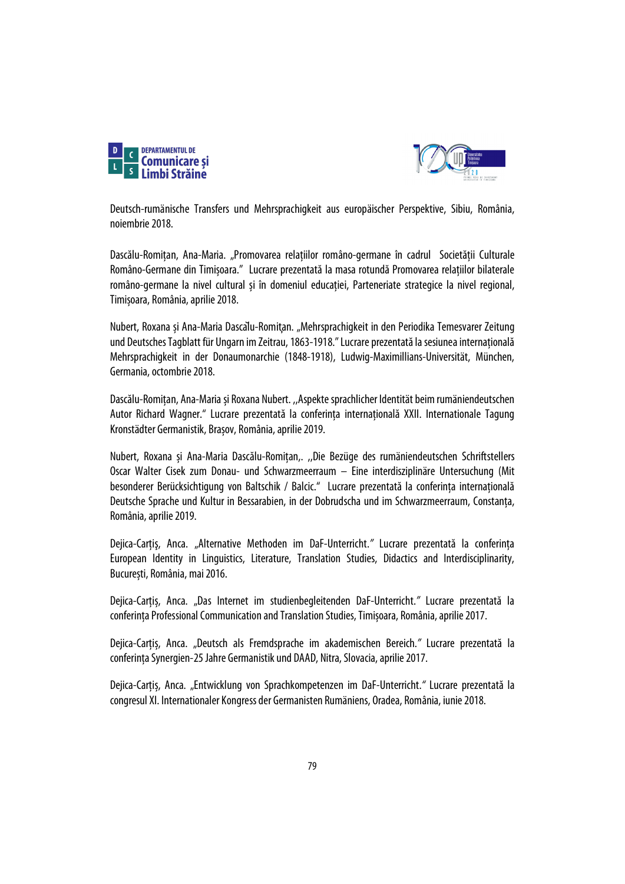Deutsch-rumänische Transfers und Mehrsprachigkeit aus europäischer Perspektive, Sibiu, România, noiembrie 2018.

Dascălu-Romițan, Ana-Maria. „Promovarea relațiilor româno-germane în cadrul Societății Culturale Româno-Germane din Timișoara." Lucrare prezentată la masa rotundă Promovarea relațiilor bilaterale româno-germane la nivel cultural și în domeniul educației, Parteneriate strategice la nivel regional, Timișoara, România, aprilie 2018.

Nubert, Roxana și Ana-Maria Dascălu-Romițan. „Mehrsprachigkeit in den Periodika Temesvarer Zeitung und Deutsches Tagblatt für Ungarn im Zeitrau, 1863-1918." Lucrare prezentată la sesiunea internațională Mehrsprachigkeit in der Donaumonarchie (1848-1918), Ludwig-Maximillians-Universität, München, Germania, octombrie 2018.

Dascălu-Romițan, Ana-Maria și Roxana Nubert. ,,Aspekte sprachlicher Identität beim rumäniendeutschen Autor Richard Wagner." Lucrare prezentată la conferința internațională XXII. Internationale Tagung Kronstädter Germanistik, Brașov, România, aprilie 2019.

Nubert, Roxana și Ana-Maria Dascălu-Romițan,. ,,Die Bezüge des rumäniendeutschen Schriftstellers Oscar Walter Cisek zum Donau- und Schwarzmeerraum – Eine interdisziplinäre Untersuchung (Mit besonderer Berücksichtigung von Baltschik / Balcic." Lucrare prezentată la conferința internațională Deutsche Sprache und Kultur in Bessarabien, in der Dobrudscha und im Schwarzmeerraum, Constanța, România, aprilie 2019.

Dejica-Carțiș, Anca. „Alternative Methoden im DaF-Unterricht." Lucrare prezentată la conferința European Identity in Linguistics, Literature, Translation Studies, Didactics and Interdisciplinarity, București, România, mai 2016.

Dejica-Carțiș, Anca. „Das Internet im studienbegleitenden DaF-Unterricht." Lucrare prezentată la conferința Professional Communication and Translation Studies, Timișoara, România, aprilie 2017.

Dejica-Carțiș, Anca. „Deutsch als Fremdsprache im akademischen Bereich." Lucrare prezentată la conferința Synergien-25 Jahre Germanistik und DAAD, Nitra, Slovacia, aprilie 2017.

Dejica-Carțiș, Anca. „Entwicklung von Sprachkompetenzen im DaF-Unterricht." Lucrare prezentată la congresul XI. Internationaler Kongress der Germanisten Rumäniens, Oradea, România, iunie 2018.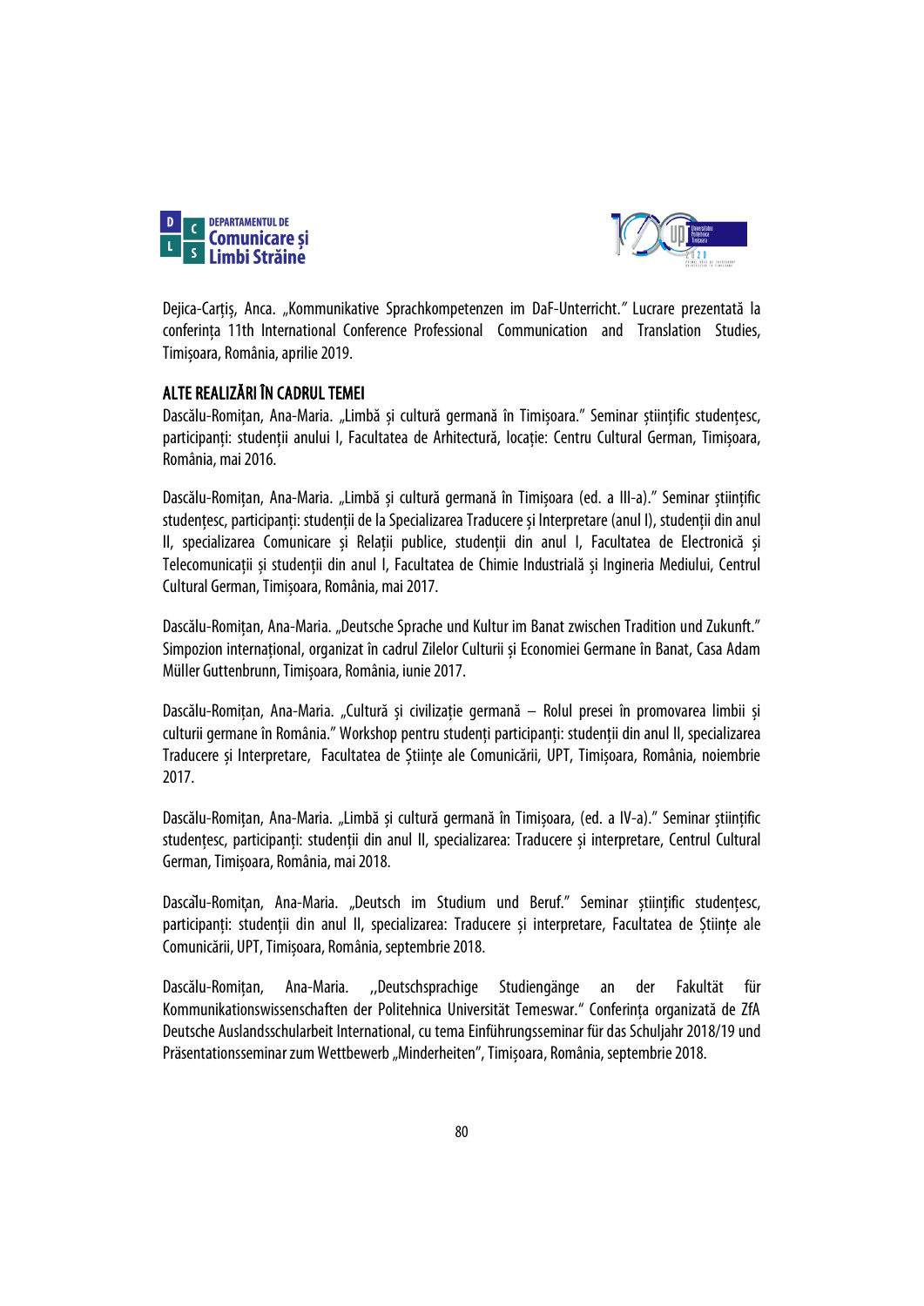Dejica-Carțiș, Anca. „Kommunikative Sprachkompetenzen im DaF-Unterricht." Lucrare prezentată la conferința 11th International Conference Professional Communication and Translation Studies, Timișoara, România, aprilie 2019.

## ALTE REALIZĂRI ÎN CADRUL TEMEI

Dascălu-Romițan, Ana-Maria. „Limbă și cultură germană în Timișoara." Seminar științific studențesc, participanți: studenții anului I, Facultatea de Arhitectură, locație: Centru Cultural German, Timișoara, România, mai 2016.

Dascălu-Romițan, Ana-Maria. „Limbă și cultură germană în Timișoara (ed. a III-a)." Seminar științific studențesc, participanți: studenții de la Specializarea Traducere și Interpretare (anul I), studenții din anul II, specializarea Comunicare și Relații publice, studenții din anul I, Facultatea de Electronică și Telecomunicații și studenții din anul I, Facultatea de Chimie Industrială și Ingineria Mediului, Centrul Cultural German, Timișoara, România, mai 2017.

Dascălu-Romițan, Ana-Maria. „Deutsche Sprache und Kultur im Banat zwischen Tradition und Zukunft." Simpozion internațional, organizat în cadrul Zilelor Culturii și Economiei Germane în Banat, Casa Adam Müller Guttenbrunn, Timișoara, România, iunie 2017.

Dascălu-Romițan, Ana-Maria. „Cultură și civilizație germană – Rolul presei în promovarea limbii și culturii germane în România." Workshop pentru studenți participanți: studenții din anul II, specializarea Traducere și Interpretare, Facultatea de Științe ale Comunicării, UPT, Timișoara, România, noiembrie 2017.

Dascălu-Romițan, Ana-Maria. „Limbă și cultură germană în Timișoara, (ed. a IV-a)." Seminar științific studențesc, participanți: studenții din anul II, specializarea: Traducere și interpretare, Centrul Cultural German, Timișoara, România, mai 2018.

Dascălu-Romițan, Ana-Maria. „Deutsch im Studium und Beruf." Seminar științific studențesc, participanți: studenții din anul II, specializarea: Traducere și interpretare, Facultatea de Științe ale Comunicării, UPT, Timișoara, România, septembrie 2018.

Dascălu-Romițan, Ana-Maria. „Deutschsprachige Studiengänge an der Fakultät für Kommunikationswissenschaften der Politehnica Universität Temeswar." Conferința organizată de ZfA Deutsche Auslandsschularbeit International, cu tema Einführungsseminar für das Schuljahr 2018/19 und Präsentationsseminar zum Wettbewerb „Minderheiten", Timișoara, România, septembrie 2018.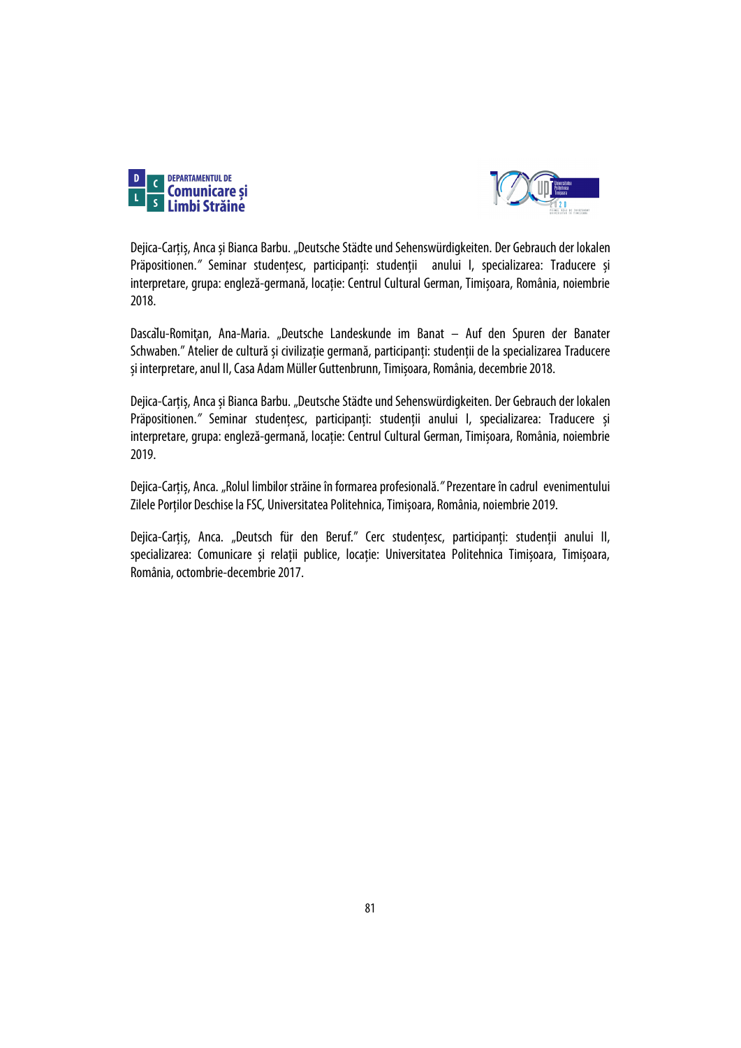Dejica-Carțiș, Anca și Bianca Barbu. „Deutsche Städte und Sehenswürdigkeiten. Der Gebrauch der lokalen Präpositionen." Seminar studențesc, participanți: studenții anului I, specializarea: Traducere și interpretare, grupa: engleză-germană, locație: Centrul Cultural German, Timișoara, România, noiembrie 2018.

Dascălu-Romițan, Ana-Maria. „Deutsche Landeskunde im Banat – Auf den Spuren der Banater Schwaben." Atelier de cultură și civilizație germană, participanți: studenții de la specializarea Traducere și interpretare, anul II, Casa Adam Müller Guttenbrunn, Timișoara, România, decembrie 2018.

Dejica-Carțiș, Anca și Bianca Barbu. „Deutsche Städte und Sehenswürdigkeiten. Der Gebrauch der lokalen Präpositionen." Seminar studențesc, participanți: studenții anului I, specializarea: Traducere și interpretare, grupa: engleză-germană, locație: Centrul Cultural German, Timișoara, România, noiembrie 2019.

Dejica-Carțiș, Anca. „Rolul limbilor străine în formarea profesională." Prezentare în cadrul evenimentului Zilele Porților Deschise la FSC, Universitatea Politehnica, Timișoara, România, noiembrie 2019.

Dejica-Carțiș, Anca. „Deutsch für den Beruf." Cerc studențesc, participanți: studenții anului II, specializarea: Comunicare și relații publice, locație: Universitatea Politehnica Timișoara, Timișoara, România, octombrie-decembrie 2017.